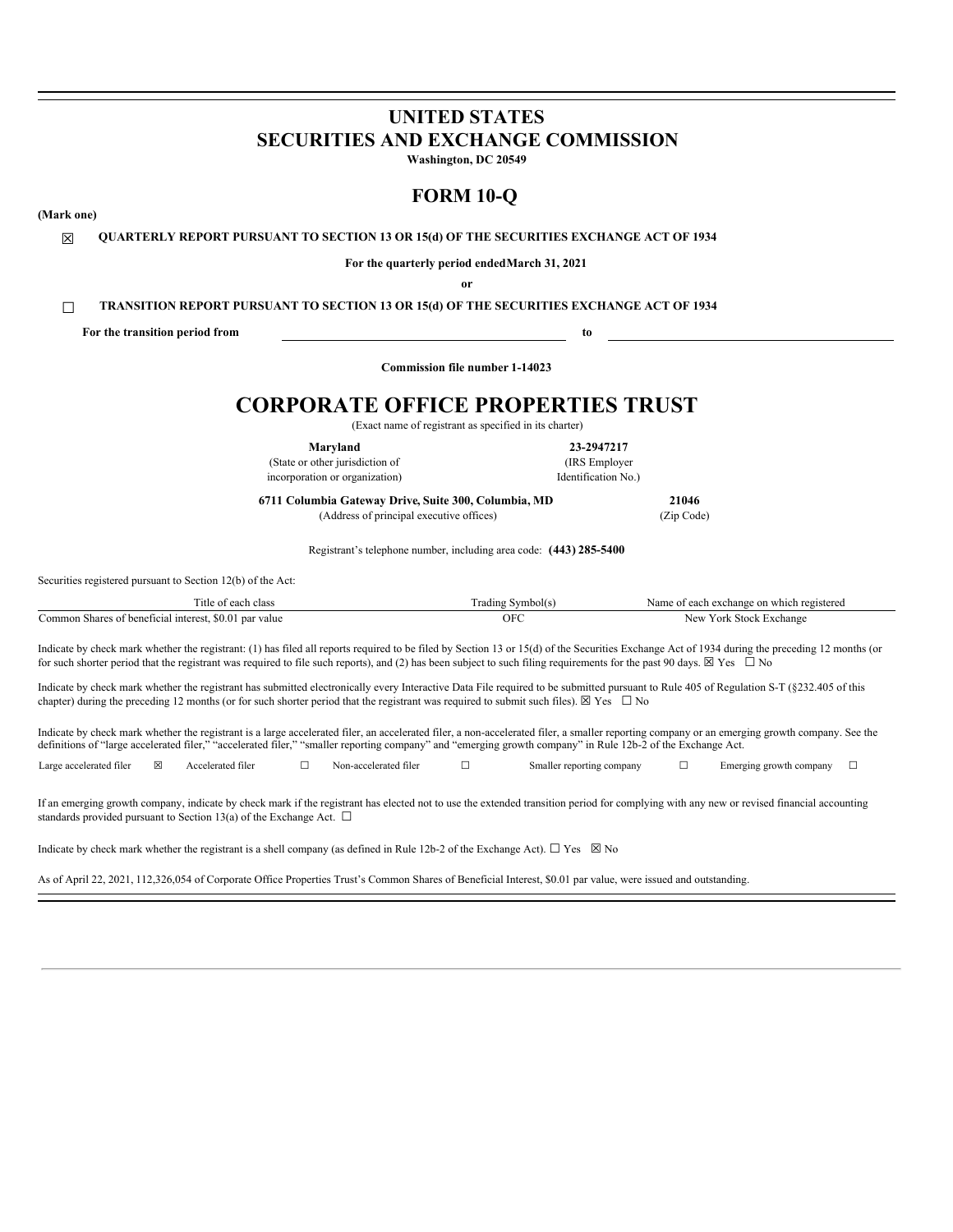# UNITED STATES
# SECURITIES AND EXCHANGE COMMISSION

**Washington, DC 20549**

# FORM 10-Q

**(Mark one)**

☒ **QUARTERLY REPORT PURSUANT TO SECTION 13 OR 15(d) OF THE SECURITIES EXCHANGE ACT OF 1934**

**For the quarterly period endedMarch 31, 2021**

**or**

☐ **TRANSITION REPORT PURSUANT TO SECTION 13 OR 15(d) OF THE SECURITIES EXCHANGE ACT OF 1934**

**For the transition period from** ______________________ **to** ______________________

**Commission file number 1-14023**

# CORPORATE OFFICE PROPERTIES TRUST

(Exact name of registrant as specified in its charter)

| **Maryland** | **23-2947217** |
|---|---|
| (State or other jurisdiction of incorporation or organization) | (IRS Employer Identification No.) |
| **6711 Columbia Gateway Drive, Suite 300, Columbia, MD** | **21046** |
| (Address of principal executive offices) | (Zip Code) |

Registrant's telephone number, including area code: **(443) 285-5400**

Securities registered pursuant to Section 12(b) of the Act:

| Title of each class | Trading Symbol(s) | Name of each exchange on which registered |
|---|---|---|
| Common Shares of beneficial interest, $0.01 par value | OFC | New York Stock Exchange |

Indicate by check mark whether the registrant: (1) has filed all reports required to be filed by Section 13 or 15(d) of the Securities Exchange Act of 1934 during the preceding 12 months (or for such shorter period that the registrant was required to file such reports), and (2) has been subject to such filing requirements for the past 90 days. ☒ Yes ☐ No

Indicate by check mark whether the registrant has submitted electronically every Interactive Data File required to be submitted pursuant to Rule 405 of Regulation S-T (§232.405 of this chapter) during the preceding 12 months (or for such shorter period that the registrant was required to submit such files). ☒ Yes ☐ No

Indicate by check mark whether the registrant is a large accelerated filer, an accelerated filer, a non-accelerated filer, a smaller reporting company or an emerging growth company. See the definitions of "large accelerated filer," "accelerated filer," "smaller reporting company" and "emerging growth company" in Rule 12b-2 of the Exchange Act.

| Large accelerated filer | ☒ | Accelerated filer | ☐ | Non-accelerated filer | ☐ | Smaller reporting company | ☐ | Emerging growth company | ☐ |
|---|---|---|---|---|---|---|---|---|---|

If an emerging growth company, indicate by check mark if the registrant has elected not to use the extended transition period for complying with any new or revised financial accounting standards provided pursuant to Section 13(a) of the Exchange Act. ☐

Indicate by check mark whether the registrant is a shell company (as defined in Rule 12b-2 of the Exchange Act). ☐ Yes ☒ No

As of April 22, 2021, 112,326,054 of Corporate Office Properties Trust's Common Shares of Beneficial Interest, $0.01 par value, were issued and outstanding.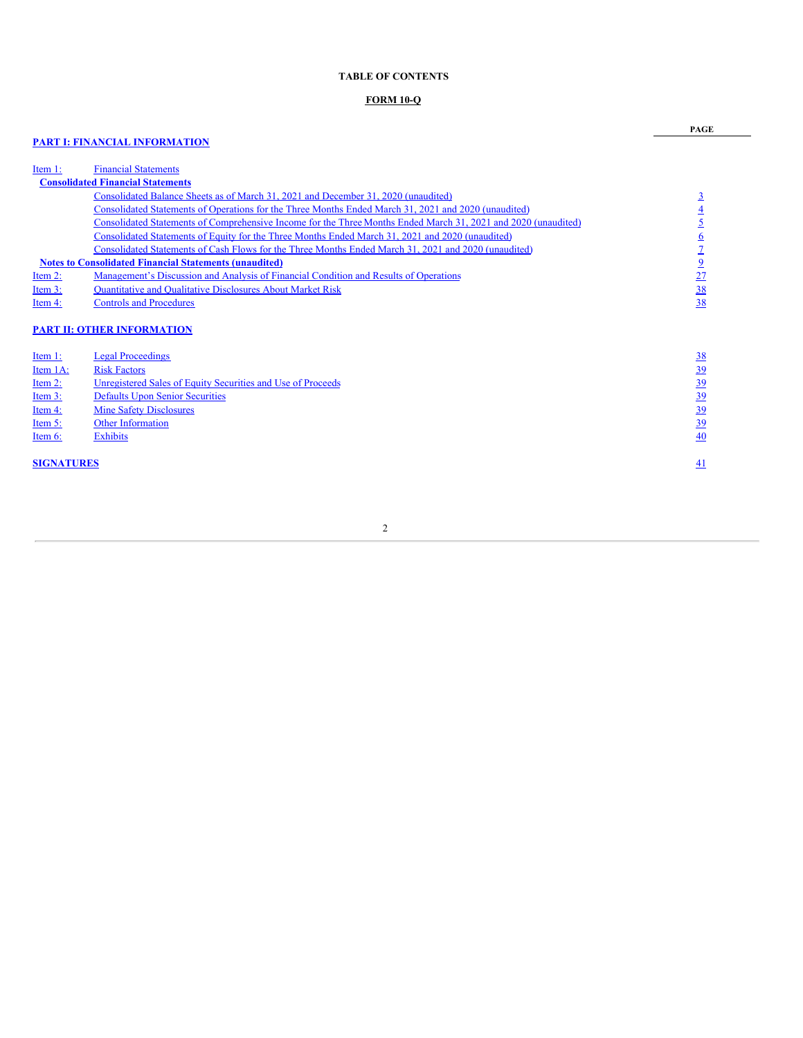**TABLE OF CONTENTS**

**FORM 10-Q**

| | | PAGE |
|---|---|---|
| **PART I: FINANCIAL INFORMATION** | | |
| Item 1: | Financial Statements | |
| **Consolidated Financial Statements** | | |
| | Consolidated Balance Sheets as of March 31, 2021 and December 31, 2020 (unaudited) | 3 |
| | Consolidated Statements of Operations for the Three Months Ended March 31, 2021 and 2020 (unaudited) | 4 |
| | Consolidated Statements of Comprehensive Income for the Three Months Ended March 31, 2021 and 2020 (unaudited) | 5 |
| | Consolidated Statements of Equity for the Three Months Ended March 31, 2021 and 2020 (unaudited) | 6 |
| | Consolidated Statements of Cash Flows for the Three Months Ended March 31, 2021 and 2020 (unaudited) | 7 |
| **Notes to Consolidated Financial Statements (unaudited)** | | 9 |
| Item 2: | Management's Discussion and Analysis of Financial Condition and Results of Operations | 27 |
| Item 3: | Quantitative and Qualitative Disclosures About Market Risk | 38 |
| Item 4: | Controls and Procedures | 38 |
| **PART II: OTHER INFORMATION** | | |
| Item 1: | Legal Proceedings | 38 |
| Item 1A: | Risk Factors | 39 |
| Item 2: | Unregistered Sales of Equity Securities and Use of Proceeds | 39 |
| Item 3: | Defaults Upon Senior Securities | 39 |
| Item 4: | Mine Safety Disclosures | 39 |
| Item 5: | Other Information | 39 |
| Item 6: | Exhibits | 40 |
| **SIGNATURES** | | 41 |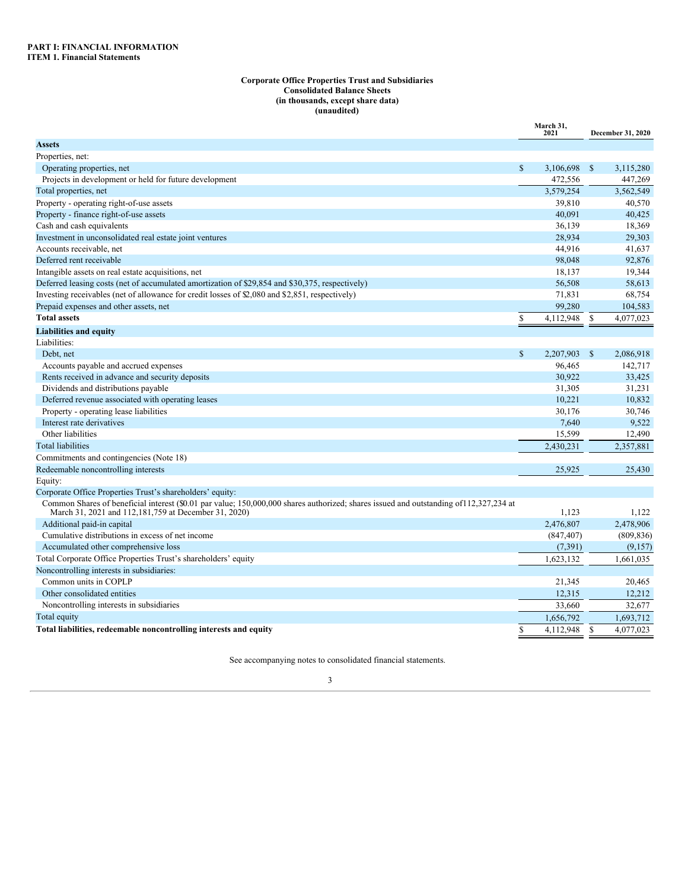**PART I: FINANCIAL INFORMATION**
**ITEM 1. Financial Statements**

**Corporate Office Properties Trust and Subsidiaries**
**Consolidated Balance Sheets**
**(in thousands, except share data)**
**(unaudited)**

| | March 31, 2021 | December 31, 2020 |
|---|---|---|
| **Assets** | | |
| Properties, net: | | |
| Operating properties, net | $ 3,106,698 | $ 3,115,280 |
| Projects in development or held for future development | 472,556 | 447,269 |
| Total properties, net | 3,579,254 | 3,562,549 |
| Property - operating right-of-use assets | 39,810 | 40,570 |
| Property - finance right-of-use assets | 40,091 | 40,425 |
| Cash and cash equivalents | 36,139 | 18,369 |
| Investment in unconsolidated real estate joint ventures | 28,934 | 29,303 |
| Accounts receivable, net | 44,916 | 41,637 |
| Deferred rent receivable | 98,048 | 92,876 |
| Intangible assets on real estate acquisitions, net | 18,137 | 19,344 |
| Deferred leasing costs (net of accumulated amortization of $29,854 and $30,375, respectively) | 56,508 | 58,613 |
| Investing receivables (net of allowance for credit losses of $2,080 and $2,851, respectively) | 71,831 | 68,754 |
| Prepaid expenses and other assets, net | 99,280 | 104,583 |
| **Total assets** | $ 4,112,948 | $ 4,077,023 |
| **Liabilities and equity** | | |
| Liabilities: | | |
| Debt, net | $ 2,207,903 | $ 2,086,918 |
| Accounts payable and accrued expenses | 96,465 | 142,717 |
| Rents received in advance and security deposits | 30,922 | 33,425 |
| Dividends and distributions payable | 31,305 | 31,231 |
| Deferred revenue associated with operating leases | 10,221 | 10,832 |
| Property - operating lease liabilities | 30,176 | 30,746 |
| Interest rate derivatives | 7,640 | 9,522 |
| Other liabilities | 15,599 | 12,490 |
| Total liabilities | 2,430,231 | 2,357,881 |
| Commitments and contingencies (Note 18) | | |
| Redeemable noncontrolling interests | 25,925 | 25,430 |
| Equity: | | |
| Corporate Office Properties Trust's shareholders' equity: | | |
| Common Shares of beneficial interest ($0.01 par value; 150,000,000 shares authorized; shares issued and outstanding of112,327,234 at March 31, 2021 and 112,181,759 at December 31, 2020) | 1,123 | 1,122 |
| Additional paid-in capital | 2,476,807 | 2,478,906 |
| Cumulative distributions in excess of net income | (847,407) | (809,836) |
| Accumulated other comprehensive loss | (7,391) | (9,157) |
| Total Corporate Office Properties Trust's shareholders' equity | 1,623,132 | 1,661,035 |
| Noncontrolling interests in subsidiaries: | | |
| Common units in COPLP | 21,345 | 20,465 |
| Other consolidated entities | 12,315 | 12,212 |
| Noncontrolling interests in subsidiaries | 33,660 | 32,677 |
| Total equity | 1,656,792 | 1,693,712 |
| **Total liabilities, redeemable noncontrolling interests and equity** | $ 4,112,948 | $ 4,077,023 |

See accompanying notes to consolidated financial statements.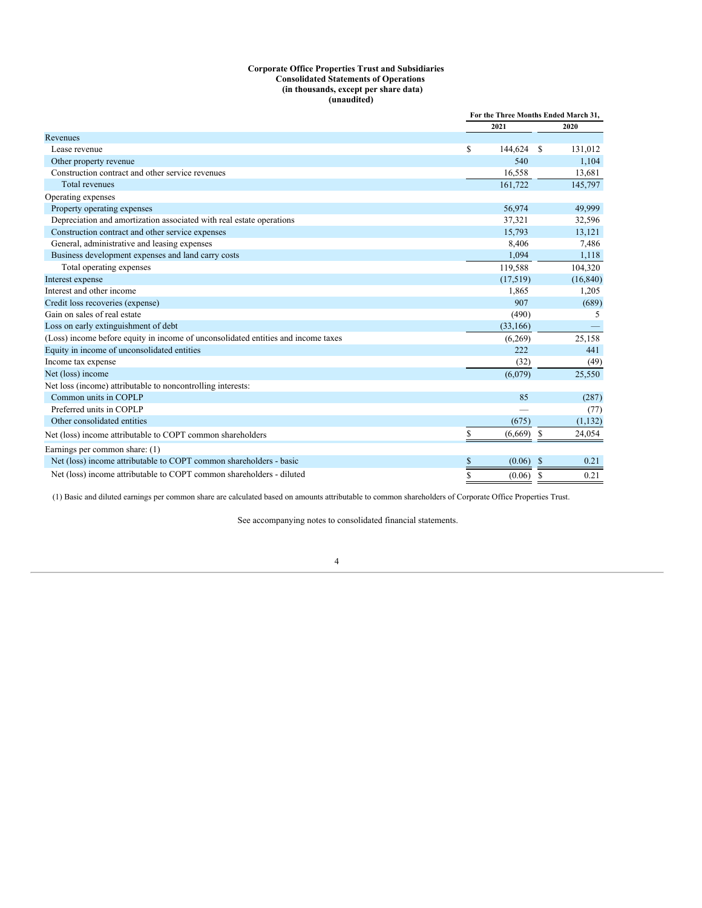**Corporate Office Properties Trust and Subsidiaries**
**Consolidated Statements of Operations**
**(in thousands, except per share data)**
**(unaudited)**

| | For the Three Months Ended March 31, | |
|---|---|---|
| | 2021 | 2020 |
| Revenues | | |
| Lease revenue | $ 144,624 | $ 131,012 |
| Other property revenue | 540 | 1,104 |
| Construction contract and other service revenues | 16,558 | 13,681 |
| Total revenues | 161,722 | 145,797 |
| Operating expenses | | |
| Property operating expenses | 56,974 | 49,999 |
| Depreciation and amortization associated with real estate operations | 37,321 | 32,596 |
| Construction contract and other service expenses | 15,793 | 13,121 |
| General, administrative and leasing expenses | 8,406 | 7,486 |
| Business development expenses and land carry costs | 1,094 | 1,118 |
| Total operating expenses | 119,588 | 104,320 |
| Interest expense | (17,519) | (16,840) |
| Interest and other income | 1,865 | 1,205 |
| Credit loss recoveries (expense) | 907 | (689) |
| Gain on sales of real estate | (490) | 5 |
| Loss on early extinguishment of debt | (33,166) | — |
| (Loss) income before equity in income of unconsolidated entities and income taxes | (6,269) | 25,158 |
| Equity in income of unconsolidated entities | 222 | 441 |
| Income tax expense | (32) | (49) |
| Net (loss) income | (6,079) | 25,550 |
| Net loss (income) attributable to noncontrolling interests: | | |
| Common units in COPLP | 85 | (287) |
| Preferred units in COPLP | — | (77) |
| Other consolidated entities | (675) | (1,132) |
| Net (loss) income attributable to COPT common shareholders | $ (6,669) | $ 24,054 |
| Earnings per common share: (1) | | |
| Net (loss) income attributable to COPT common shareholders - basic | $ (0.06) | $ 0.21 |
| Net (loss) income attributable to COPT common shareholders - diluted | $ (0.06) | $ 0.21 |

(1) Basic and diluted earnings per common share are calculated based on amounts attributable to common shareholders of Corporate Office Properties Trust.

See accompanying notes to consolidated financial statements.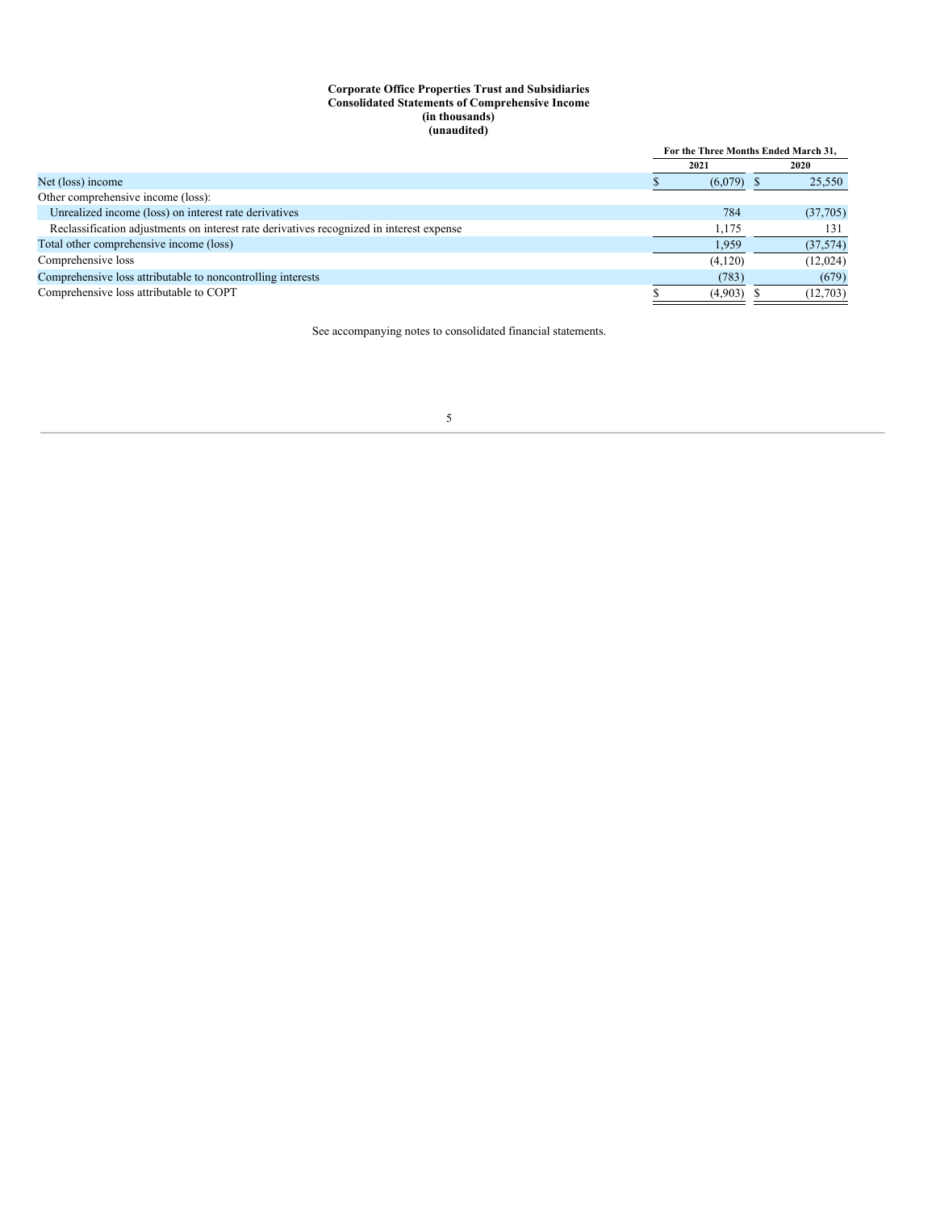**Corporate Office Properties Trust and Subsidiaries**
**Consolidated Statements of Comprehensive Income**
**(in thousands)**
**(unaudited)**

| | For the Three Months Ended March 31, | |
|---|---|---|
| | 2021 | 2020 |
| Net (loss) income | $ (6,079) | $ 25,550 |
| Other comprehensive income (loss): | | |
| Unrealized income (loss) on interest rate derivatives | 784 | (37,705) |
| Reclassification adjustments on interest rate derivatives recognized in interest expense | 1,175 | 131 |
| Total other comprehensive income (loss) | 1,959 | (37,574) |
| Comprehensive loss | (4,120) | (12,024) |
| Comprehensive loss attributable to noncontrolling interests | (783) | (679) |
| Comprehensive loss attributable to COPT | $ (4,903) | $ (12,703) |

See accompanying notes to consolidated financial statements.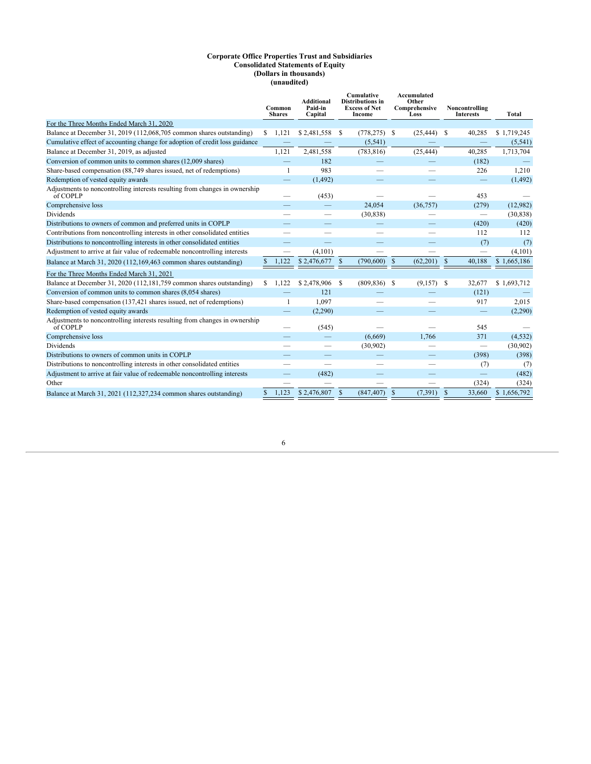**Corporate Office Properties Trust and Subsidiaries**
**Consolidated Statements of Equity**
**(Dollars in thousands)**
**(unaudited)**

| | Common Shares | Additional Paid-in Capital | Cumulative Distributions in Excess of Net Income | Accumulated Other Comprehensive Loss | Noncontrolling Interests | Total |
|---|---|---|---|---|---|---|
| For the Three Months Ended March 31, 2020 | | | | | | |
| Balance at December 31, 2019 (112,068,705 common shares outstanding) | $ 1,121 | $ 2,481,558 | $ (778,275) | $ (25,444) | $ 40,285 | $ 1,719,245 |
| Cumulative effect of accounting change for adoption of credit loss guidance | — | — | (5,541) | — | — | (5,541) |
| Balance at December 31, 2019, as adjusted | 1,121 | 2,481,558 | (783,816) | (25,444) | 40,285 | 1,713,704 |
| Conversion of common units to common shares (12,009 shares) | — | 182 | — | — | (182) | — |
| Share-based compensation (88,749 shares issued, net of redemptions) | 1 | 983 | — | — | 226 | 1,210 |
| Redemption of vested equity awards | — | (1,492) | — | — | — | (1,492) |
| Adjustments to noncontrolling interests resulting from changes in ownership of COPLP | — | (453) | — | — | 453 | — |
| Comprehensive loss | — | — | 24,054 | (36,757) | (279) | (12,982) |
| Dividends | — | — | (30,838) | — | — | (30,838) |
| Distributions to owners of common and preferred units in COPLP | — | — | — | — | (420) | (420) |
| Contributions from noncontrolling interests in other consolidated entities | — | — | — | — | 112 | 112 |
| Distributions to noncontrolling interests in other consolidated entities | — | — | — | — | (7) | (7) |
| Adjustment to arrive at fair value of redeemable noncontrolling interests | — | (4,101) | — | — | — | (4,101) |
| Balance at March 31, 2020 (112,169,463 common shares outstanding) | $ 1,122 | $ 2,476,677 | $ (790,600) | $ (62,201) | $ 40,188 | $ 1,665,186 |
| For the Three Months Ended March 31, 2021 | | | | | | |
| Balance at December 31, 2020 (112,181,759 common shares outstanding) | $ 1,122 | $ 2,478,906 | $ (809,836) | $ (9,157) | $ 32,677 | $ 1,693,712 |
| Conversion of common units to common shares (8,054 shares) | — | 121 | — | — | (121) | — |
| Share-based compensation (137,421 shares issued, net of redemptions) | 1 | 1,097 | — | — | 917 | 2,015 |
| Redemption of vested equity awards | — | (2,290) | — | — | — | (2,290) |
| Adjustments to noncontrolling interests resulting from changes in ownership of COPLP | — | (545) | — | — | 545 | — |
| Comprehensive loss | — | — | (6,669) | 1,766 | 371 | (4,532) |
| Dividends | — | — | (30,902) | — | — | (30,902) |
| Distributions to owners of common units in COPLP | — | — | — | — | (398) | (398) |
| Distributions to noncontrolling interests in other consolidated entities | — | — | — | — | (7) | (7) |
| Adjustment to arrive at fair value of redeemable noncontrolling interests | — | (482) | — | — | — | (482) |
| Other | — | — | — | — | (324) | (324) |
| Balance at March 31, 2021 (112,327,234 common shares outstanding) | $ 1,123 | $ 2,476,807 | $ (847,407) | $ (7,391) | $ 33,660 | $ 1,656,792 |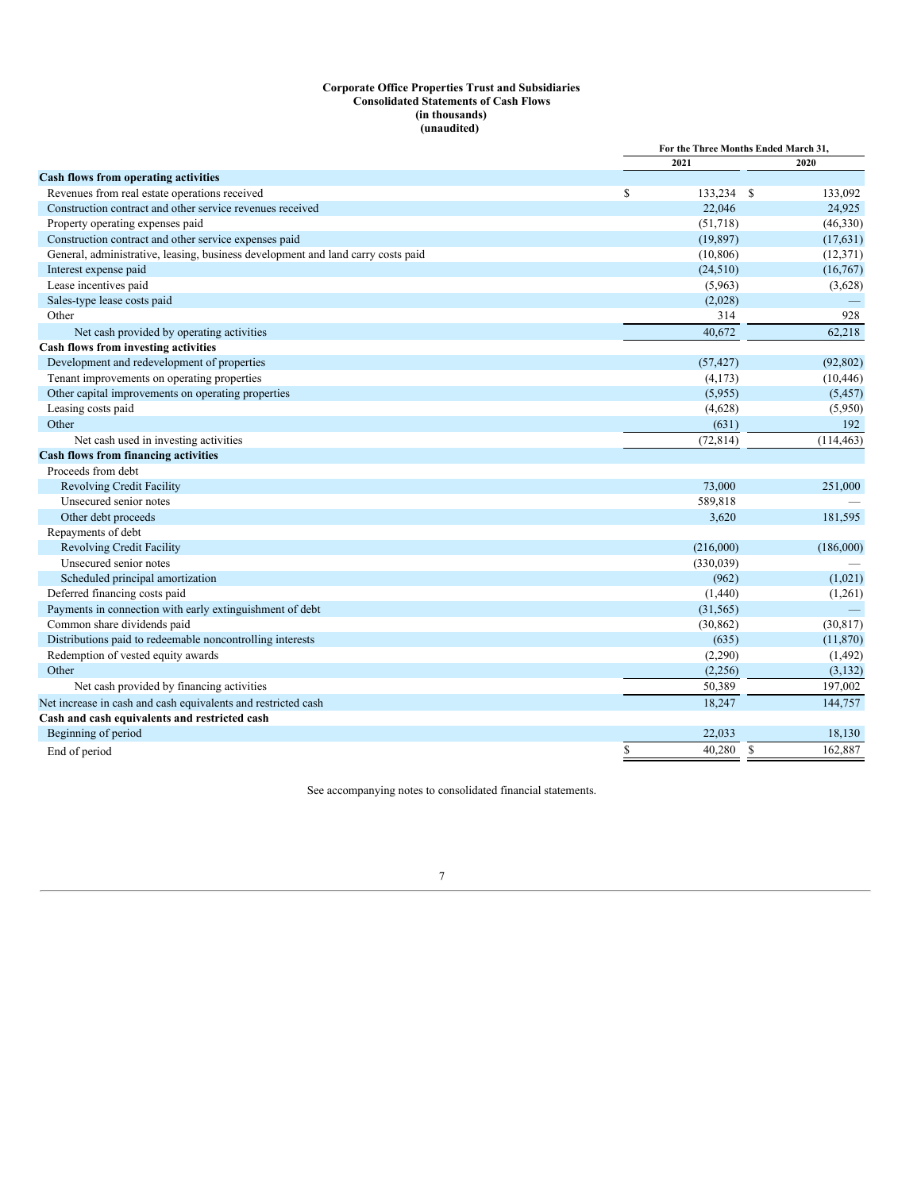**Corporate Office Properties Trust and Subsidiaries**
**Consolidated Statements of Cash Flows**
**(in thousands)**
**(unaudited)**

| | For the Three Months Ended March 31, | |
|---|---|---|
| | 2021 | 2020 |
| **Cash flows from operating activities** | | |
| Revenues from real estate operations received | $ 133,234 | $ 133,092 |
| Construction contract and other service revenues received | 22,046 | 24,925 |
| Property operating expenses paid | (51,718) | (46,330) |
| Construction contract and other service expenses paid | (19,897) | (17,631) |
| General, administrative, leasing, business development and land carry costs paid | (10,806) | (12,371) |
| Interest expense paid | (24,510) | (16,767) |
| Lease incentives paid | (5,963) | (3,628) |
| Sales-type lease costs paid | (2,028) | — |
| Other | 314 | 928 |
| Net cash provided by operating activities | 40,672 | 62,218 |
| **Cash flows from investing activities** | | |
| Development and redevelopment of properties | (57,427) | (92,802) |
| Tenant improvements on operating properties | (4,173) | (10,446) |
| Other capital improvements on operating properties | (5,955) | (5,457) |
| Leasing costs paid | (4,628) | (5,950) |
| Other | (631) | 192 |
| Net cash used in investing activities | (72,814) | (114,463) |
| **Cash flows from financing activities** | | |
| Proceeds from debt | | |
| Revolving Credit Facility | 73,000 | 251,000 |
| Unsecured senior notes | 589,818 | — |
| Other debt proceeds | 3,620 | 181,595 |
| Repayments of debt | | |
| Revolving Credit Facility | (216,000) | (186,000) |
| Unsecured senior notes | (330,039) | — |
| Scheduled principal amortization | (962) | (1,021) |
| Deferred financing costs paid | (1,440) | (1,261) |
| Payments in connection with early extinguishment of debt | (31,565) | — |
| Common share dividends paid | (30,862) | (30,817) |
| Distributions paid to redeemable noncontrolling interests | (635) | (11,870) |
| Redemption of vested equity awards | (2,290) | (1,492) |
| Other | (2,256) | (3,132) |
| Net cash provided by financing activities | 50,389 | 197,002 |
| Net increase in cash and cash equivalents and restricted cash | 18,247 | 144,757 |
| **Cash and cash equivalents and restricted cash** | | |
| Beginning of period | 22,033 | 18,130 |
| End of period | $ 40,280 | $ 162,887 |

See accompanying notes to consolidated financial statements.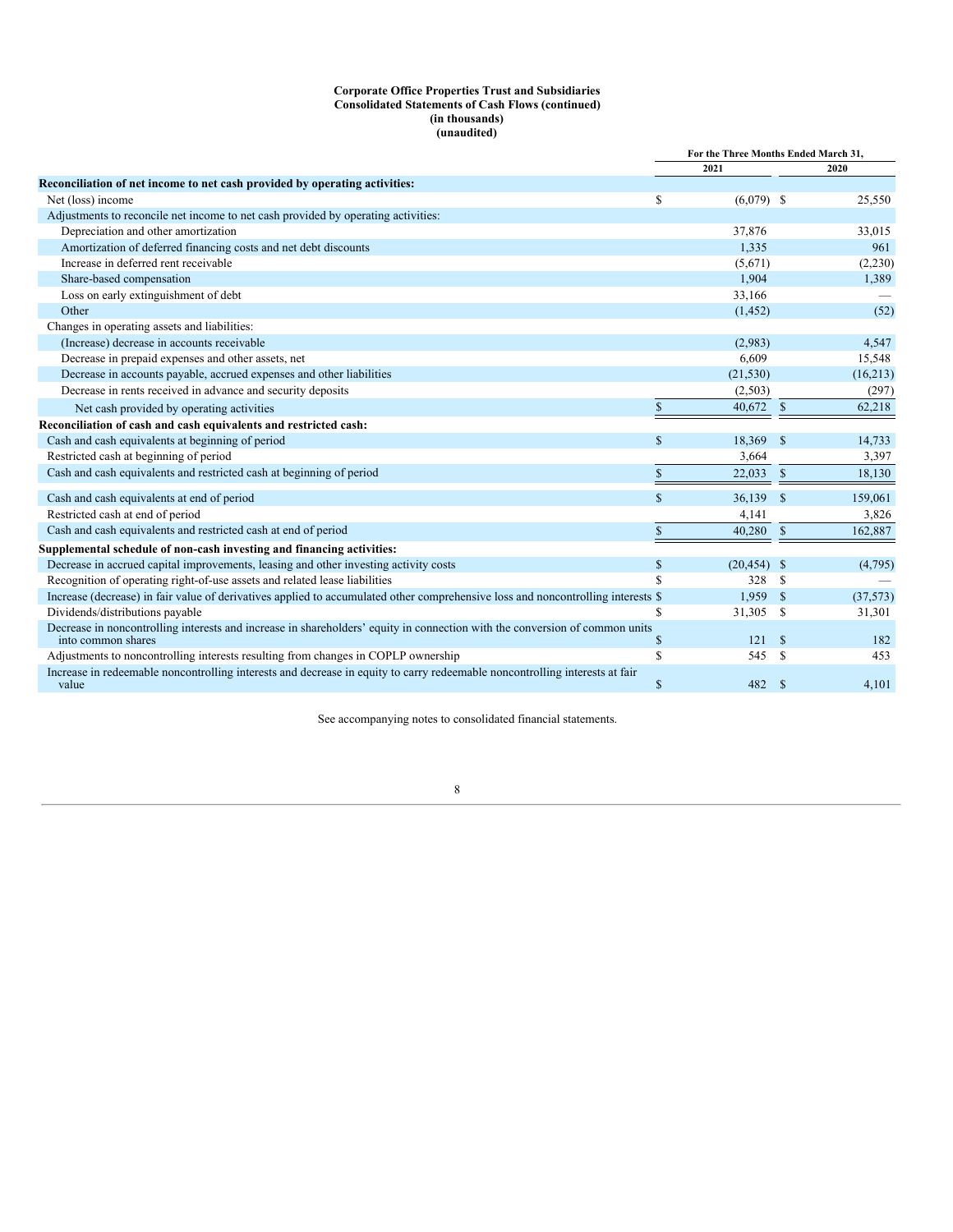**Corporate Office Properties Trust and Subsidiaries**
**Consolidated Statements of Cash Flows (continued)**
**(in thousands)**
**(unaudited)**

| | For the Three Months Ended March 31, | |
|---|---|---|
| | 2021 | 2020 |
| **Reconciliation of net income to net cash provided by operating activities:** | | |
| Net (loss) income | $ (6,079) | $ 25,550 |
| Adjustments to reconcile net income to net cash provided by operating activities: | | |
| Depreciation and other amortization | 37,876 | 33,015 |
| Amortization of deferred financing costs and net debt discounts | 1,335 | 961 |
| Increase in deferred rent receivable | (5,671) | (2,230) |
| Share-based compensation | 1,904 | 1,389 |
| Loss on early extinguishment of debt | 33,166 | — |
| Other | (1,452) | (52) |
| Changes in operating assets and liabilities: | | |
| (Increase) decrease in accounts receivable | (2,983) | 4,547 |
| Decrease in prepaid expenses and other assets, net | 6,609 | 15,548 |
| Decrease in accounts payable, accrued expenses and other liabilities | (21,530) | (16,213) |
| Decrease in rents received in advance and security deposits | (2,503) | (297) |
| Net cash provided by operating activities | $ 40,672 | $ 62,218 |
| **Reconciliation of cash and cash equivalents and restricted cash:** | | |
| Cash and cash equivalents at beginning of period | $ 18,369 | $ 14,733 |
| Restricted cash at beginning of period | 3,664 | 3,397 |
| Cash and cash equivalents and restricted cash at beginning of period | $ 22,033 | $ 18,130 |
| Cash and cash equivalents at end of period | $ 36,139 | $ 159,061 |
| Restricted cash at end of period | 4,141 | 3,826 |
| Cash and cash equivalents and restricted cash at end of period | $ 40,280 | $ 162,887 |
| **Supplemental schedule of non-cash investing and financing activities:** | | |
| Decrease in accrued capital improvements, leasing and other investing activity costs | $ (20,454) | $ (4,795) |
| Recognition of operating right-of-use assets and related lease liabilities | $ 328 | $ — |
| Increase (decrease) in fair value of derivatives applied to accumulated other comprehensive loss and noncontrolling interests | $ 1,959 | $ (37,573) |
| Dividends/distributions payable | $ 31,305 | $ 31,301 |
| Decrease in noncontrolling interests and increase in shareholders' equity in connection with the conversion of common units into common shares | $ 121 | $ 182 |
| Adjustments to noncontrolling interests resulting from changes in COPLP ownership | $ 545 | $ 453 |
| Increase in redeemable noncontrolling interests and decrease in equity to carry redeemable noncontrolling interests at fair value | $ 482 | $ 4,101 |

See accompanying notes to consolidated financial statements.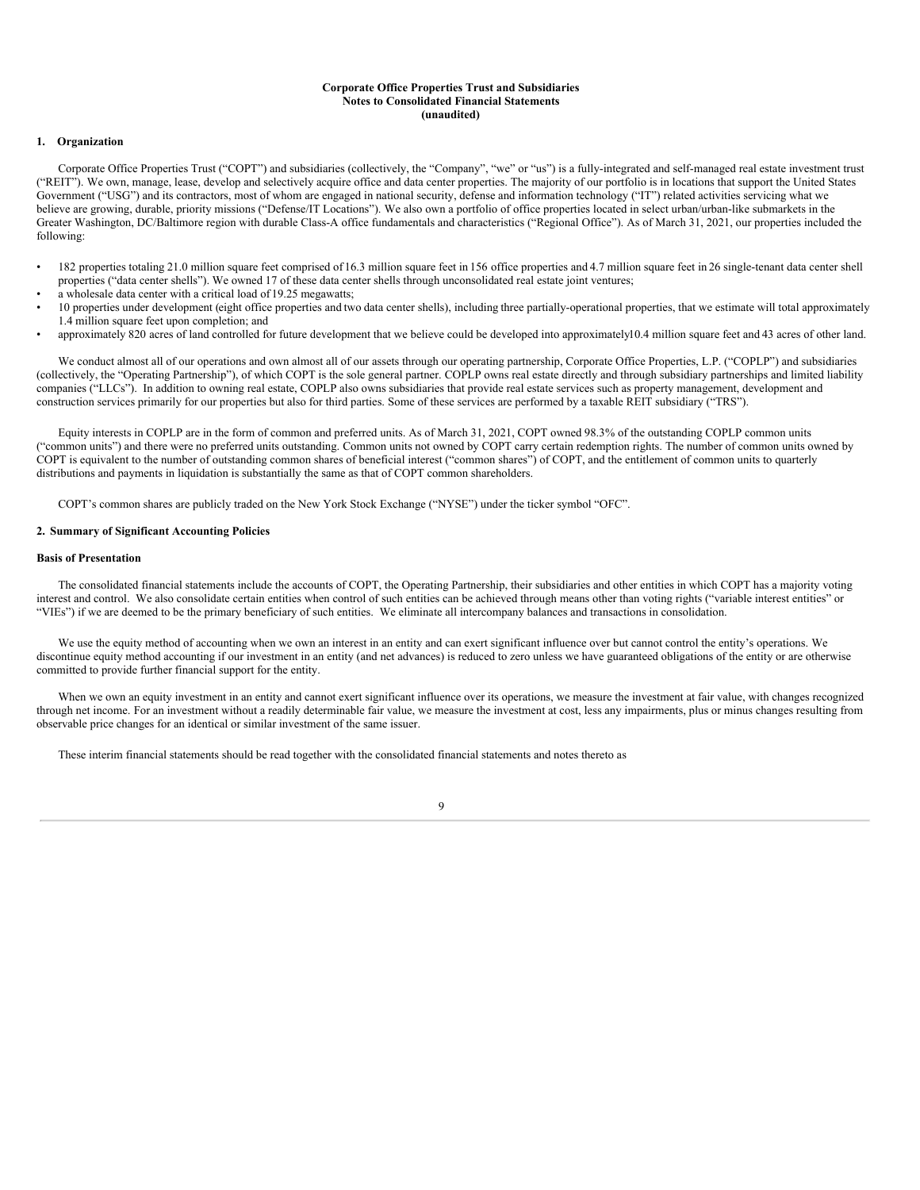**Corporate Office Properties Trust and Subsidiaries**
**Notes to Consolidated Financial Statements**
**(unaudited)**

## 1. Organization

Corporate Office Properties Trust ("COPT") and subsidiaries (collectively, the "Company", "we" or "us") is a fully-integrated and self-managed real estate investment trust ("REIT"). We own, manage, lease, develop and selectively acquire office and data center properties. The majority of our portfolio is in locations that support the United States Government ("USG") and its contractors, most of whom are engaged in national security, defense and information technology ("IT") related activities servicing what we believe are growing, durable, priority missions ("Defense/IT Locations"). We also own a portfolio of office properties located in select urban/urban-like submarkets in the Greater Washington, DC/Baltimore region with durable Class-A office fundamentals and characteristics ("Regional Office"). As of March 31, 2021, our properties included the following:

- 182 properties totaling 21.0 million square feet comprised of 16.3 million square feet in 156 office properties and 4.7 million square feet in 26 single-tenant data center shell properties ("data center shells"). We owned 17 of these data center shells through unconsolidated real estate joint ventures;
- a wholesale data center with a critical load of 19.25 megawatts;
- 10 properties under development (eight office properties and two data center shells), including three partially-operational properties, that we estimate will total approximately 1.4 million square feet upon completion; and
- approximately 820 acres of land controlled for future development that we believe could be developed into approximately 10.4 million square feet and 43 acres of other land.

We conduct almost all of our operations and own almost all of our assets through our operating partnership, Corporate Office Properties, L.P. ("COPLP") and subsidiaries (collectively, the "Operating Partnership"), of which COPT is the sole general partner. COPLP owns real estate directly and through subsidiary partnerships and limited liability companies ("LLCs"). In addition to owning real estate, COPLP also owns subsidiaries that provide real estate services such as property management, development and construction services primarily for our properties but also for third parties. Some of these services are performed by a taxable REIT subsidiary ("TRS").

Equity interests in COPLP are in the form of common and preferred units. As of March 31, 2021, COPT owned 98.3% of the outstanding COPLP common units ("common units") and there were no preferred units outstanding. Common units not owned by COPT carry certain redemption rights. The number of common units owned by COPT is equivalent to the number of outstanding common shares of beneficial interest ("common shares") of COPT, and the entitlement of common units to quarterly distributions and payments in liquidation is substantially the same as that of COPT common shareholders.

COPT's common shares are publicly traded on the New York Stock Exchange ("NYSE") under the ticker symbol "OFC".

## 2. Summary of Significant Accounting Policies

### Basis of Presentation

The consolidated financial statements include the accounts of COPT, the Operating Partnership, their subsidiaries and other entities in which COPT has a majority voting interest and control. We also consolidate certain entities when control of such entities can be achieved through means other than voting rights ("variable interest entities" or "VIEs") if we are deemed to be the primary beneficiary of such entities. We eliminate all intercompany balances and transactions in consolidation.

We use the equity method of accounting when we own an interest in an entity and can exert significant influence over but cannot control the entity's operations. We discontinue equity method accounting if our investment in an entity (and net advances) is reduced to zero unless we have guaranteed obligations of the entity or are otherwise committed to provide further financial support for the entity.

When we own an equity investment in an entity and cannot exert significant influence over its operations, we measure the investment at fair value, with changes recognized through net income. For an investment without a readily determinable fair value, we measure the investment at cost, less any impairments, plus or minus changes resulting from observable price changes for an identical or similar investment of the same issuer.

These interim financial statements should be read together with the consolidated financial statements and notes thereto as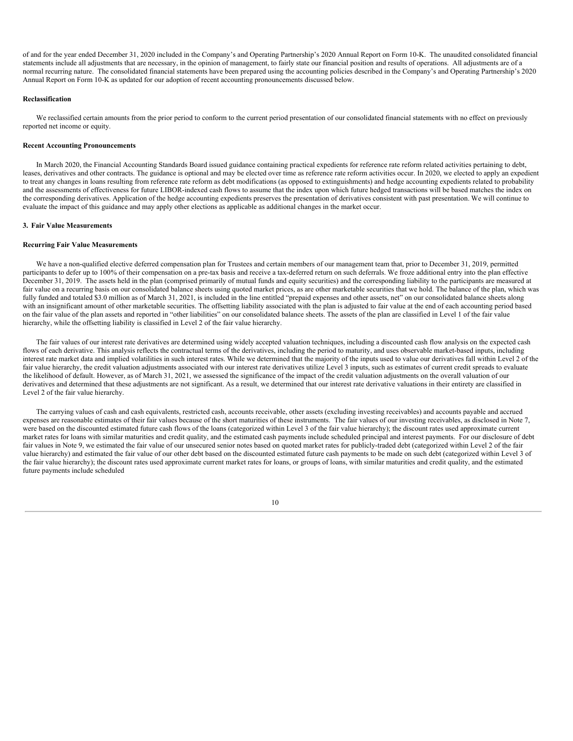of and for the year ended December 31, 2020 included in the Company's and Operating Partnership's 2020 Annual Report on Form 10-K. The unaudited consolidated financial statements include all adjustments that are necessary, in the opinion of management, to fairly state our financial position and results of operations. All adjustments are of a normal recurring nature. The consolidated financial statements have been prepared using the accounting policies described in the Company's and Operating Partnership's 2020 Annual Report on Form 10-K as updated for our adoption of recent accounting pronouncements discussed below.

**Reclassification**

We reclassified certain amounts from the prior period to conform to the current period presentation of our consolidated financial statements with no effect on previously reported net income or equity.

**Recent Accounting Pronouncements**

In March 2020, the Financial Accounting Standards Board issued guidance containing practical expedients for reference rate reform related activities pertaining to debt, leases, derivatives and other contracts. The guidance is optional and may be elected over time as reference rate reform activities occur. In 2020, we elected to apply an expedient to treat any changes in loans resulting from reference rate reform as debt modifications (as opposed to extinguishments) and hedge accounting expedients related to probability and the assessments of effectiveness for future LIBOR-indexed cash flows to assume that the index upon which future hedged transactions will be based matches the index on the corresponding derivatives. Application of the hedge accounting expedients preserves the presentation of derivatives consistent with past presentation. We will continue to evaluate the impact of this guidance and may apply other elections as applicable as additional changes in the market occur.

## 3. Fair Value Measurements

**Recurring Fair Value Measurements**

We have a non-qualified elective deferred compensation plan for Trustees and certain members of our management team that, prior to December 31, 2019, permitted participants to defer up to 100% of their compensation on a pre-tax basis and receive a tax-deferred return on such deferrals. We froze additional entry into the plan effective December 31, 2019. The assets held in the plan (comprised primarily of mutual funds and equity securities) and the corresponding liability to the participants are measured at fair value on a recurring basis on our consolidated balance sheets using quoted market prices, as are other marketable securities that we hold. The balance of the plan, which was fully funded and totaled $3.0 million as of March 31, 2021, is included in the line entitled "prepaid expenses and other assets, net" on our consolidated balance sheets along with an insignificant amount of other marketable securities. The offsetting liability associated with the plan is adjusted to fair value at the end of each accounting period based on the fair value of the plan assets and reported in "other liabilities" on our consolidated balance sheets. The assets of the plan are classified in Level 1 of the fair value hierarchy, while the offsetting liability is classified in Level 2 of the fair value hierarchy.

The fair values of our interest rate derivatives are determined using widely accepted valuation techniques, including a discounted cash flow analysis on the expected cash flows of each derivative. This analysis reflects the contractual terms of the derivatives, including the period to maturity, and uses observable market-based inputs, including interest rate market data and implied volatilities in such interest rates. While we determined that the majority of the inputs used to value our derivatives fall within Level 2 of the fair value hierarchy, the credit valuation adjustments associated with our interest rate derivatives utilize Level 3 inputs, such as estimates of current credit spreads to evaluate the likelihood of default. However, as of March 31, 2021, we assessed the significance of the impact of the credit valuation adjustments on the overall valuation of our derivatives and determined that these adjustments are not significant. As a result, we determined that our interest rate derivative valuations in their entirety are classified in Level 2 of the fair value hierarchy.

The carrying values of cash and cash equivalents, restricted cash, accounts receivable, other assets (excluding investing receivables) and accounts payable and accrued expenses are reasonable estimates of their fair values because of the short maturities of these instruments. The fair values of our investing receivables, as disclosed in Note 7, were based on the discounted estimated future cash flows of the loans (categorized within Level 3 of the fair value hierarchy); the discount rates used approximate current market rates for loans with similar maturities and credit quality, and the estimated cash payments include scheduled principal and interest payments. For our disclosure of debt fair values in Note 9, we estimated the fair value of our unsecured senior notes based on quoted market rates for publicly-traded debt (categorized within Level 2 of the fair value hierarchy) and estimated the fair value of our other debt based on the discounted estimated future cash payments to be made on such debt (categorized within Level 3 of the fair value hierarchy); the discount rates used approximate current market rates for loans, or groups of loans, with similar maturities and credit quality, and the estimated future payments include scheduled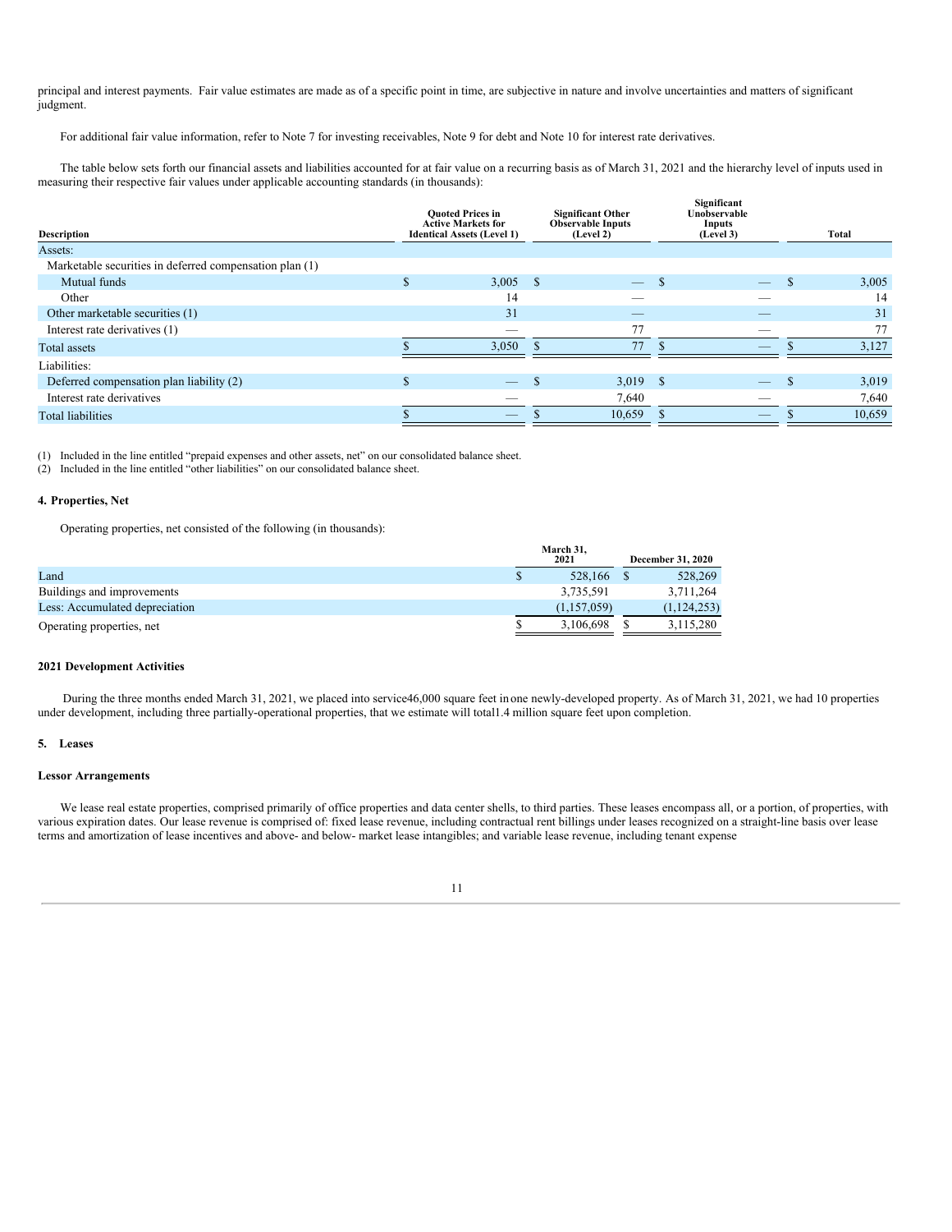principal and interest payments. Fair value estimates are made as of a specific point in time, are subjective in nature and involve uncertainties and matters of significant judgment.

For additional fair value information, refer to Note 7 for investing receivables, Note 9 for debt and Note 10 for interest rate derivatives.

The table below sets forth our financial assets and liabilities accounted for at fair value on a recurring basis as of March 31, 2021 and the hierarchy level of inputs used in measuring their respective fair values under applicable accounting standards (in thousands):

| Description | Quoted Prices in Active Markets for Identical Assets (Level 1) | Significant Other Observable Inputs (Level 2) | Significant Unobservable Inputs (Level 3) | Total |
|---|---|---|---|---|
| Assets: | | | | |
| Marketable securities in deferred compensation plan (1) | | | | |
| Mutual funds | $ 3,005 | $ — | $ — | $ 3,005 |
| Other | 14 | — | — | 14 |
| Other marketable securities (1) | 31 | — | — | 31 |
| Interest rate derivatives (1) | — | 77 | — | 77 |
| Total assets | $ 3,050 | $ 77 | $ — | $ 3,127 |
| Liabilities: | | | | |
| Deferred compensation plan liability (2) | $ — | $ 3,019 | $ — | $ 3,019 |
| Interest rate derivatives | — | 7,640 | — | 7,640 |
| Total liabilities | $ — | $ 10,659 | $ — | $ 10,659 |

(1) Included in the line entitled "prepaid expenses and other assets, net" on our consolidated balance sheet.
(2) Included in the line entitled "other liabilities" on our consolidated balance sheet.

## 4. Properties, Net

Operating properties, net consisted of the following (in thousands):

| | March 31, 2021 | December 31, 2020 |
|---|---|---|
| Land | $ 528,166 | $ 528,269 |
| Buildings and improvements | 3,735,591 | 3,711,264 |
| Less: Accumulated depreciation | (1,157,059) | (1,124,253) |
| Operating properties, net | $ 3,106,698 | $ 3,115,280 |

### 2021 Development Activities

During the three months ended March 31, 2021, we placed into service46,000 square feet inone newly-developed property. As of March 31, 2021, we had 10 properties under development, including three partially-operational properties, that we estimate will total1.4 million square feet upon completion.

## 5. Leases

### Lessor Arrangements

We lease real estate properties, comprised primarily of office properties and data center shells, to third parties. These leases encompass all, or a portion, of properties, with various expiration dates. Our lease revenue is comprised of: fixed lease revenue, including contractual rent billings under leases recognized on a straight-line basis over lease terms and amortization of lease incentives and above- and below- market lease intangibles; and variable lease revenue, including tenant expense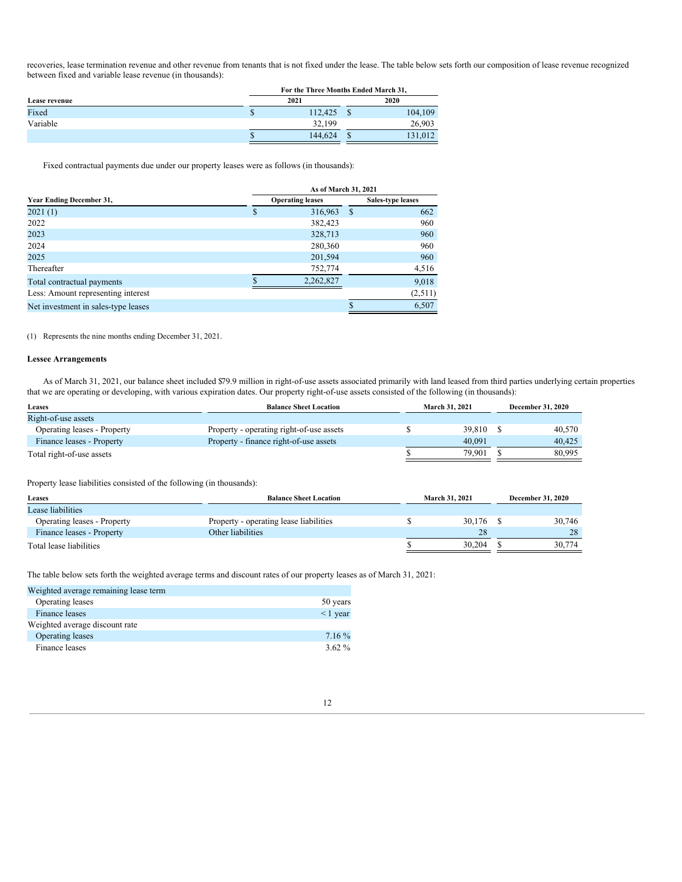recoveries, lease termination revenue and other revenue from tenants that is not fixed under the lease. The table below sets forth our composition of lease revenue recognized between fixed and variable lease revenue (in thousands):

| Lease revenue | For the Three Months Ended March 31, 2021 | 2020 |
|---|---|---|
| Fixed | $ 112,425 | $ 104,109 |
| Variable | 32,199 | 26,903 |
| | $ 144,624 | $ 131,012 |

Fixed contractual payments due under our property leases were as follows (in thousands):

| Year Ending December 31, | As of March 31, 2021 Operating leases | Sales-type leases |
|---|---|---|
| 2021 (1) | $ 316,963 | $ 662 |
| 2022 | 382,423 | 960 |
| 2023 | 328,713 | 960 |
| 2024 | 280,360 | 960 |
| 2025 | 201,594 | 960 |
| Thereafter | 752,774 | 4,516 |
| Total contractual payments | $ 2,262,827 | 9,018 |
| Less: Amount representing interest | | (2,511) |
| Net investment in sales-type leases | | $ 6,507 |

(1) Represents the nine months ending December 31, 2021.

### Lessee Arrangements

As of March 31, 2021, our balance sheet included $79.9 million in right-of-use assets associated primarily with land leased from third parties underlying certain properties that we are operating or developing, with various expiration dates. Our property right-of-use assets consisted of the following (in thousands):

| Leases | Balance Sheet Location | March 31, 2021 | December 31, 2020 |
|---|---|---|---|
| Right-of-use assets | | | |
| Operating leases - Property | Property - operating right-of-use assets | $ 39,810 | $ 40,570 |
| Finance leases - Property | Property - finance right-of-use assets | 40,091 | 40,425 |
| Total right-of-use assets | | $ 79,901 | $ 80,995 |

Property lease liabilities consisted of the following (in thousands):

| Leases | Balance Sheet Location | March 31, 2021 | December 31, 2020 |
|---|---|---|---|
| Lease liabilities | | | |
| Operating leases - Property | Property - operating lease liabilities | $ 30,176 | $ 30,746 |
| Finance leases - Property | Other liabilities | 28 | 28 |
| Total lease liabilities | | $ 30,204 | $ 30,774 |

The table below sets forth the weighted average terms and discount rates of our property leases as of March 31, 2021:

| | |
|---|---|
| Weighted average remaining lease term | |
| Operating leases | 50 years |
| Finance leases | < 1 year |
| Weighted average discount rate | |
| Operating leases | 7.16 % |
| Finance leases | 3.62 % |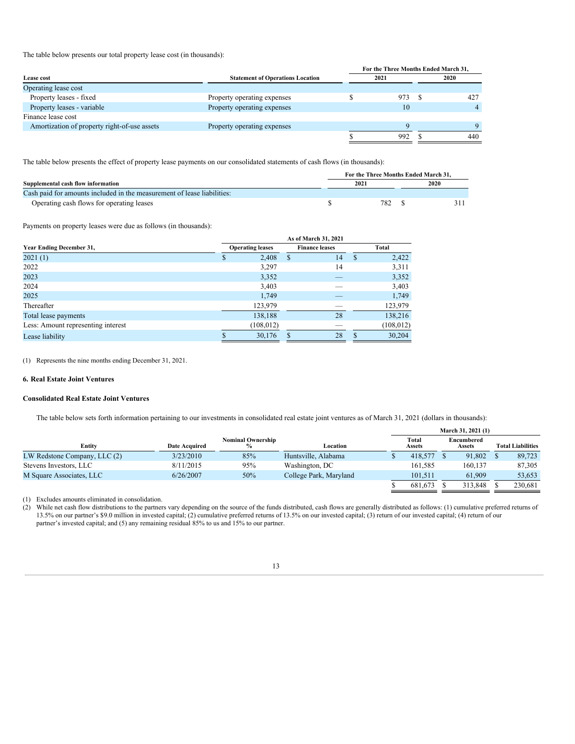The table below presents our total property lease cost (in thousands):

| Lease cost | Statement of Operations Location | For the Three Months Ended March 31, 2021 | 2020 |
|---|---|---|---|
| Operating lease cost | | | |
| Property leases - fixed | Property operating expenses | $ 973 | $ 427 |
| Property leases - variable | Property operating expenses | 10 | 4 |
| Finance lease cost | | | |
| Amortization of property right-of-use assets | Property operating expenses | 9 | 9 |
| | | $ 992 | $ 440 |

The table below presents the effect of property lease payments on our consolidated statements of cash flows (in thousands):

| Supplemental cash flow information | For the Three Months Ended March 31, 2021 | 2020 |
|---|---|---|
| Cash paid for amounts included in the measurement of lease liabilities: | | |
| Operating cash flows for operating leases | $ 782 | $ 311 |

Payments on property leases were due as follows (in thousands):

| Year Ending December 31, | As of March 31, 2021 Operating leases | Finance leases | Total |
|---|---|---|---|
| 2021 (1) | $ 2,408 | $ 14 | $ 2,422 |
| 2022 | 3,297 | 14 | 3,311 |
| 2023 | 3,352 | — | 3,352 |
| 2024 | 3,403 | — | 3,403 |
| 2025 | 1,749 | — | 1,749 |
| Thereafter | 123,979 | — | 123,979 |
| Total lease payments | 138,188 | 28 | 138,216 |
| Less: Amount representing interest | (108,012) | — | (108,012) |
| Lease liability | $ 30,176 | $ 28 | $ 30,204 |

(1) Represents the nine months ending December 31, 2021.

### 6. Real Estate Joint Ventures

#### Consolidated Real Estate Joint Ventures

The table below sets forth information pertaining to our investments in consolidated real estate joint ventures as of March 31, 2021 (dollars in thousands):

| Entity | Date Acquired | Nominal Ownership % | Location | March 31, 2021 (1) Total Assets | Encumbered Assets | Total Liabilities |
|---|---|---|---|---|---|---|
| LW Redstone Company, LLC (2) | 3/23/2010 | 85% | Huntsville, Alabama | $ 418,577 | $ 91,802 | $ 89,723 |
| Stevens Investors, LLC | 8/11/2015 | 95% | Washington, DC | 161,585 | 160,137 | 87,305 |
| M Square Associates, LLC | 6/26/2007 | 50% | College Park, Maryland | 101,511 | 61,909 | 53,653 |
| | | | | $ 681,673 | $ 313,848 | $ 230,681 |

(1) Excludes amounts eliminated in consolidation.
(2) While net cash flow distributions to the partners vary depending on the source of the funds distributed, cash flows are generally distributed as follows: (1) cumulative preferred returns of 13.5% on our partner's $9.0 million in invested capital; (2) cumulative preferred returns of 13.5% on our invested capital; (3) return of our invested capital; (4) return of our partner's invested capital; and (5) any remaining residual 85% to us and 15% to our partner.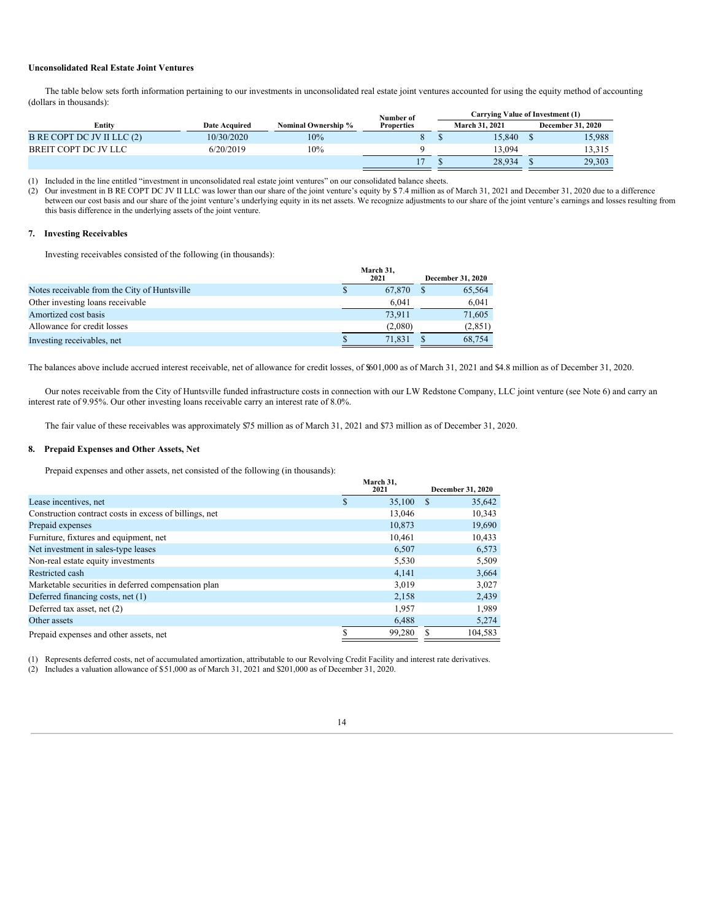**Unconsolidated Real Estate Joint Ventures**

The table below sets forth information pertaining to our investments in unconsolidated real estate joint ventures accounted for using the equity method of accounting (dollars in thousands):

| Entity | Date Acquired | Nominal Ownership % | Number of Properties | Carrying Value of Investment (1) | |
|---|---|---|---|---|---|
| | | | | March 31, 2021 | December 31, 2020 |
| B RE COPT DC JV II LLC (2) | 10/30/2020 | 10% | 8 | $ 15,840 | $ 15,988 |
| BREIT COPT DC JV LLC | 6/20/2019 | 10% | 9 | 13,094 | 13,315 |
| | | | 17 | $ 28,934 | $ 29,303 |

(1) Included in the line entitled "investment in unconsolidated real estate joint ventures" on our consolidated balance sheets.
(2) Our investment in B RE COPT DC JV II LLC was lower than our share of the joint venture's equity by $ 7.4 million as of March 31, 2021 and December 31, 2020 due to a difference between our cost basis and our share of the joint venture's underlying equity in its net assets. We recognize adjustments to our share of the joint venture's earnings and losses resulting from this basis difference in the underlying assets of the joint venture.

## 7. Investing Receivables

Investing receivables consisted of the following (in thousands):

| | March 31, 2021 | December 31, 2020 |
|---|---|---|
| Notes receivable from the City of Huntsville | $ 67,870 | $ 65,564 |
| Other investing loans receivable | 6,041 | 6,041 |
| Amortized cost basis | 73,911 | 71,605 |
| Allowance for credit losses | (2,080) | (2,851) |
| Investing receivables, net | $ 71,831 | $ 68,754 |

The balances above include accrued interest receivable, net of allowance for credit losses, of $601,000 as of March 31, 2021 and $4.8 million as of December 31, 2020.

Our notes receivable from the City of Huntsville funded infrastructure costs in connection with our LW Redstone Company, LLC joint venture (see Note 6) and carry an interest rate of 9.95%. Our other investing loans receivable carry an interest rate of 8.0%.

The fair value of these receivables was approximately $75 million as of March 31, 2021 and $73 million as of December 31, 2020.

## 8. Prepaid Expenses and Other Assets, Net

Prepaid expenses and other assets, net consisted of the following (in thousands):

| | March 31, 2021 | December 31, 2020 |
|---|---|---|
| Lease incentives, net | $ 35,100 | $ 35,642 |
| Construction contract costs in excess of billings, net | 13,046 | 10,343 |
| Prepaid expenses | 10,873 | 19,690 |
| Furniture, fixtures and equipment, net | 10,461 | 10,433 |
| Net investment in sales-type leases | 6,507 | 6,573 |
| Non-real estate equity investments | 5,530 | 5,509 |
| Restricted cash | 4,141 | 3,664 |
| Marketable securities in deferred compensation plan | 3,019 | 3,027 |
| Deferred financing costs, net (1) | 2,158 | 2,439 |
| Deferred tax asset, net (2) | 1,957 | 1,989 |
| Other assets | 6,488 | 5,274 |
| Prepaid expenses and other assets, net | $ 99,280 | $ 104,583 |

(1) Represents deferred costs, net of accumulated amortization, attributable to our Revolving Credit Facility and interest rate derivatives.
(2) Includes a valuation allowance of $51,000 as of March 31, 2021 and $201,000 as of December 31, 2020.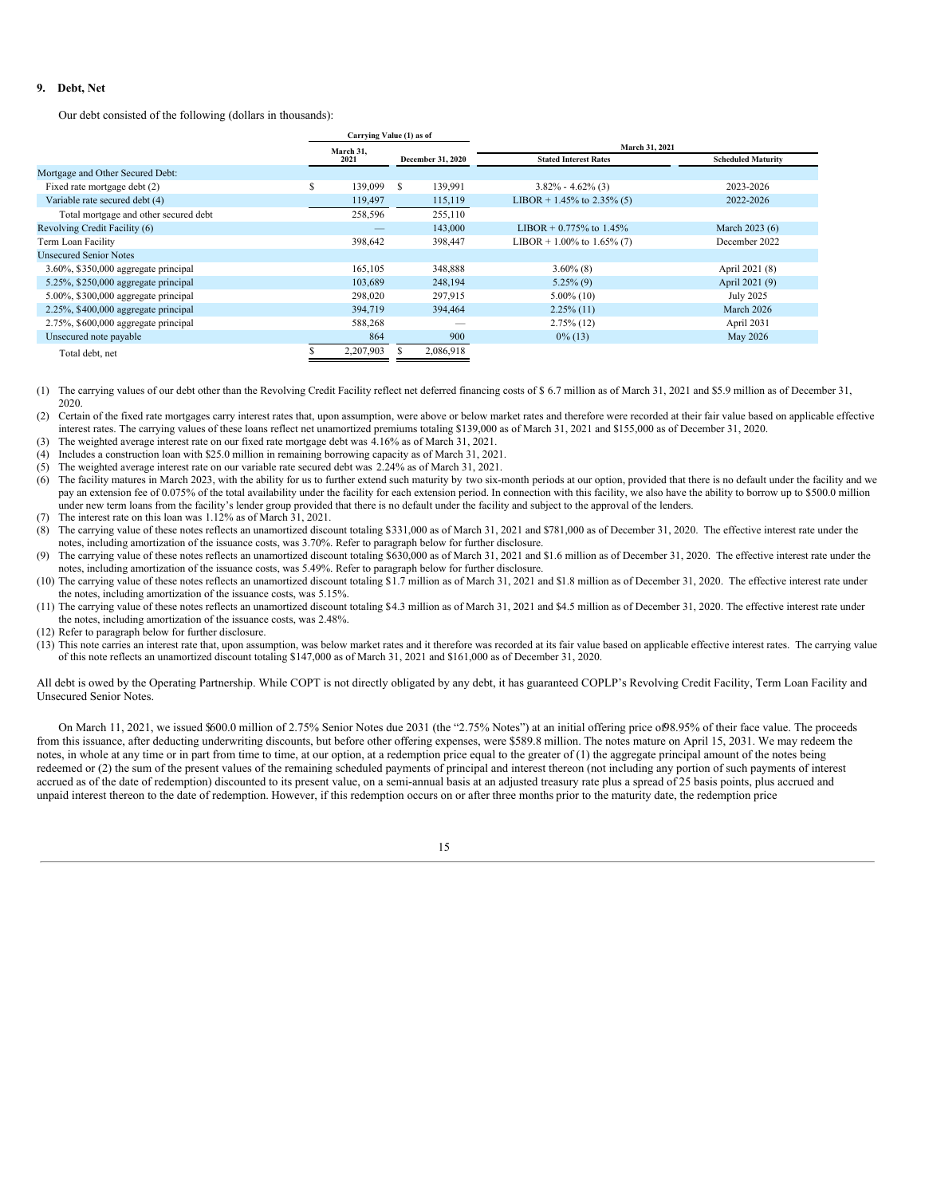## 9. Debt, Net

Our debt consisted of the following (dollars in thousands):

| | Carrying Value (1) as of | | March 31, 2021 | |
|---|---|---|---|---|
| | March 31, 2021 | December 31, 2020 | Stated Interest Rates | Scheduled Maturity |
| Mortgage and Other Secured Debt: | | | | |
| Fixed rate mortgage debt (2) | $ 139,099 | $ 139,991 | 3.82% - 4.62% (3) | 2023-2026 |
| Variable rate secured debt (4) | 119,497 | 115,119 | LIBOR + 1.45% to 2.35% (5) | 2022-2026 |
| Total mortgage and other secured debt | 258,596 | 255,110 | | |
| Revolving Credit Facility (6) | — | 143,000 | LIBOR + 0.775% to 1.45% | March 2023 (6) |
| Term Loan Facility | 398,642 | 398,447 | LIBOR + 1.00% to 1.65% (7) | December 2022 |
| Unsecured Senior Notes | | | | |
| 3.60%, $350,000 aggregate principal | 165,105 | 348,888 | 3.60% (8) | April 2021 (8) |
| 5.25%, $250,000 aggregate principal | 103,689 | 248,194 | 5.25% (9) | April 2021 (9) |
| 5.00%, $300,000 aggregate principal | 298,020 | 297,915 | 5.00% (10) | July 2025 |
| 2.25%, $400,000 aggregate principal | 394,719 | 394,464 | 2.25% (11) | March 2026 |
| 2.75%, $600,000 aggregate principal | 588,268 | — | 2.75% (12) | April 2031 |
| Unsecured note payable | 864 | 900 | 0% (13) | May 2026 |
| Total debt, net | $ 2,207,903 | $ 2,086,918 | | |

(1) The carrying values of our debt other than the Revolving Credit Facility reflect net deferred financing costs of $ 6.7 million as of March 31, 2021 and $5.9 million as of December 31, 2020.

(2) Certain of the fixed rate mortgages carry interest rates that, upon assumption, were above or below market rates and therefore were recorded at their fair value based on applicable effective interest rates. The carrying values of these loans reflect net unamortized premiums totaling $139,000 as of March 31, 2021 and $155,000 as of December 31, 2020.

(3) The weighted average interest rate on our fixed rate mortgage debt was 4.16% as of March 31, 2021.

(4) Includes a construction loan with $25.0 million in remaining borrowing capacity as of March 31, 2021.

(5) The weighted average interest rate on our variable rate secured debt was 2.24% as of March 31, 2021.

(6) The facility matures in March 2023, with the ability for us to further extend such maturity by two six-month periods at our option, provided that there is no default under the facility and we pay an extension fee of 0.075% of the total availability under the facility for each extension period. In connection with this facility, we also have the ability to borrow up to $500.0 million under new term loans from the facility's lender group provided that there is no default under the facility and subject to the approval of the lenders.

(7) The interest rate on this loan was 1.12% as of March 31, 2021.

(8) The carrying value of these notes reflects an unamortized discount totaling $331,000 as of March 31, 2021 and $781,000 as of December 31, 2020. The effective interest rate under the notes, including amortization of the issuance costs, was 3.70%. Refer to paragraph below for further disclosure.

(9) The carrying value of these notes reflects an unamortized discount totaling $630,000 as of March 31, 2021 and $1.6 million as of December 31, 2020. The effective interest rate under the notes, including amortization of the issuance costs, was 5.49%. Refer to paragraph below for further disclosure.

(10) The carrying value of these notes reflects an unamortized discount totaling $1.7 million as of March 31, 2021 and $1.8 million as of December 31, 2020. The effective interest rate under the notes, including amortization of the issuance costs, was 5.15%.

(11) The carrying value of these notes reflects an unamortized discount totaling $4.3 million as of March 31, 2021 and $4.5 million as of December 31, 2020. The effective interest rate under the notes, including amortization of the issuance costs, was 2.48%.

(12) Refer to paragraph below for further disclosure.

(13) This note carries an interest rate that, upon assumption, was below market rates and it therefore was recorded at its fair value based on applicable effective interest rates. The carrying value of this note reflects an unamortized discount totaling $147,000 as of March 31, 2021 and $161,000 as of December 31, 2020.

All debt is owed by the Operating Partnership. While COPT is not directly obligated by any debt, it has guaranteed COPLP's Revolving Credit Facility, Term Loan Facility and Unsecured Senior Notes.

On March 11, 2021, we issued $600.0 million of 2.75% Senior Notes due 2031 (the "2.75% Notes") at an initial offering price of 98.95% of their face value. The proceeds from this issuance, after deducting underwriting discounts, but before other offering expenses, were $589.8 million. The notes mature on April 15, 2031. We may redeem the notes, in whole at any time or in part from time to time, at our option, at a redemption price equal to the greater of (1) the aggregate principal amount of the notes being redeemed or (2) the sum of the present values of the remaining scheduled payments of principal and interest thereon (not including any portion of such payments of interest accrued as of the date of redemption) discounted to its present value, on a semi-annual basis at an adjusted treasury rate plus a spread of 25 basis points, plus accrued and unpaid interest thereon to the date of redemption. However, if this redemption occurs on or after three months prior to the maturity date, the redemption price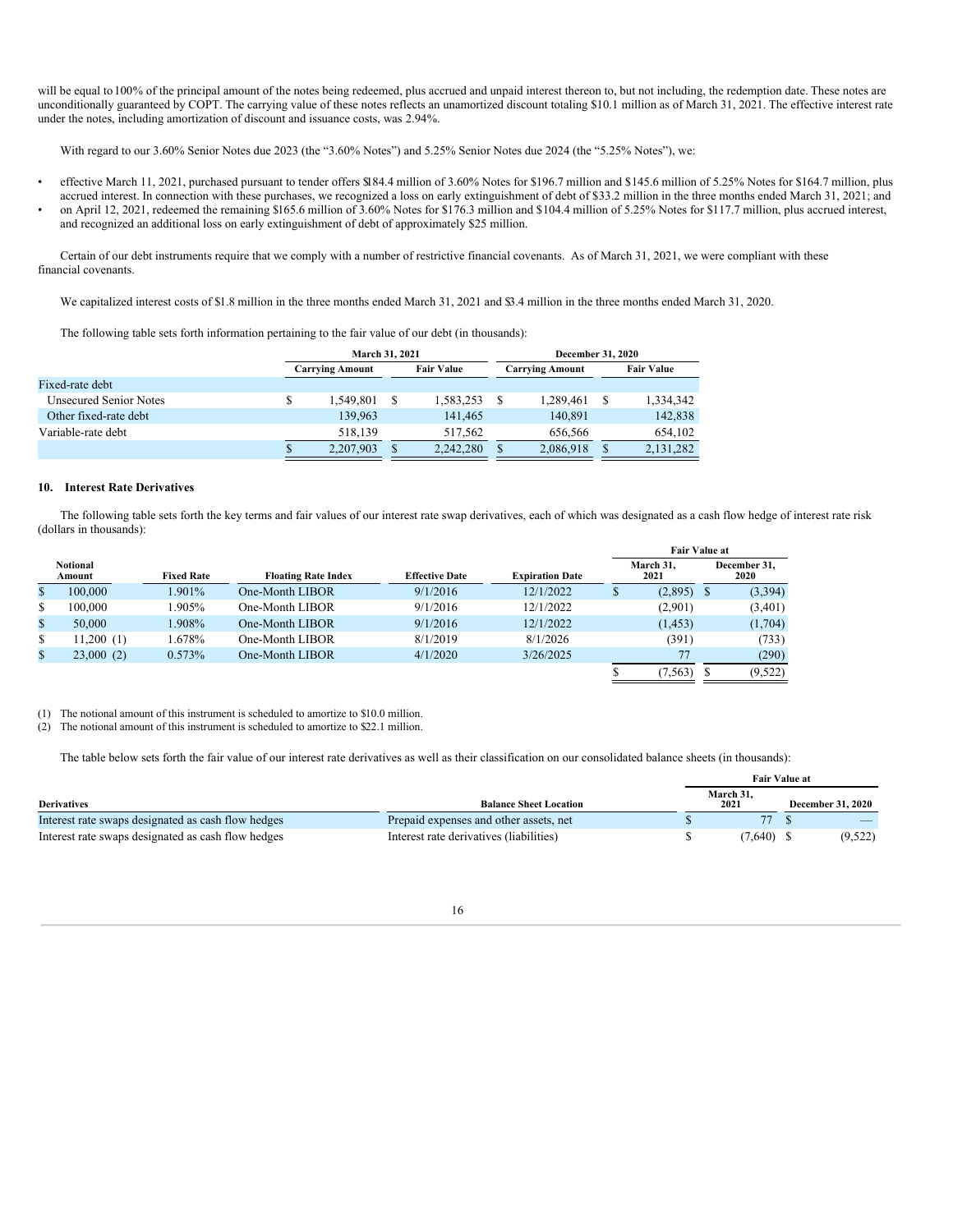will be equal to 100% of the principal amount of the notes being redeemed, plus accrued and unpaid interest thereon to, but not including, the redemption date. These notes are unconditionally guaranteed by COPT. The carrying value of these notes reflects an unamortized discount totaling $10.1 million as of March 31, 2021. The effective interest rate under the notes, including amortization of discount and issuance costs, was 2.94%.

With regard to our 3.60% Senior Notes due 2023 (the "3.60% Notes") and 5.25% Senior Notes due 2024 (the "5.25% Notes"), we:

- effective March 11, 2021, purchased pursuant to tender offers $184.4 million of 3.60% Notes for $196.7 million and $145.6 million of 5.25% Notes for $164.7 million, plus accrued interest. In connection with these purchases, we recognized a loss on early extinguishment of debt of $33.2 million in the three months ended March 31, 2021; and
- on April 12, 2021, redeemed the remaining $165.6 million of 3.60% Notes for $176.3 million and $104.4 million of 5.25% Notes for $117.7 million, plus accrued interest, and recognized an additional loss on early extinguishment of debt of approximately $25 million.

Certain of our debt instruments require that we comply with a number of restrictive financial covenants. As of March 31, 2021, we were compliant with these financial covenants.

We capitalized interest costs of $1.8 million in the three months ended March 31, 2021 and $3.4 million in the three months ended March 31, 2020.

The following table sets forth information pertaining to the fair value of our debt (in thousands):

| | March 31, 2021 | | December 31, 2020 | |
|---|---|---|---|---|
| | Carrying Amount | Fair Value | Carrying Amount | Fair Value |
| Fixed-rate debt | | | | |
| Unsecured Senior Notes | $ 1,549,801 | $ 1,583,253 | $ 1,289,461 | $ 1,334,342 |
| Other fixed-rate debt | 139,963 | 141,465 | 140,891 | 142,838 |
| Variable-rate debt | 518,139 | 517,562 | 656,566 | 654,102 |
| | $ 2,207,903 | $ 2,242,280 | $ 2,086,918 | $ 2,131,282 |

## 10. Interest Rate Derivatives

The following table sets forth the key terms and fair values of our interest rate swap derivatives, each of which was designated as a cash flow hedge of interest rate risk (dollars in thousands):

| | | | | | Fair Value at | |
|---|---|---|---|---|---|---|
| Notional Amount | Fixed Rate | Floating Rate Index | Effective Date | Expiration Date | March 31, 2021 | December 31, 2020 |
| $ 100,000 | 1.901% | One-Month LIBOR | 9/1/2016 | 12/1/2022 | $ (2,895) | $ (3,394) |
| $ 100,000 | 1.905% | One-Month LIBOR | 9/1/2016 | 12/1/2022 | (2,901) | (3,401) |
| $ 50,000 | 1.908% | One-Month LIBOR | 9/1/2016 | 12/1/2022 | (1,453) | (1,704) |
| $ 11,200 (1) | 1.678% | One-Month LIBOR | 8/1/2019 | 8/1/2026 | (391) | (733) |
| $ 23,000 (2) | 0.573% | One-Month LIBOR | 4/1/2020 | 3/26/2025 | 77 | (290) |
| | | | | | $ (7,563) | $ (9,522) |

(1) The notional amount of this instrument is scheduled to amortize to $10.0 million.
(2) The notional amount of this instrument is scheduled to amortize to $22.1 million.

The table below sets forth the fair value of our interest rate derivatives as well as their classification on our consolidated balance sheets (in thousands):

| | | Fair Value at | |
|---|---|---|---|
| Derivatives | Balance Sheet Location | March 31, 2021 | December 31, 2020 |
| Interest rate swaps designated as cash flow hedges | Prepaid expenses and other assets, net | $ 77 | $ — |
| Interest rate swaps designated as cash flow hedges | Interest rate derivatives (liabilities) | $ (7,640) | $ (9,522) |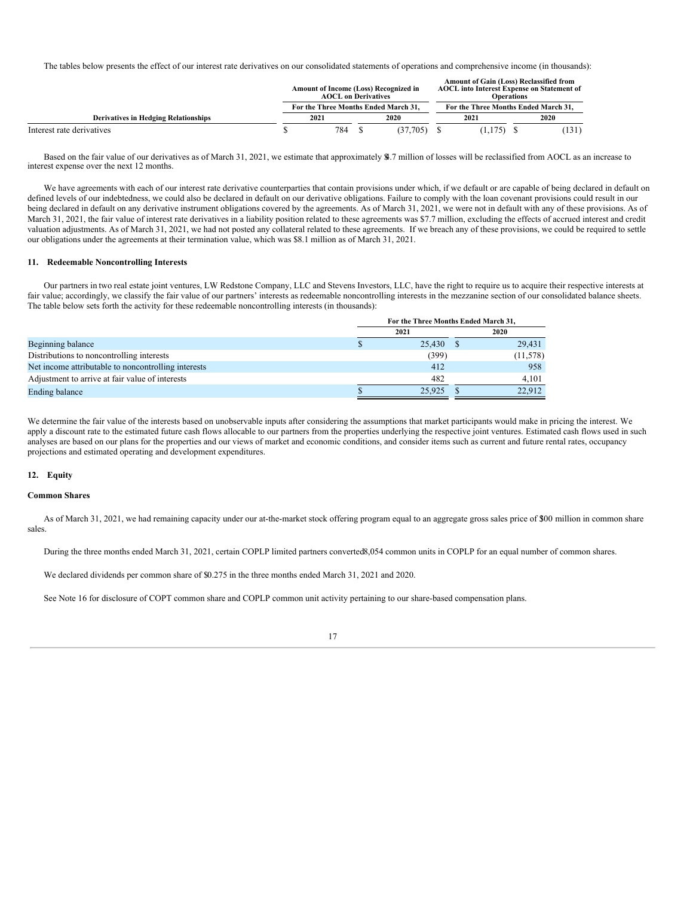The tables below presents the effect of our interest rate derivatives on our consolidated statements of operations and comprehensive income (in thousands):

| | Amount of Income (Loss) Recognized in AOCL on Derivatives | | Amount of Gain (Loss) Reclassified from AOCL into Interest Expense on Statement of Operations | |
|---|---|---|---|---|
| | For the Three Months Ended March 31, | | For the Three Months Ended March 31, | |
| Derivatives in Hedging Relationships | 2021 | 2020 | 2021 | 2020 |
| Interest rate derivatives | $ 784 | $ (37,705) | $ (1,175) | $ (131) |

Based on the fair value of our derivatives as of March 31, 2021, we estimate that approximately $4.7 million of losses will be reclassified from AOCL as an increase to interest expense over the next 12 months.

We have agreements with each of our interest rate derivative counterparties that contain provisions under which, if we default or are capable of being declared in default on defined levels of our indebtedness, we could also be declared in default on our derivative obligations. Failure to comply with the loan covenant provisions could result in our being declared in default on any derivative instrument obligations covered by the agreements. As of March 31, 2021, we were not in default with any of these provisions. As of March 31, 2021, the fair value of interest rate derivatives in a liability position related to these agreements was $7.7 million, excluding the effects of accrued interest and credit valuation adjustments. As of March 31, 2021, we had not posted any collateral related to these agreements. If we breach any of these provisions, we could be required to settle our obligations under the agreements at their termination value, which was $8.1 million as of March 31, 2021.

## 11. Redeemable Noncontrolling Interests

Our partners in two real estate joint ventures, LW Redstone Company, LLC and Stevens Investors, LLC, have the right to require us to acquire their respective interests at fair value; accordingly, we classify the fair value of our partners' interests as redeemable noncontrolling interests in the mezzanine section of our consolidated balance sheets. The table below sets forth the activity for these redeemable noncontrolling interests (in thousands):

| | For the Three Months Ended March 31, | |
|---|---|---|
| | 2021 | 2020 |
| Beginning balance | $ 25,430 | $ 29,431 |
| Distributions to noncontrolling interests | (399) | (11,578) |
| Net income attributable to noncontrolling interests | 412 | 958 |
| Adjustment to arrive at fair value of interests | 482 | 4,101 |
| Ending balance | $ 25,925 | $ 22,912 |

We determine the fair value of the interests based on unobservable inputs after considering the assumptions that market participants would make in pricing the interest. We apply a discount rate to the estimated future cash flows allocable to our partners from the properties underlying the respective joint ventures. Estimated cash flows used in such analyses are based on our plans for the properties and our views of market and economic conditions, and consider items such as current and future rental rates, occupancy projections and estimated operating and development expenditures.

## 12. Equity

### Common Shares

As of March 31, 2021, we had remaining capacity under our at-the-market stock offering program equal to an aggregate gross sales price of $300 million in common share sales.

During the three months ended March 31, 2021, certain COPLP limited partners converted 8,054 common units in COPLP for an equal number of common shares.

We declared dividends per common share of $0.275 in the three months ended March 31, 2021 and 2020.

See Note 16 for disclosure of COPT common share and COPLP common unit activity pertaining to our share-based compensation plans.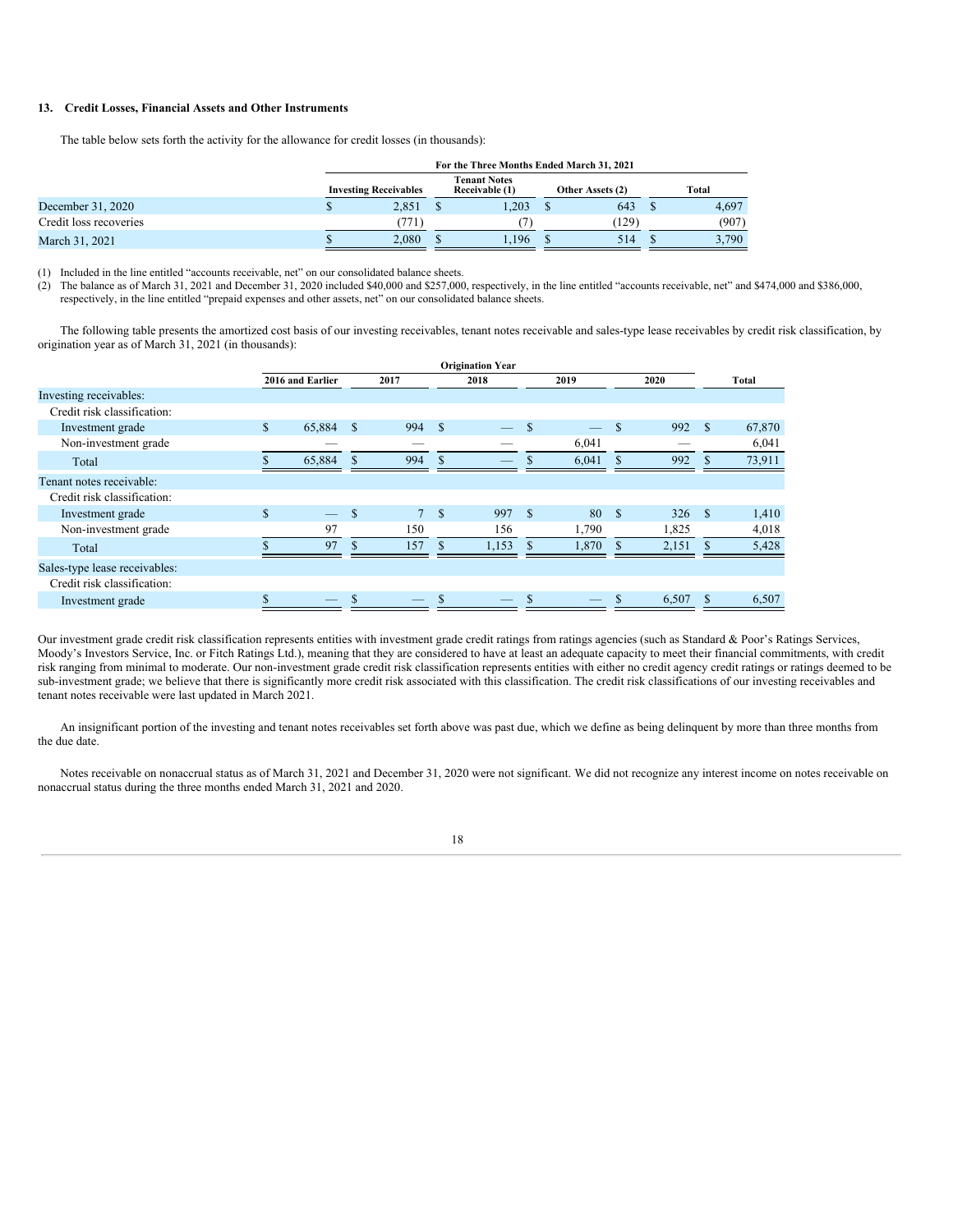### 13. Credit Losses, Financial Assets and Other Instruments

The table below sets forth the activity for the allowance for credit losses (in thousands):

| | For the Three Months Ended March 31, 2021 | | | |
|---|---|---|---|---|
| | Investing Receivables | Tenant Notes Receivable (1) | Other Assets (2) | Total |
| December 31, 2020 | $ 2,851 | $ 1,203 | $ 643 | $ 4,697 |
| Credit loss recoveries | (771) | (7) | (129) | (907) |
| March 31, 2021 | $ 2,080 | $ 1,196 | $ 514 | $ 3,790 |

(1) Included in the line entitled "accounts receivable, net" on our consolidated balance sheets.
(2) The balance as of March 31, 2021 and December 31, 2020 included $40,000 and $257,000, respectively, in the line entitled "accounts receivable, net" and $474,000 and $386,000, respectively, in the line entitled "prepaid expenses and other assets, net" on our consolidated balance sheets.

The following table presents the amortized cost basis of our investing receivables, tenant notes receivable and sales-type lease receivables by credit risk classification, by origination year as of March 31, 2021 (in thousands):

| | Origination Year | | | | | |
|---|---|---|---|---|---|---|
| | 2016 and Earlier | 2017 | 2018 | 2019 | 2020 | Total |
| Investing receivables: | | | | | | |
| Credit risk classification: | | | | | | |
| Investment grade | $ 65,884 | $ 994 | $ — | $ — | $ 992 | $ 67,870 |
| Non-investment grade | — | — | — | 6,041 | — | 6,041 |
| Total | $ 65,884 | $ 994 | $ — | $ 6,041 | $ 992 | $ 73,911 |
| Tenant notes receivable: | | | | | | |
| Credit risk classification: | | | | | | |
| Investment grade | $ — | $ 7 | $ 997 | $ 80 | $ 326 | $ 1,410 |
| Non-investment grade | 97 | 150 | 156 | 1,790 | 1,825 | 4,018 |
| Total | $ 97 | $ 157 | $ 1,153 | $ 1,870 | $ 2,151 | $ 5,428 |
| Sales-type lease receivables: | | | | | | |
| Credit risk classification: | | | | | | |
| Investment grade | $ — | $ — | $ — | $ — | $ 6,507 | $ 6,507 |

Our investment grade credit risk classification represents entities with investment grade credit ratings from ratings agencies (such as Standard & Poor's Ratings Services, Moody's Investors Service, Inc. or Fitch Ratings Ltd.), meaning that they are considered to have at least an adequate capacity to meet their financial commitments, with credit risk ranging from minimal to moderate. Our non-investment grade credit risk classification represents entities with either no credit agency credit ratings or ratings deemed to be sub-investment grade; we believe that there is significantly more credit risk associated with this classification. The credit risk classifications of our investing receivables and tenant notes receivable were last updated in March 2021.

An insignificant portion of the investing and tenant notes receivables set forth above was past due, which we define as being delinquent by more than three months from the due date.

Notes receivable on nonaccrual status as of March 31, 2021 and December 31, 2020 were not significant. We did not recognize any interest income on notes receivable on nonaccrual status during the three months ended March 31, 2021 and 2020.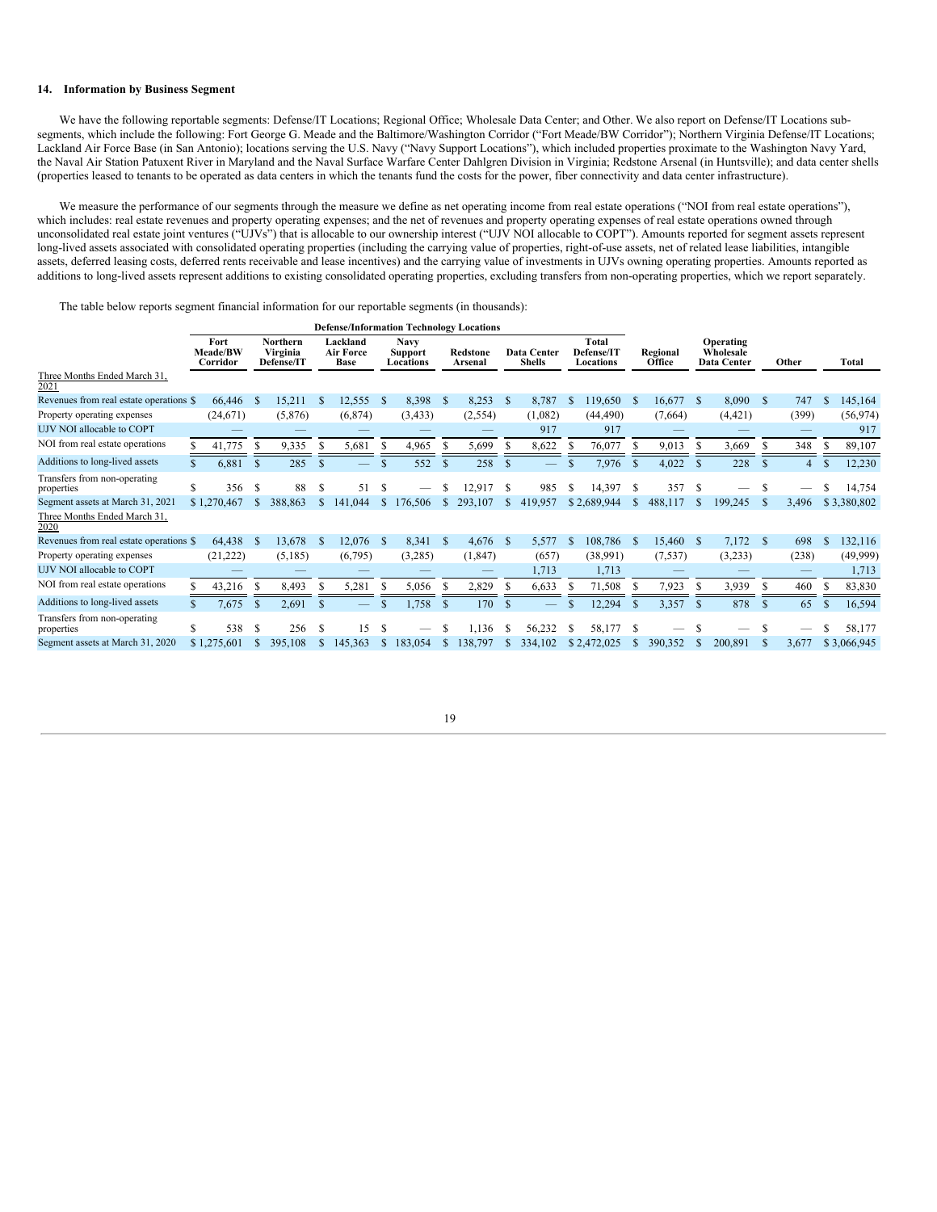### 14. Information by Business Segment

We have the following reportable segments: Defense/IT Locations; Regional Office; Wholesale Data Center; and Other. We also report on Defense/IT Locations sub-segments, which include the following: Fort George G. Meade and the Baltimore/Washington Corridor ("Fort Meade/BW Corridor"); Northern Virginia Defense/IT Locations; Lackland Air Force Base (in San Antonio); locations serving the U.S. Navy ("Navy Support Locations"), which included properties proximate to the Washington Navy Yard, the Naval Air Station Patuxent River in Maryland and the Naval Surface Warfare Center Dahlgren Division in Virginia; Redstone Arsenal (in Huntsville); and data center shells (properties leased to tenants to be operated as data centers in which the tenants fund the costs for the power, fiber connectivity and data center infrastructure).

We measure the performance of our segments through the measure we define as net operating income from real estate operations ("NOI from real estate operations"), which includes: real estate revenues and property operating expenses; and the net of revenues and property operating expenses of real estate operations owned through unconsolidated real estate joint ventures ("UJVs") that is allocable to our ownership interest ("UJV NOI allocable to COPT"). Amounts reported for segment assets represent long-lived assets associated with consolidated operating properties (including the carrying value of properties, right-of-use assets, net of related lease liabilities, intangible assets, deferred leasing costs, deferred rents receivable and lease incentives) and the carrying value of investments in UJVs owning operating properties. Amounts reported as additions to long-lived assets represent additions to existing consolidated operating properties, excluding transfers from non-operating properties, which we report separately.

The table below reports segment financial information for our reportable segments (in thousands):

| | Defense/Information Technology Locations | | | | | | | | | | |
|---|---|---|---|---|---|---|---|---|---|---|---|
| | Fort Meade/BW Corridor | Northern Virginia Defense/IT | Lackland Air Force Base | Navy Support Locations | Redstone Arsenal | Data Center Shells | Total Defense/IT Locations | Regional Office | Operating Wholesale Data Center | Other | Total |
| Three Months Ended March 31, 2021 | | | | | | | | | | | |
| Revenues from real estate operations | $ 66,446 | $ 15,211 | $ 12,555 | $ 8,398 | $ 8,253 | $ 8,787 | $ 119,650 | $ 16,677 | $ 8,090 | $ 747 | $ 145,164 |
| Property operating expenses | (24,671) | (5,876) | (6,874) | (3,433) | (2,554) | (1,082) | (44,490) | (7,664) | (4,421) | (399) | (56,974) |
| UJV NOI allocable to COPT | — | — | — | — | — | 917 | 917 | — | — | — | 917 |
| NOI from real estate operations | $ 41,775 | $ 9,335 | $ 5,681 | $ 4,965 | $ 5,699 | $ 8,622 | $ 76,077 | $ 9,013 | $ 3,669 | $ 348 | $ 89,107 |
| Additions to long-lived assets | $ 6,881 | $ 285 | $ — | $ 552 | $ 258 | $ — | $ 7,976 | $ 4,022 | $ 228 | $ 4 | $ 12,230 |
| Transfers from non-operating properties | $ 356 | $ 88 | $ 51 | $ — | $ 12,917 | $ 985 | $ 14,397 | $ 357 | $ — | $ — | $ 14,754 |
| Segment assets at March 31, 2021 | $ 1,270,467 | $ 388,863 | $ 141,044 | $ 176,506 | $ 293,107 | $ 419,957 | $ 2,689,944 | $ 488,117 | $ 199,245 | $ 3,496 | $ 3,380,802 |
| Three Months Ended March 31, 2020 | | | | | | | | | | | |
| Revenues from real estate operations | $ 64,438 | $ 13,678 | $ 12,076 | $ 8,341 | $ 4,676 | $ 5,577 | $ 108,786 | $ 15,460 | $ 7,172 | $ 698 | $ 132,116 |
| Property operating expenses | (21,222) | (5,185) | (6,795) | (3,285) | (1,847) | (657) | (38,991) | (7,537) | (3,233) | (238) | (49,999) |
| UJV NOI allocable to COPT | — | — | — | — | — | 1,713 | 1,713 | — | — | — | 1,713 |
| NOI from real estate operations | $ 43,216 | $ 8,493 | $ 5,281 | $ 5,056 | $ 2,829 | $ 6,633 | $ 71,508 | $ 7,923 | $ 3,939 | $ 460 | $ 83,830 |
| Additions to long-lived assets | $ 7,675 | $ 2,691 | $ — | $ 1,758 | $ 170 | $ — | $ 12,294 | $ 3,357 | $ 878 | $ 65 | $ 16,594 |
| Transfers from non-operating properties | $ 538 | $ 256 | $ 15 | $ — | $ 1,136 | $ 56,232 | $ 58,177 | $ — | $ — | $ — | $ 58,177 |
| Segment assets at March 31, 2020 | $ 1,275,601 | $ 395,108 | $ 145,363 | $ 183,054 | $ 138,797 | $ 334,102 | $ 2,472,025 | $ 390,352 | $ 200,891 | $ 3,677 | $ 3,066,945 |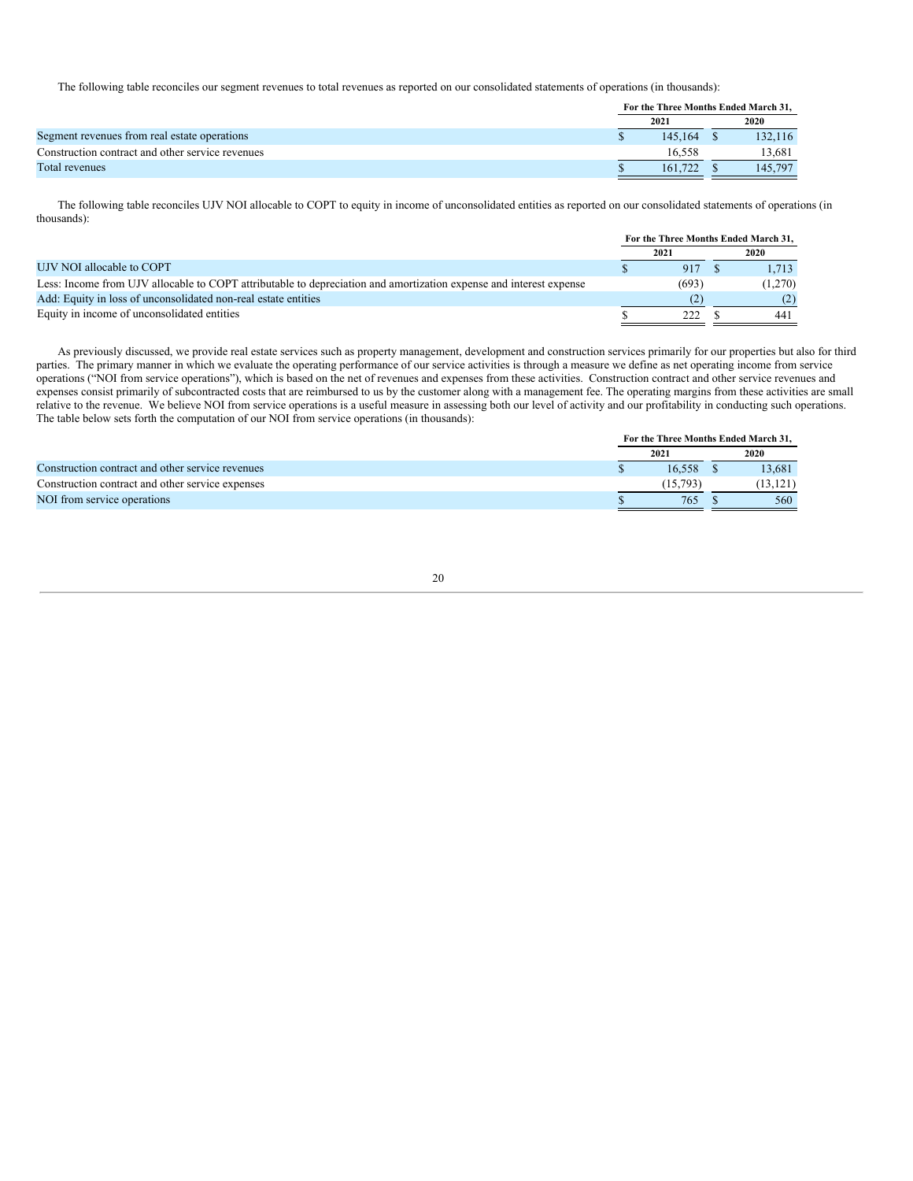The following table reconciles our segment revenues to total revenues as reported on our consolidated statements of operations (in thousands):

| | For the Three Months Ended March 31, | |
|---|---|---|
| | 2021 | 2020 |
| Segment revenues from real estate operations | $ 145,164 | $ 132,116 |
| Construction contract and other service revenues | 16,558 | 13,681 |
| Total revenues | $ 161,722 | $ 145,797 |

The following table reconciles UJV NOI allocable to COPT to equity in income of unconsolidated entities as reported on our consolidated statements of operations (in thousands):

| | For the Three Months Ended March 31, | |
|---|---|---|
| | 2021 | 2020 |
| UJV NOI allocable to COPT | $ 917 | $ 1,713 |
| Less: Income from UJV allocable to COPT attributable to depreciation and amortization expense and interest expense | (693) | (1,270) |
| Add: Equity in loss of unconsolidated non-real estate entities | (2) | (2) |
| Equity in income of unconsolidated entities | $ 222 | $ 441 |

As previously discussed, we provide real estate services such as property management, development and construction services primarily for our properties but also for third parties. The primary manner in which we evaluate the operating performance of our service activities is through a measure we define as net operating income from service operations ("NOI from service operations"), which is based on the net of revenues and expenses from these activities. Construction contract and other service revenues and expenses consist primarily of subcontracted costs that are reimbursed to us by the customer along with a management fee. The operating margins from these activities are small relative to the revenue. We believe NOI from service operations is a useful measure in assessing both our level of activity and our profitability in conducting such operations. The table below sets forth the computation of our NOI from service operations (in thousands):

| | For the Three Months Ended March 31, | |
|---|---|---|
| | 2021 | 2020 |
| Construction contract and other service revenues | $ 16,558 | $ 13,681 |
| Construction contract and other service expenses | (15,793) | (13,121) |
| NOI from service operations | $ 765 | $ 560 |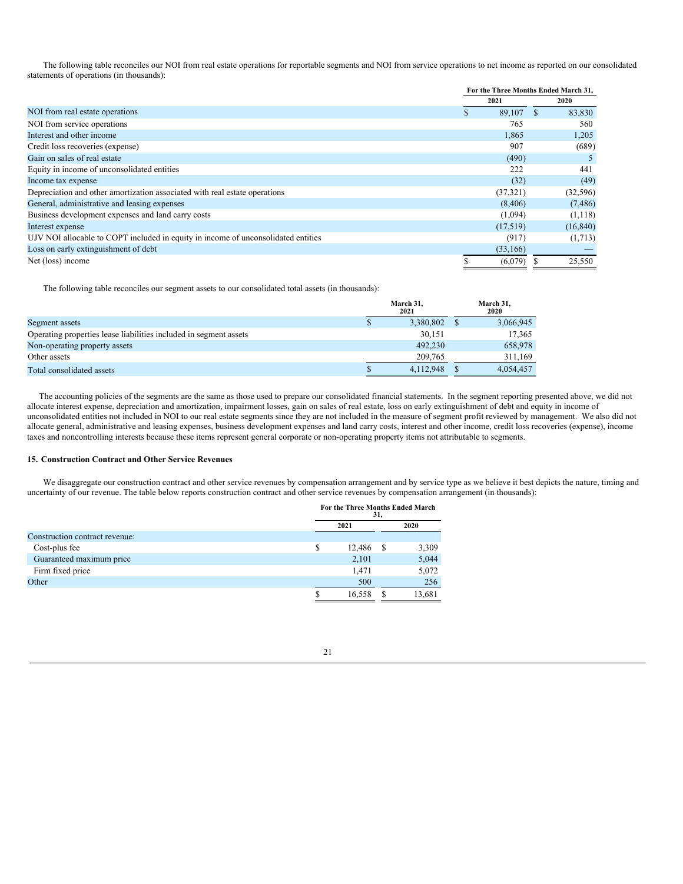The following table reconciles our NOI from real estate operations for reportable segments and NOI from service operations to net income as reported on our consolidated statements of operations (in thousands):

| | For the Three Months Ended March 31, | |
|---|---|---|
| | 2021 | 2020 |
| NOI from real estate operations | $ 89,107 | $ 83,830 |
| NOI from service operations | 765 | 560 |
| Interest and other income | 1,865 | 1,205 |
| Credit loss recoveries (expense) | 907 | (689) |
| Gain on sales of real estate | (490) | 5 |
| Equity in income of unconsolidated entities | 222 | 441 |
| Income tax expense | (32) | (49) |
| Depreciation and other amortization associated with real estate operations | (37,321) | (32,596) |
| General, administrative and leasing expenses | (8,406) | (7,486) |
| Business development expenses and land carry costs | (1,094) | (1,118) |
| Interest expense | (17,519) | (16,840) |
| UJV NOI allocable to COPT included in equity in income of unconsolidated entities | (917) | (1,713) |
| Loss on early extinguishment of debt | (33,166) | — |
| Net (loss) income | $ (6,079) | $ 25,550 |

The following table reconciles our segment assets to our consolidated total assets (in thousands):

| | March 31, 2021 | March 31, 2020 |
|---|---|---|
| Segment assets | $ 3,380,802 | $ 3,066,945 |
| Operating properties lease liabilities included in segment assets | 30,151 | 17,365 |
| Non-operating property assets | 492,230 | 658,978 |
| Other assets | 209,765 | 311,169 |
| Total consolidated assets | $ 4,112,948 | $ 4,054,457 |

The accounting policies of the segments are the same as those used to prepare our consolidated financial statements. In the segment reporting presented above, we did not allocate interest expense, depreciation and amortization, impairment losses, gain on sales of real estate, loss on early extinguishment of debt and equity in income of unconsolidated entities not included in NOI to our real estate segments since they are not included in the measure of segment profit reviewed by management. We also did not allocate general, administrative and leasing expenses, business development expenses and land carry costs, interest and other income, credit loss recoveries (expense), income taxes and noncontrolling interests because these items represent general corporate or non-operating property items not attributable to segments.

## 15. Construction Contract and Other Service Revenues

We disaggregate our construction contract and other service revenues by compensation arrangement and by service type as we believe it best depicts the nature, timing and uncertainty of our revenue. The table below reports construction contract and other service revenues by compensation arrangement (in thousands):

| | For the Three Months Ended March 31, | |
|---|---|---|
| | 2021 | 2020 |
| Construction contract revenue: | | |
| Cost-plus fee | $ 12,486 | $ 3,309 |
| Guaranteed maximum price | 2,101 | 5,044 |
| Firm fixed price | 1,471 | 5,072 |
| Other | 500 | 256 |
| | $ 16,558 | $ 13,681 |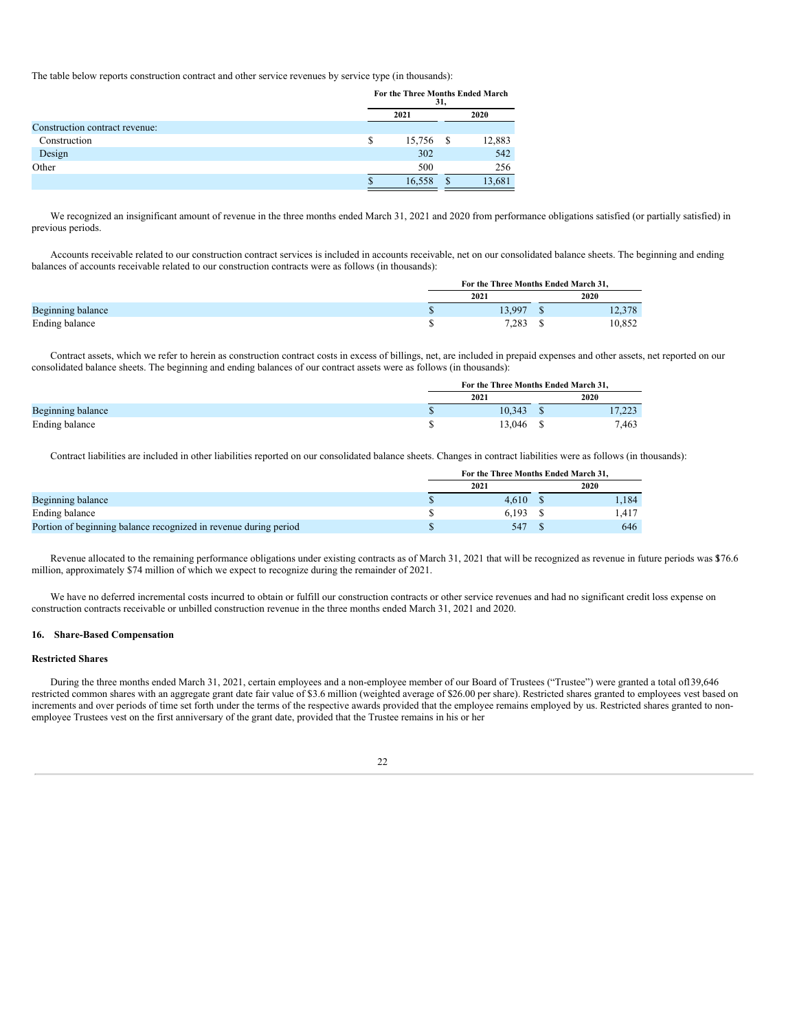The table below reports construction contract and other service revenues by service type (in thousands):

| | For the Three Months Ended March 31, | |
|---|---|---|
| | 2021 | 2020 |
| Construction contract revenue: | | |
| Construction | $ 15,756 | $ 12,883 |
| Design | 302 | 542 |
| Other | 500 | 256 |
| | $ 16,558 | $ 13,681 |

We recognized an insignificant amount of revenue in the three months ended March 31, 2021 and 2020 from performance obligations satisfied (or partially satisfied) in previous periods.

Accounts receivable related to our construction contract services is included in accounts receivable, net on our consolidated balance sheets. The beginning and ending balances of accounts receivable related to our construction contracts were as follows (in thousands):

| | For the Three Months Ended March 31, | |
|---|---|---|
| | 2021 | 2020 |
| Beginning balance | $ 13,997 | $ 12,378 |
| Ending balance | $ 7,283 | $ 10,852 |

Contract assets, which we refer to herein as construction contract costs in excess of billings, net, are included in prepaid expenses and other assets, net reported on our consolidated balance sheets. The beginning and ending balances of our contract assets were as follows (in thousands):

| | For the Three Months Ended March 31, | |
|---|---|---|
| | 2021 | 2020 |
| Beginning balance | $ 10,343 | $ 17,223 |
| Ending balance | $ 13,046 | $ 7,463 |

Contract liabilities are included in other liabilities reported on our consolidated balance sheets. Changes in contract liabilities were as follows (in thousands):

| | For the Three Months Ended March 31, | |
|---|---|---|
| | 2021 | 2020 |
| Beginning balance | $ 4,610 | $ 1,184 |
| Ending balance | $ 6,193 | $ 1,417 |
| Portion of beginning balance recognized in revenue during period | $ 547 | $ 646 |

Revenue allocated to the remaining performance obligations under existing contracts as of March 31, 2021 that will be recognized as revenue in future periods was $76.6 million, approximately $74 million of which we expect to recognize during the remainder of 2021.

We have no deferred incremental costs incurred to obtain or fulfill our construction contracts or other service revenues and had no significant credit loss expense on construction contracts receivable or unbilled construction revenue in the three months ended March 31, 2021 and 2020.

## 16. Share-Based Compensation

### Restricted Shares

During the three months ended March 31, 2021, certain employees and a non-employee member of our Board of Trustees ("Trustee") were granted a total of 139,646 restricted common shares with an aggregate grant date fair value of $3.6 million (weighted average of $26.00 per share). Restricted shares granted to employees vest based on increments and over periods of time set forth under the terms of the respective awards provided that the employee remains employed by us. Restricted shares granted to non-employee Trustees vest on the first anniversary of the grant date, provided that the Trustee remains in his or her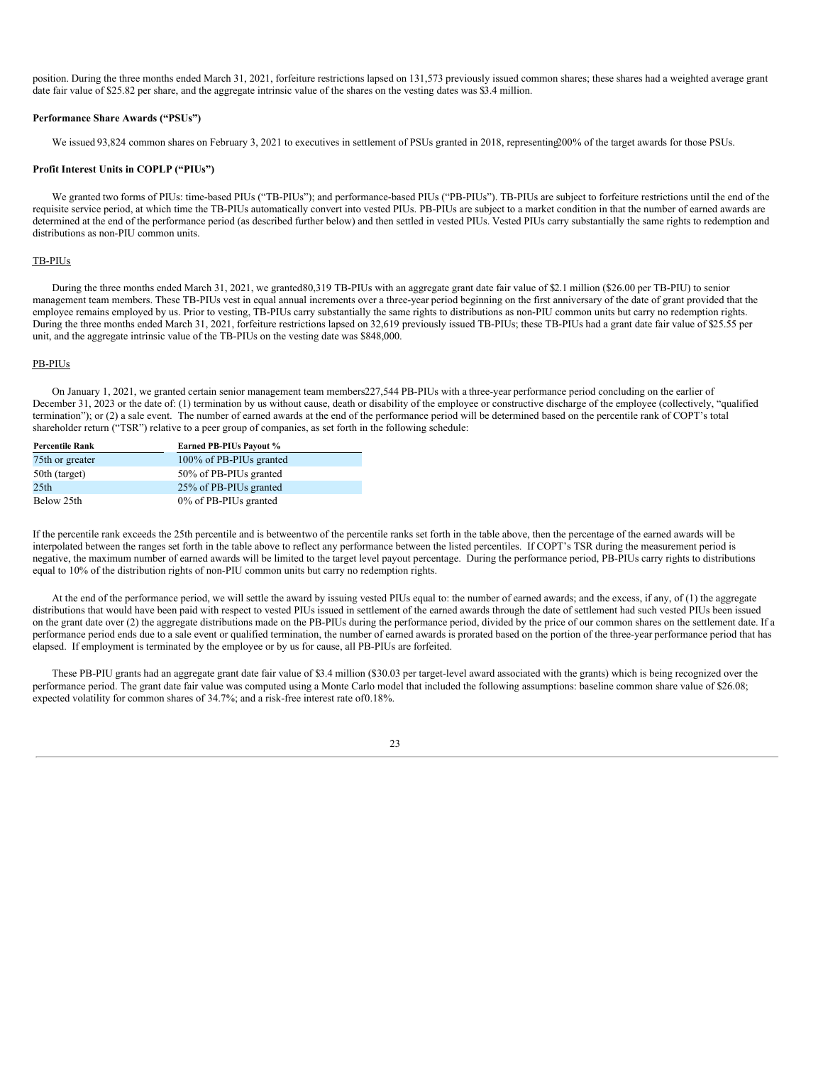position. During the three months ended March 31, 2021, forfeiture restrictions lapsed on 131,573 previously issued common shares; these shares had a weighted average grant date fair value of $25.82 per share, and the aggregate intrinsic value of the shares on the vesting dates was $3.4 million.

**Performance Share Awards ("PSUs")**

We issued 93,824 common shares on February 3, 2021 to executives in settlement of PSUs granted in 2018, representing 200% of the target awards for those PSUs.

**Profit Interest Units in COPLP ("PIUs")**

We granted two forms of PIUs: time-based PIUs ("TB-PIUs"); and performance-based PIUs ("PB-PIUs"). TB-PIUs are subject to forfeiture restrictions until the end of the requisite service period, at which time the TB-PIUs automatically convert into vested PIUs. PB-PIUs are subject to a market condition in that the number of earned awards are determined at the end of the performance period (as described further below) and then settled in vested PIUs. Vested PIUs carry substantially the same rights to redemption and distributions as non-PIU common units.

TB-PIUs

During the three months ended March 31, 2021, we granted 80,319 TB-PIUs with an aggregate grant date fair value of $2.1 million ($26.00 per TB-PIU) to senior management team members. These TB-PIUs vest in equal annual increments over a three-year period beginning on the first anniversary of the date of grant provided that the employee remains employed by us. Prior to vesting, TB-PIUs carry substantially the same rights to distributions as non-PIU common units but carry no redemption rights. During the three months ended March 31, 2021, forfeiture restrictions lapsed on 32,619 previously issued TB-PIUs; these TB-PIUs had a grant date fair value of $25.55 per unit, and the aggregate intrinsic value of the TB-PIUs on the vesting date was $848,000.

PB-PIUs

On January 1, 2021, we granted certain senior management team members 227,544 PB-PIUs with a three-year performance period concluding on the earlier of December 31, 2023 or the date of: (1) termination by us without cause, death or disability of the employee or constructive discharge of the employee (collectively, "qualified termination"); or (2) a sale event. The number of earned awards at the end of the performance period will be determined based on the percentile rank of COPT's total shareholder return ("TSR") relative to a peer group of companies, as set forth in the following schedule:

| Percentile Rank | Earned PB-PIUs Payout % |
|---|---|
| 75th or greater | 100% of PB-PIUs granted |
| 50th (target) | 50% of PB-PIUs granted |
| 25th | 25% of PB-PIUs granted |
| Below 25th | 0% of PB-PIUs granted |

If the percentile rank exceeds the 25th percentile and is between two of the percentile ranks set forth in the table above, then the percentage of the earned awards will be interpolated between the ranges set forth in the table above to reflect any performance between the listed percentiles. If COPT's TSR during the measurement period is negative, the maximum number of earned awards will be limited to the target level payout percentage. During the performance period, PB-PIUs carry rights to distributions equal to 10% of the distribution rights of non-PIU common units but carry no redemption rights.

At the end of the performance period, we will settle the award by issuing vested PIUs equal to: the number of earned awards; and the excess, if any, of (1) the aggregate distributions that would have been paid with respect to vested PIUs issued in settlement of the earned awards through the date of settlement had such vested PIUs been issued on the grant date over (2) the aggregate distributions made on the PB-PIUs during the performance period, divided by the price of our common shares on the settlement date. If a performance period ends due to a sale event or qualified termination, the number of earned awards is prorated based on the portion of the three-year performance period that has elapsed. If employment is terminated by the employee or by us for cause, all PB-PIUs are forfeited.

These PB-PIU grants had an aggregate grant date fair value of $3.4 million ($30.03 per target-level award associated with the grants) which is being recognized over the performance period. The grant date fair value was computed using a Monte Carlo model that included the following assumptions: baseline common share value of $26.08; expected volatility for common shares of 34.7%; and a risk-free interest rate of 0.18%.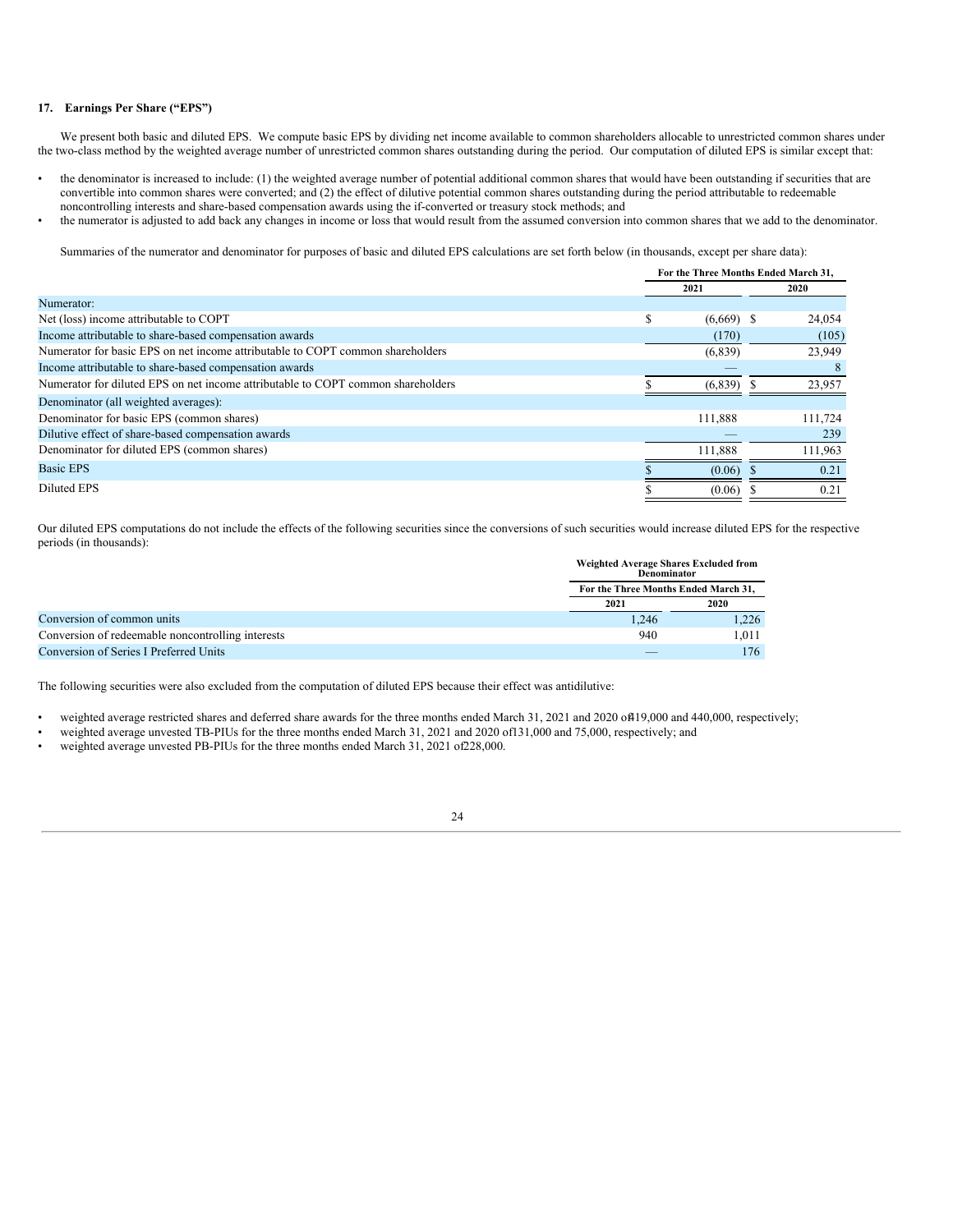### 17. Earnings Per Share ("EPS")

We present both basic and diluted EPS. We compute basic EPS by dividing net income available to common shareholders allocable to unrestricted common shares under the two-class method by the weighted average number of unrestricted common shares outstanding during the period. Our computation of diluted EPS is similar except that:

- the denominator is increased to include: (1) the weighted average number of potential additional common shares that would have been outstanding if securities that are convertible into common shares were converted; and (2) the effect of dilutive potential common shares outstanding during the period attributable to redeemable noncontrolling interests and share-based compensation awards using the if-converted or treasury stock methods; and
- the numerator is adjusted to add back any changes in income or loss that would result from the assumed conversion into common shares that we add to the denominator.

Summaries of the numerator and denominator for purposes of basic and diluted EPS calculations are set forth below (in thousands, except per share data):

| | For the Three Months Ended March 31, | |
|---|---|---|
| | 2021 | 2020 |
| Numerator: | | |
| Net (loss) income attributable to COPT | $ (6,669) | $ 24,054 |
| Income attributable to share-based compensation awards | (170) | (105) |
| Numerator for basic EPS on net income attributable to COPT common shareholders | (6,839) | 23,949 |
| Income attributable to share-based compensation awards | — | 8 |
| Numerator for diluted EPS on net income attributable to COPT common shareholders | $ (6,839) | $ 23,957 |
| Denominator (all weighted averages): | | |
| Denominator for basic EPS (common shares) | 111,888 | 111,724 |
| Dilutive effect of share-based compensation awards | — | 239 |
| Denominator for diluted EPS (common shares) | 111,888 | 111,963 |
| Basic EPS | $ (0.06) | $ 0.21 |
| Diluted EPS | $ (0.06) | $ 0.21 |

Our diluted EPS computations do not include the effects of the following securities since the conversions of such securities would increase diluted EPS for the respective periods (in thousands):

| | Weighted Average Shares Excluded from Denominator | |
|---|---|---|
| | For the Three Months Ended March 31, | |
| | 2021 | 2020 |
| Conversion of common units | 1,246 | 1,226 |
| Conversion of redeemable noncontrolling interests | 940 | 1,011 |
| Conversion of Series I Preferred Units | — | 176 |

The following securities were also excluded from the computation of diluted EPS because their effect was antidilutive:

- weighted average restricted shares and deferred share awards for the three months ended March 31, 2021 and 2020 of 419,000 and 440,000, respectively;
- weighted average unvested TB-PIUs for the three months ended March 31, 2021 and 2020 of 131,000 and 75,000, respectively; and
- weighted average unvested PB-PIUs for the three months ended March 31, 2021 of 228,000.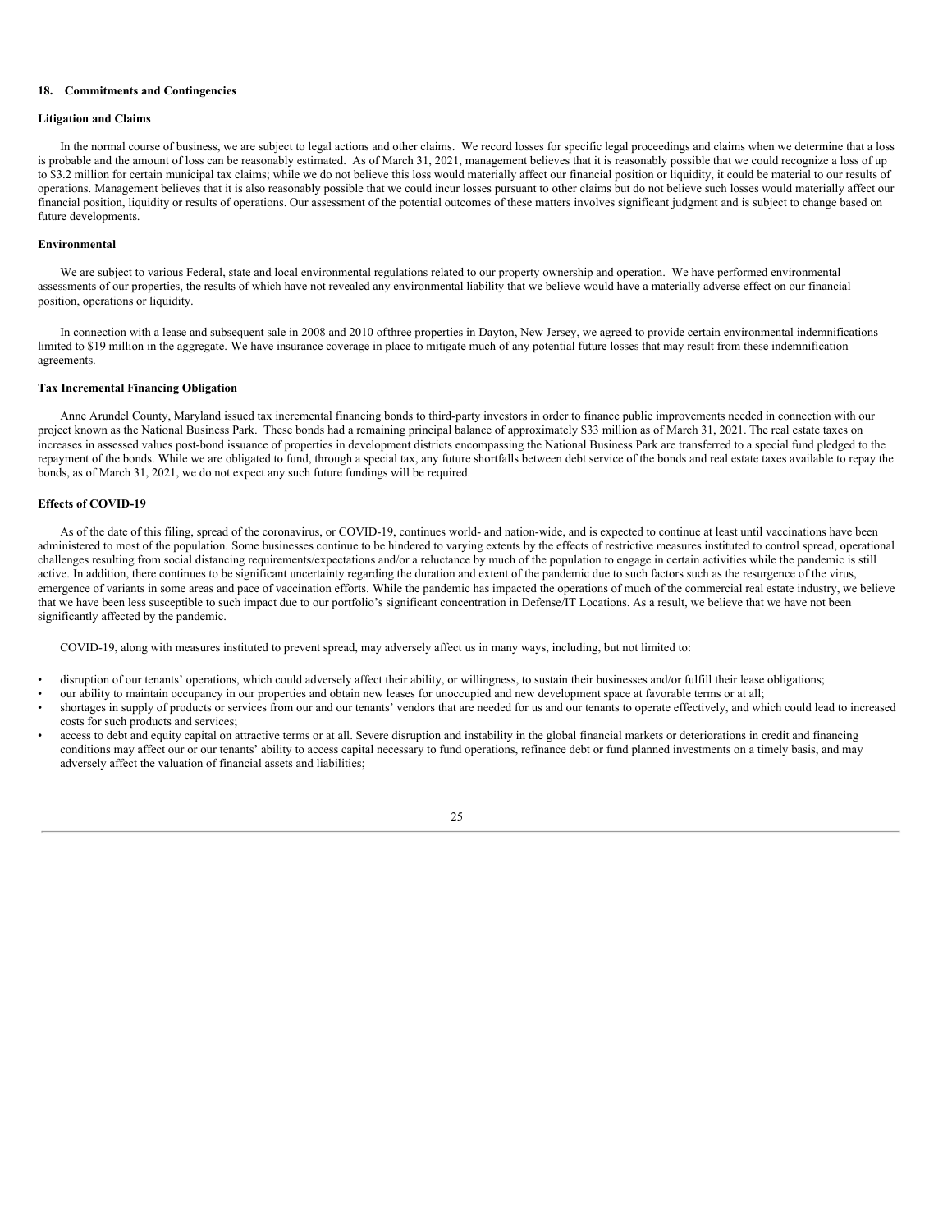## 18. Commitments and Contingencies

### Litigation and Claims

In the normal course of business, we are subject to legal actions and other claims. We record losses for specific legal proceedings and claims when we determine that a loss is probable and the amount of loss can be reasonably estimated. As of March 31, 2021, management believes that it is reasonably possible that we could recognize a loss of up to $3.2 million for certain municipal tax claims; while we do not believe this loss would materially affect our financial position or liquidity, it could be material to our results of operations. Management believes that it is also reasonably possible that we could incur losses pursuant to other claims but do not believe such losses would materially affect our financial position, liquidity or results of operations. Our assessment of the potential outcomes of these matters involves significant judgment and is subject to change based on future developments.

### Environmental

We are subject to various Federal, state and local environmental regulations related to our property ownership and operation. We have performed environmental assessments of our properties, the results of which have not revealed any environmental liability that we believe would have a materially adverse effect on our financial position, operations or liquidity.

In connection with a lease and subsequent sale in 2008 and 2010 ofthree properties in Dayton, New Jersey, we agreed to provide certain environmental indemnifications limited to $19 million in the aggregate. We have insurance coverage in place to mitigate much of any potential future losses that may result from these indemnification agreements.

### Tax Incremental Financing Obligation

Anne Arundel County, Maryland issued tax incremental financing bonds to third-party investors in order to finance public improvements needed in connection with our project known as the National Business Park. These bonds had a remaining principal balance of approximately $33 million as of March 31, 2021. The real estate taxes on increases in assessed values post-bond issuance of properties in development districts encompassing the National Business Park are transferred to a special fund pledged to the repayment of the bonds. While we are obligated to fund, through a special tax, any future shortfalls between debt service of the bonds and real estate taxes available to repay the bonds, as of March 31, 2021, we do not expect any such future fundings will be required.

### Effects of COVID-19

As of the date of this filing, spread of the coronavirus, or COVID-19, continues world- and nation-wide, and is expected to continue at least until vaccinations have been administered to most of the population. Some businesses continue to be hindered to varying extents by the effects of restrictive measures instituted to control spread, operational challenges resulting from social distancing requirements/expectations and/or a reluctance by much of the population to engage in certain activities while the pandemic is still active. In addition, there continues to be significant uncertainty regarding the duration and extent of the pandemic due to such factors such as the resurgence of the virus, emergence of variants in some areas and pace of vaccination efforts. While the pandemic has impacted the operations of much of the commercial real estate industry, we believe that we have been less susceptible to such impact due to our portfolio's significant concentration in Defense/IT Locations. As a result, we believe that we have not been significantly affected by the pandemic.

COVID-19, along with measures instituted to prevent spread, may adversely affect us in many ways, including, but not limited to:

- disruption of our tenants' operations, which could adversely affect their ability, or willingness, to sustain their businesses and/or fulfill their lease obligations;
- our ability to maintain occupancy in our properties and obtain new leases for unoccupied and new development space at favorable terms or at all;
- shortages in supply of products or services from our and our tenants' vendors that are needed for us and our tenants to operate effectively, and which could lead to increased costs for such products and services;
- access to debt and equity capital on attractive terms or at all. Severe disruption and instability in the global financial markets or deteriorations in credit and financing conditions may affect our or our tenants' ability to access capital necessary to fund operations, refinance debt or fund planned investments on a timely basis, and may adversely affect the valuation of financial assets and liabilities;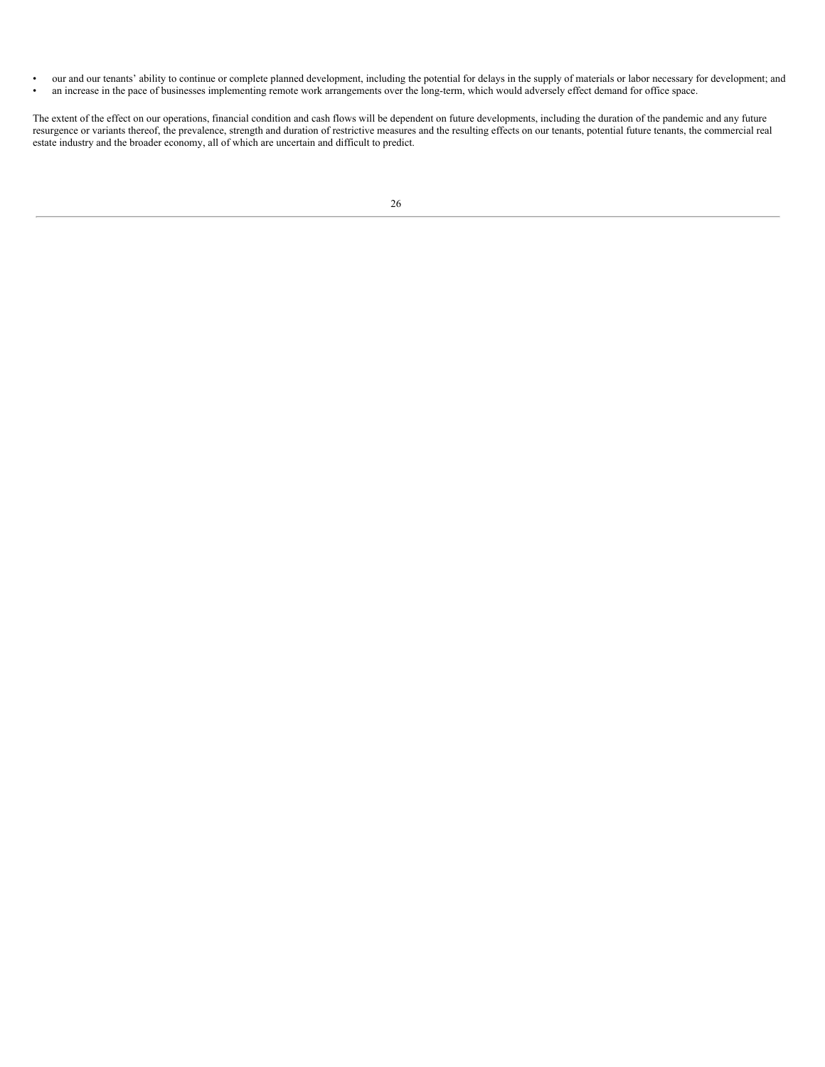- our and our tenants' ability to continue or complete planned development, including the potential for delays in the supply of materials or labor necessary for development; and
- an increase in the pace of businesses implementing remote work arrangements over the long-term, which would adversely effect demand for office space.

The extent of the effect on our operations, financial condition and cash flows will be dependent on future developments, including the duration of the pandemic and any future resurgence or variants thereof, the prevalence, strength and duration of restrictive measures and the resulting effects on our tenants, potential future tenants, the commercial real estate industry and the broader economy, all of which are uncertain and difficult to predict.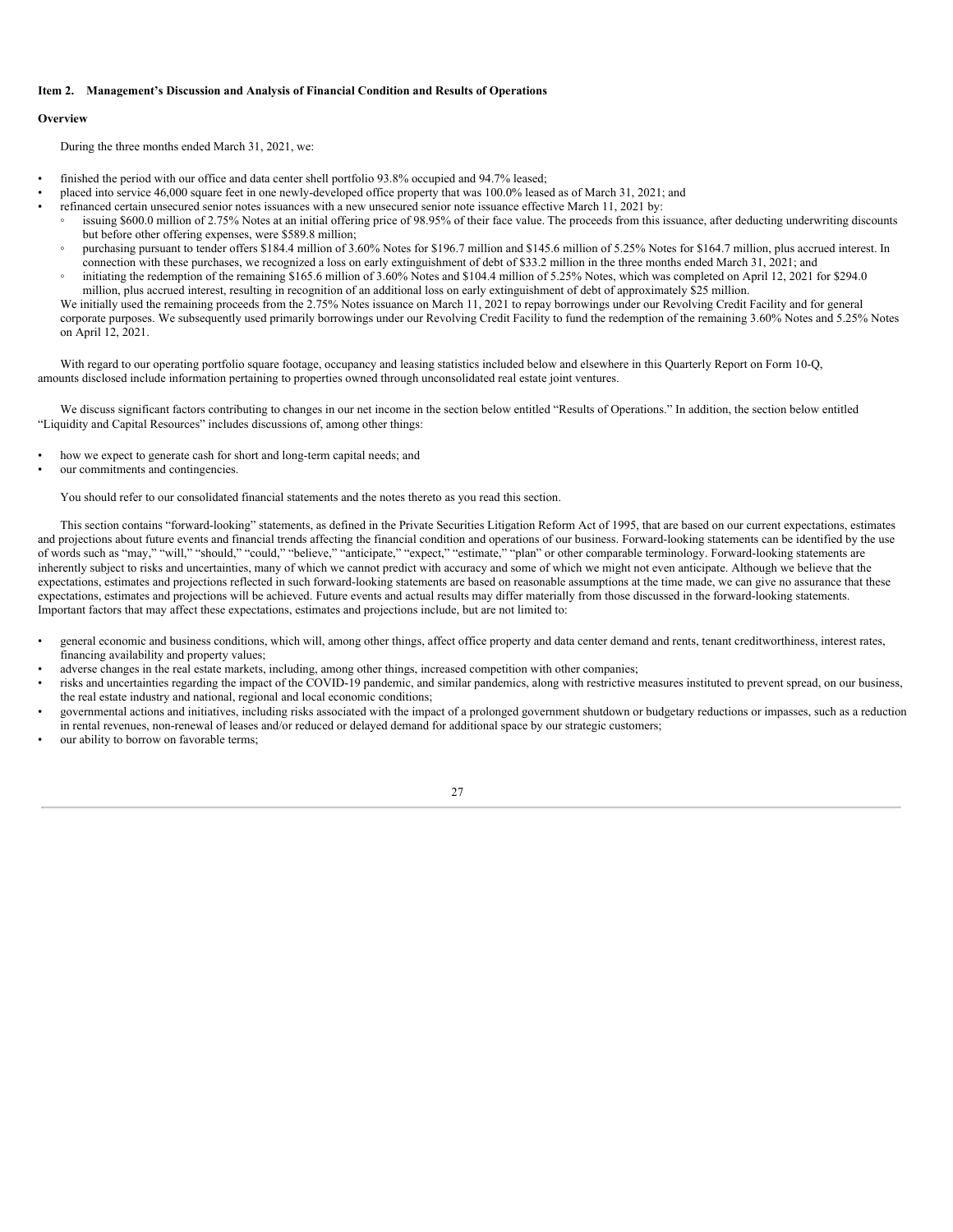## Item 2. Management's Discussion and Analysis of Financial Condition and Results of Operations

### Overview

During the three months ended March 31, 2021, we:

- finished the period with our office and data center shell portfolio 93.8% occupied and 94.7% leased;
- placed into service 46,000 square feet in one newly-developed office property that was 100.0% leased as of March 31, 2021; and
- refinanced certain unsecured senior notes issuances with a new unsecured senior note issuance effective March 11, 2021 by:
  - issuing $600.0 million of 2.75% Notes at an initial offering price of 98.95% of their face value. The proceeds from this issuance, after deducting underwriting discounts but before other offering expenses, were $589.8 million;
  - purchasing pursuant to tender offers $184.4 million of 3.60% Notes for $196.7 million and $145.6 million of 5.25% Notes for $164.7 million, plus accrued interest. In connection with these purchases, we recognized a loss on early extinguishment of debt of $33.2 million in the three months ended March 31, 2021; and
  - initiating the redemption of the remaining $165.6 million of 3.60% Notes and $104.4 million of 5.25% Notes, which was completed on April 12, 2021 for $294.0 million, plus accrued interest, resulting in recognition of an additional loss on early extinguishment of debt of approximately $25 million.

We initially used the remaining proceeds from the 2.75% Notes issuance on March 11, 2021 to repay borrowings under our Revolving Credit Facility and for general corporate purposes. We subsequently used primarily borrowings under our Revolving Credit Facility to fund the redemption of the remaining 3.60% Notes and 5.25% Notes on April 12, 2021.

With regard to our operating portfolio square footage, occupancy and leasing statistics included below and elsewhere in this Quarterly Report on Form 10-Q, amounts disclosed include information pertaining to properties owned through unconsolidated real estate joint ventures.

We discuss significant factors contributing to changes in our net income in the section below entitled "Results of Operations." In addition, the section below entitled "Liquidity and Capital Resources" includes discussions of, among other things:

- how we expect to generate cash for short and long-term capital needs; and
- our commitments and contingencies.

You should refer to our consolidated financial statements and the notes thereto as you read this section.

This section contains "forward-looking" statements, as defined in the Private Securities Litigation Reform Act of 1995, that are based on our current expectations, estimates and projections about future events and financial trends affecting the financial condition and operations of our business. Forward-looking statements can be identified by the use of words such as "may," "will," "should," "could," "believe," "anticipate," "expect," "estimate," "plan" or other comparable terminology. Forward-looking statements are inherently subject to risks and uncertainties, many of which we cannot predict with accuracy and some of which we might not even anticipate. Although we believe that the expectations, estimates and projections reflected in such forward-looking statements are based on reasonable assumptions at the time made, we can give no assurance that these expectations, estimates and projections will be achieved. Future events and actual results may differ materially from those discussed in the forward-looking statements. Important factors that may affect these expectations, estimates and projections include, but are not limited to:

- general economic and business conditions, which will, among other things, affect office property and data center demand and rents, tenant creditworthiness, interest rates, financing availability and property values;
- adverse changes in the real estate markets, including, among other things, increased competition with other companies;
- risks and uncertainties regarding the impact of the COVID-19 pandemic, and similar pandemics, along with restrictive measures instituted to prevent spread, on our business, the real estate industry and national, regional and local economic conditions;
- governmental actions and initiatives, including risks associated with the impact of a prolonged government shutdown or budgetary reductions or impasses, such as a reduction in rental revenues, non-renewal of leases and/or reduced or delayed demand for additional space by our strategic customers;
- our ability to borrow on favorable terms;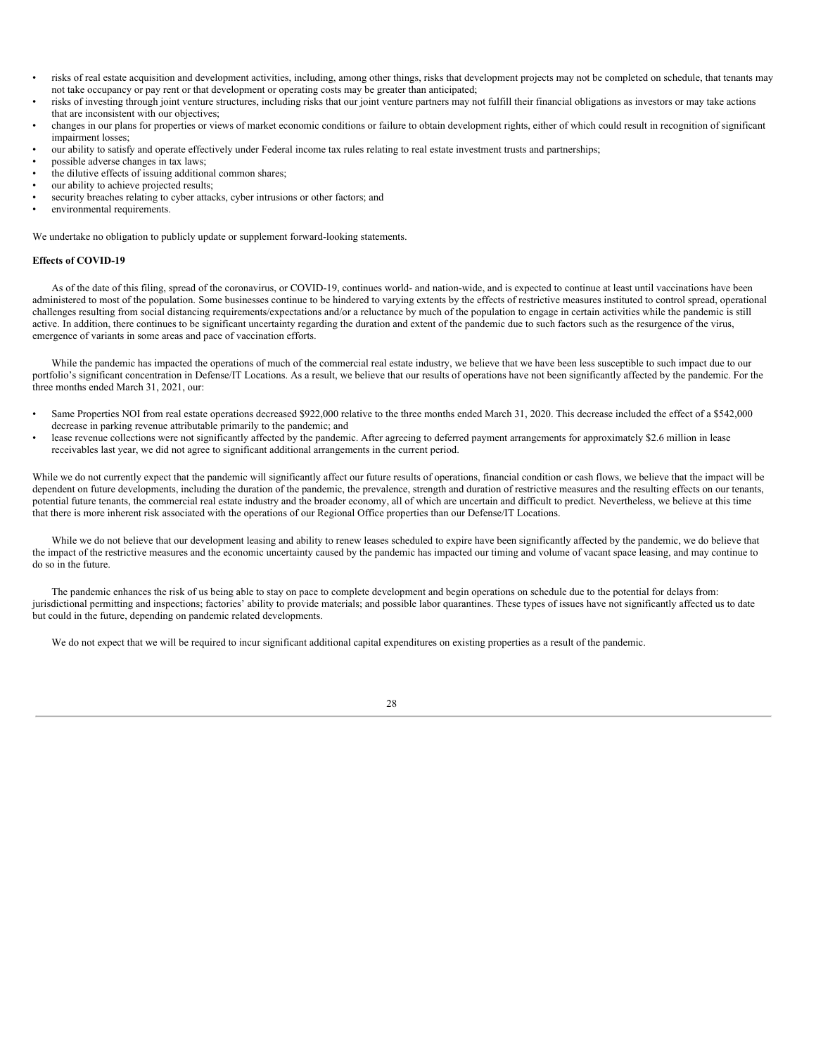- risks of real estate acquisition and development activities, including, among other things, risks that development projects may not be completed on schedule, that tenants may not take occupancy or pay rent or that development or operating costs may be greater than anticipated;
- risks of investing through joint venture structures, including risks that our joint venture partners may not fulfill their financial obligations as investors or may take actions that are inconsistent with our objectives;
- changes in our plans for properties or views of market economic conditions or failure to obtain development rights, either of which could result in recognition of significant impairment losses;
- our ability to satisfy and operate effectively under Federal income tax rules relating to real estate investment trusts and partnerships;
- possible adverse changes in tax laws;
- the dilutive effects of issuing additional common shares;
- our ability to achieve projected results;
- security breaches relating to cyber attacks, cyber intrusions or other factors; and
- environmental requirements.

We undertake no obligation to publicly update or supplement forward-looking statements.

**Effects of COVID-19**

As of the date of this filing, spread of the coronavirus, or COVID-19, continues world- and nation-wide, and is expected to continue at least until vaccinations have been administered to most of the population. Some businesses continue to be hindered to varying extents by the effects of restrictive measures instituted to control spread, operational challenges resulting from social distancing requirements/expectations and/or a reluctance by much of the population to engage in certain activities while the pandemic is still active. In addition, there continues to be significant uncertainty regarding the duration and extent of the pandemic due to such factors such as the resurgence of the virus, emergence of variants in some areas and pace of vaccination efforts.

While the pandemic has impacted the operations of much of the commercial real estate industry, we believe that we have been less susceptible to such impact due to our portfolio's significant concentration in Defense/IT Locations. As a result, we believe that our results of operations have not been significantly affected by the pandemic. For the three months ended March 31, 2021, our:

- Same Properties NOI from real estate operations decreased $922,000 relative to the three months ended March 31, 2020. This decrease included the effect of a $542,000 decrease in parking revenue attributable primarily to the pandemic; and
- lease revenue collections were not significantly affected by the pandemic. After agreeing to deferred payment arrangements for approximately $2.6 million in lease receivables last year, we did not agree to significant additional arrangements in the current period.

While we do not currently expect that the pandemic will significantly affect our future results of operations, financial condition or cash flows, we believe that the impact will be dependent on future developments, including the duration of the pandemic, the prevalence, strength and duration of restrictive measures and the resulting effects on our tenants, potential future tenants, the commercial real estate industry and the broader economy, all of which are uncertain and difficult to predict. Nevertheless, we believe at this time that there is more inherent risk associated with the operations of our Regional Office properties than our Defense/IT Locations.

While we do not believe that our development leasing and ability to renew leases scheduled to expire have been significantly affected by the pandemic, we do believe that the impact of the restrictive measures and the economic uncertainty caused by the pandemic has impacted our timing and volume of vacant space leasing, and may continue to do so in the future.

The pandemic enhances the risk of us being able to stay on pace to complete development and begin operations on schedule due to the potential for delays from: jurisdictional permitting and inspections; factories' ability to provide materials; and possible labor quarantines. These types of issues have not significantly affected us to date but could in the future, depending on pandemic related developments.

We do not expect that we will be required to incur significant additional capital expenditures on existing properties as a result of the pandemic.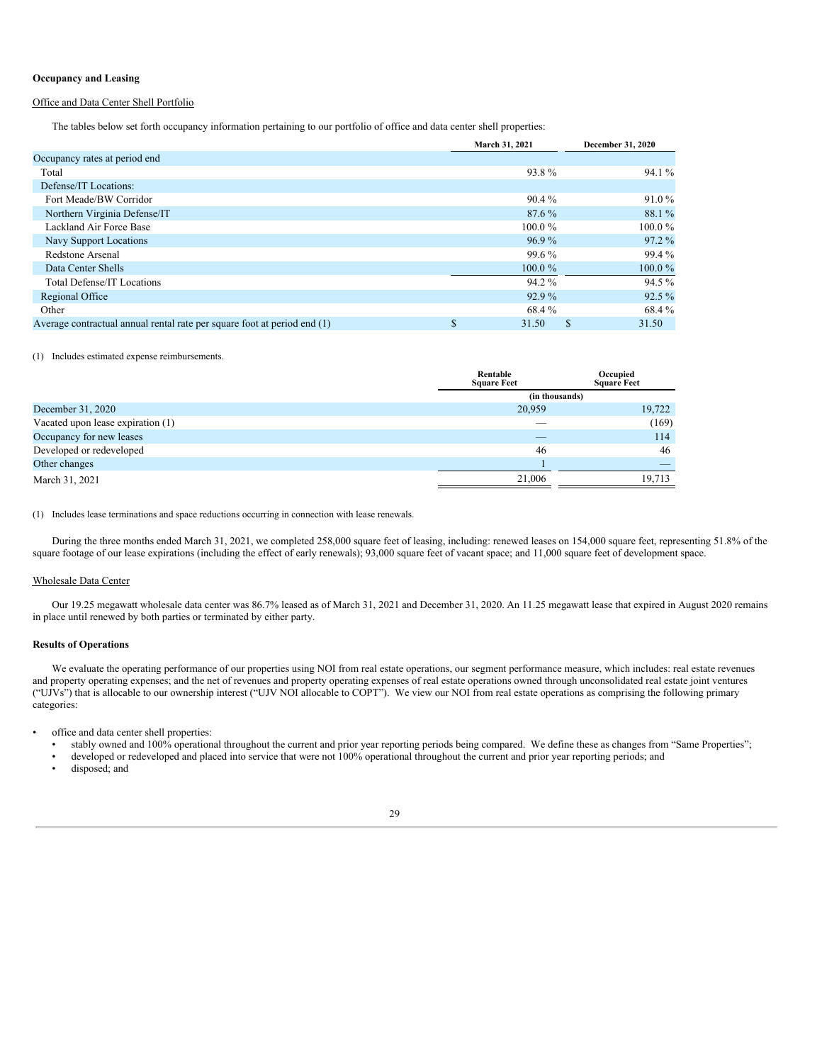**Occupancy and Leasing**

Office and Data Center Shell Portfolio

The tables below set forth occupancy information pertaining to our portfolio of office and data center shell properties:

| | March 31, 2021 | December 31, 2020 |
|---|---|---|
| Occupancy rates at period end | | |
| Total | 93.8 % | 94.1 % |
| Defense/IT Locations: | | |
| Fort Meade/BW Corridor | 90.4 % | 91.0 % |
| Northern Virginia Defense/IT | 87.6 % | 88.1 % |
| Lackland Air Force Base | 100.0 % | 100.0 % |
| Navy Support Locations | 96.9 % | 97.2 % |
| Redstone Arsenal | 99.6 % | 99.4 % |
| Data Center Shells | 100.0 % | 100.0 % |
| Total Defense/IT Locations | 94.2 % | 94.5 % |
| Regional Office | 92.9 % | 92.5 % |
| Other | 68.4 % | 68.4 % |
| Average contractual annual rental rate per square foot at period end (1) | $ 31.50 | $ 31.50 |

(1) Includes estimated expense reimbursements.

| | Rentable Square Feet | Occupied Square Feet |
|---|---|---|
| | (in thousands) | |
| December 31, 2020 | 20,959 | 19,722 |
| Vacated upon lease expiration (1) | — | (169) |
| Occupancy for new leases | — | 114 |
| Developed or redeveloped | 46 | 46 |
| Other changes | 1 | — |
| March 31, 2021 | 21,006 | 19,713 |

(1) Includes lease terminations and space reductions occurring in connection with lease renewals.

During the three months ended March 31, 2021, we completed 258,000 square feet of leasing, including: renewed leases on 154,000 square feet, representing 51.8% of the square footage of our lease expirations (including the effect of early renewals); 93,000 square feet of vacant space; and 11,000 square feet of development space.

Wholesale Data Center

Our 19.25 megawatt wholesale data center was 86.7% leased as of March 31, 2021 and December 31, 2020. An 11.25 megawatt lease that expired in August 2020 remains in place until renewed by both parties or terminated by either party.

**Results of Operations**

We evaluate the operating performance of our properties using NOI from real estate operations, our segment performance measure, which includes: real estate revenues and property operating expenses; and the net of revenues and property operating expenses of real estate operations owned through unconsolidated real estate joint ventures ("UJVs") that is allocable to our ownership interest ("UJV NOI allocable to COPT"). We view our NOI from real estate operations as comprising the following primary categories:

- office and data center shell properties:
  - stably owned and 100% operational throughout the current and prior year reporting periods being compared. We define these as changes from "Same Properties";
  - developed or redeveloped and placed into service that were not 100% operational throughout the current and prior year reporting periods; and
  - disposed; and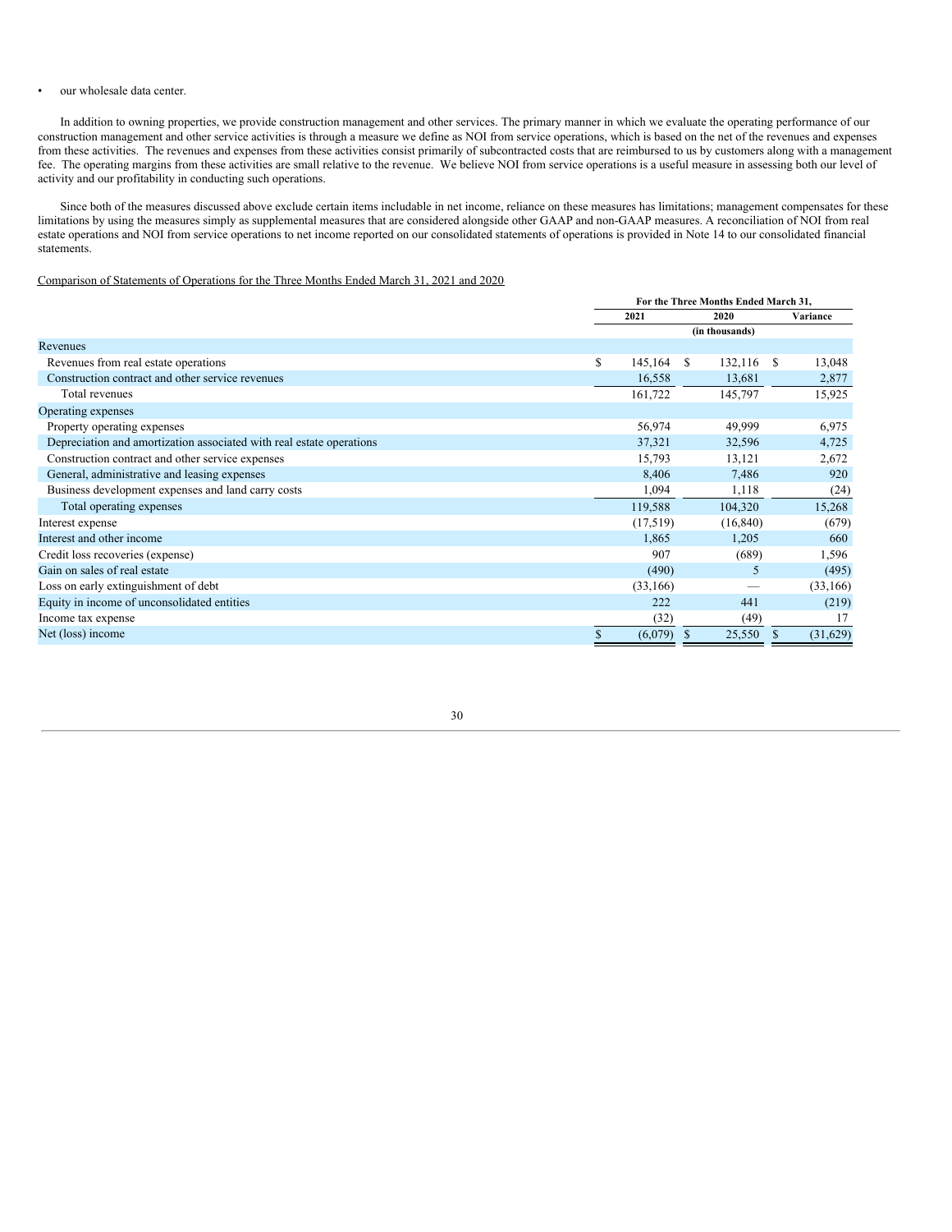- our wholesale data center.

In addition to owning properties, we provide construction management and other services. The primary manner in which we evaluate the operating performance of our construction management and other service activities is through a measure we define as NOI from service operations, which is based on the net of the revenues and expenses from these activities. The revenues and expenses from these activities consist primarily of subcontracted costs that are reimbursed to us by customers along with a management fee. The operating margins from these activities are small relative to the revenue. We believe NOI from service operations is a useful measure in assessing both our level of activity and our profitability in conducting such operations.

Since both of the measures discussed above exclude certain items includable in net income, reliance on these measures has limitations; management compensates for these limitations by using the measures simply as supplemental measures that are considered alongside other GAAP and non-GAAP measures. A reconciliation of NOI from real estate operations and NOI from service operations to net income reported on our consolidated statements of operations is provided in Note 14 to our consolidated financial statements.

Comparison of Statements of Operations for the Three Months Ended March 31, 2021 and 2020

| | For the Three Months Ended March 31, | | |
|---|---|---|---|
| | 2021 | 2020 | Variance |
| | | (in thousands) | |
| Revenues | | | |
| Revenues from real estate operations | $ 145,164 | $ 132,116 | $ 13,048 |
| Construction contract and other service revenues | 16,558 | 13,681 | 2,877 |
| Total revenues | 161,722 | 145,797 | 15,925 |
| Operating expenses | | | |
| Property operating expenses | 56,974 | 49,999 | 6,975 |
| Depreciation and amortization associated with real estate operations | 37,321 | 32,596 | 4,725 |
| Construction contract and other service expenses | 15,793 | 13,121 | 2,672 |
| General, administrative and leasing expenses | 8,406 | 7,486 | 920 |
| Business development expenses and land carry costs | 1,094 | 1,118 | (24) |
| Total operating expenses | 119,588 | 104,320 | 15,268 |
| Interest expense | (17,519) | (16,840) | (679) |
| Interest and other income | 1,865 | 1,205 | 660 |
| Credit loss recoveries (expense) | 907 | (689) | 1,596 |
| Gain on sales of real estate | (490) | 5 | (495) |
| Loss on early extinguishment of debt | (33,166) | — | (33,166) |
| Equity in income of unconsolidated entities | 222 | 441 | (219) |
| Income tax expense | (32) | (49) | 17 |
| Net (loss) income | $ (6,079) | $ 25,550 | $ (31,629) |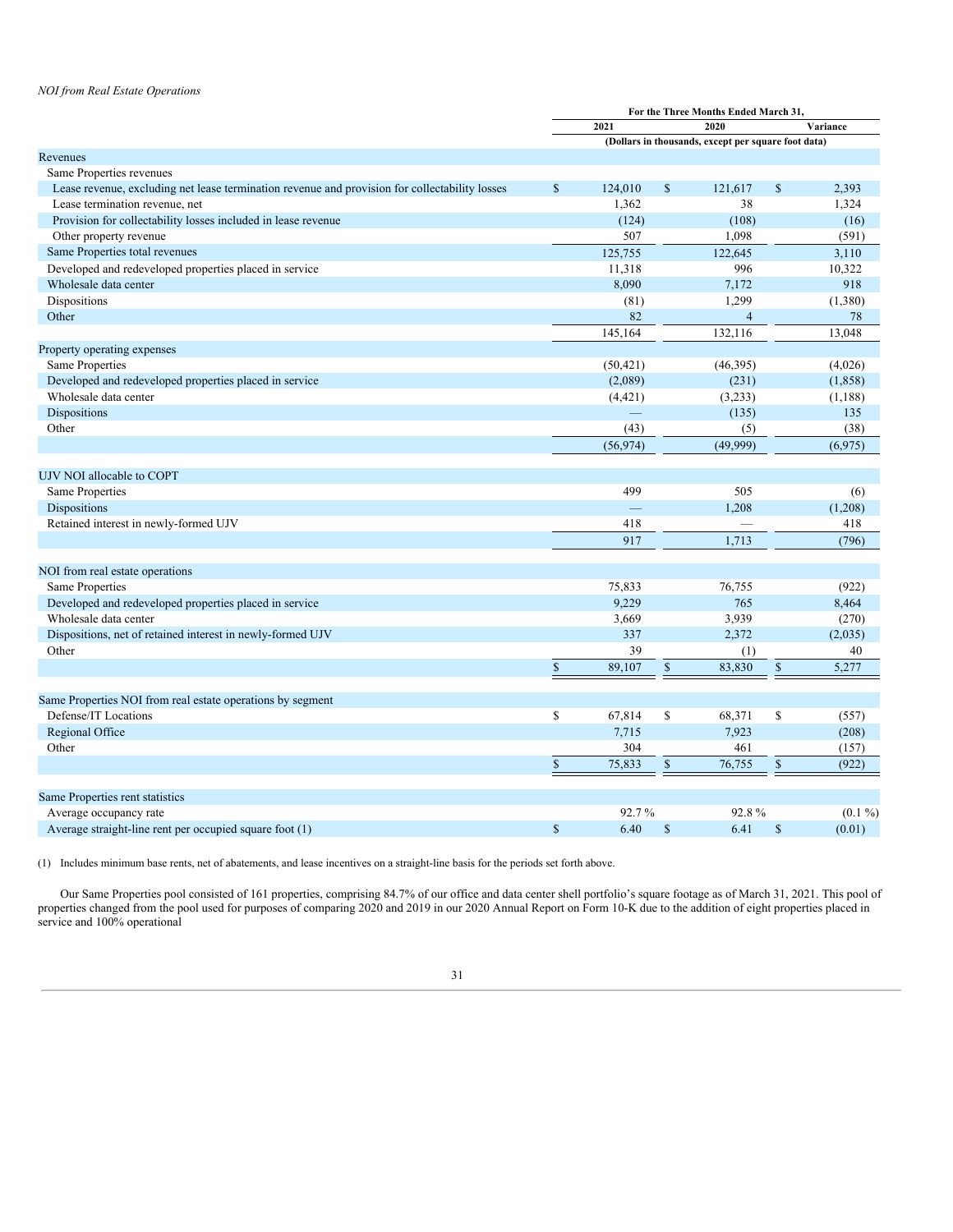*NOI from Real Estate Operations*

| | For the Three Months Ended March 31, | | |
|---|---|---|---|
| | 2021 | 2020 | Variance |
| | (Dollars in thousands, except per square foot data) | | |
| Revenues | | | |
| Same Properties revenues | | | |
| Lease revenue, excluding net lease termination revenue and provision for collectability losses | $ 124,010 | $ 121,617 | $ 2,393 |
| Lease termination revenue, net | 1,362 | 38 | 1,324 |
| Provision for collectability losses included in lease revenue | (124) | (108) | (16) |
| Other property revenue | 507 | 1,098 | (591) |
| Same Properties total revenues | 125,755 | 122,645 | 3,110 |
| Developed and redeveloped properties placed in service | 11,318 | 996 | 10,322 |
| Wholesale data center | 8,090 | 7,172 | 918 |
| Dispositions | (81) | 1,299 | (1,380) |
| Other | 82 | 4 | 78 |
| | 145,164 | 132,116 | 13,048 |
| Property operating expenses | | | |
| Same Properties | (50,421) | (46,395) | (4,026) |
| Developed and redeveloped properties placed in service | (2,089) | (231) | (1,858) |
| Wholesale data center | (4,421) | (3,233) | (1,188) |
| Dispositions | — | (135) | 135 |
| Other | (43) | (5) | (38) |
| | (56,974) | (49,999) | (6,975) |
| UJV NOI allocable to COPT | | | |
| Same Properties | 499 | 505 | (6) |
| Dispositions | — | 1,208 | (1,208) |
| Retained interest in newly-formed UJV | 418 | — | 418 |
| | 917 | 1,713 | (796) |
| NOI from real estate operations | | | |
| Same Properties | 75,833 | 76,755 | (922) |
| Developed and redeveloped properties placed in service | 9,229 | 765 | 8,464 |
| Wholesale data center | 3,669 | 3,939 | (270) |
| Dispositions, net of retained interest in newly-formed UJV | 337 | 2,372 | (2,035) |
| Other | 39 | (1) | 40 |
| | $ 89,107 | $ 83,830 | $ 5,277 |
| Same Properties NOI from real estate operations by segment | | | |
| Defense/IT Locations | $ 67,814 | $ 68,371 | $ (557) |
| Regional Office | 7,715 | 7,923 | (208) |
| Other | 304 | 461 | (157) |
| | $ 75,833 | $ 76,755 | $ (922) |
| Same Properties rent statistics | | | |
| Average occupancy rate | 92.7 % | 92.8 % | (0.1 %) |
| Average straight-line rent per occupied square foot (1) | $ 6.40 | $ 6.41 | $ (0.01) |

(1) Includes minimum base rents, net of abatements, and lease incentives on a straight-line basis for the periods set forth above.

Our Same Properties pool consisted of 161 properties, comprising 84.7% of our office and data center shell portfolio's square footage as of March 31, 2021. This pool of properties changed from the pool used for purposes of comparing 2020 and 2019 in our 2020 Annual Report on Form 10-K due to the addition of eight properties placed in service and 100% operational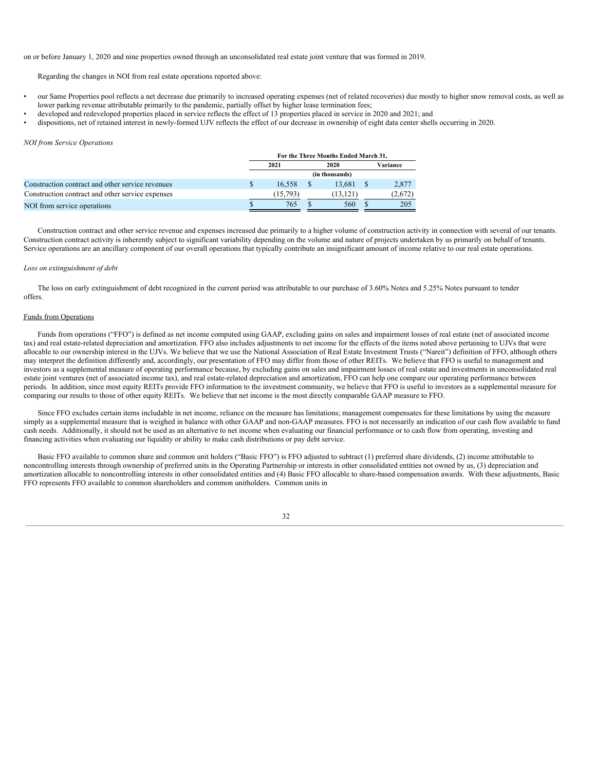on or before January 1, 2020 and nine properties owned through an unconsolidated real estate joint venture that was formed in 2019.

Regarding the changes in NOI from real estate operations reported above:

- our Same Properties pool reflects a net decrease due primarily to increased operating expenses (net of related recoveries) due mostly to higher snow removal costs, as well as lower parking revenue attributable primarily to the pandemic, partially offset by higher lease termination fees;
- developed and redeveloped properties placed in service reflects the effect of 13 properties placed in service in 2020 and 2021; and
- dispositions, net of retained interest in newly-formed UJV reflects the effect of our decrease in ownership of eight data center shells occurring in 2020.

*NOI from Service Operations*

| | For the Three Months Ended March 31, | | |
|---|---|---|---|
| | 2021 | 2020 | Variance |
| | | (in thousands) | |
| Construction contract and other service revenues | $ 16,558 | $ 13,681 | $ 2,877 |
| Construction contract and other service expenses | (15,793) | (13,121) | (2,672) |
| NOI from service operations | $ 765 | $ 560 | $ 205 |

Construction contract and other service revenue and expenses increased due primarily to a higher volume of construction activity in connection with several of our tenants. Construction contract activity is inherently subject to significant variability depending on the volume and nature of projects undertaken by us primarily on behalf of tenants. Service operations are an ancillary component of our overall operations that typically contribute an insignificant amount of income relative to our real estate operations.

*Loss on extinguishment of debt*

The loss on early extinguishment of debt recognized in the current period was attributable to our purchase of 3.60% Notes and 5.25% Notes pursuant to tender offers.

## Funds from Operations

Funds from operations ("FFO") is defined as net income computed using GAAP, excluding gains on sales and impairment losses of real estate (net of associated income tax) and real estate-related depreciation and amortization. FFO also includes adjustments to net income for the effects of the items noted above pertaining to UJVs that were allocable to our ownership interest in the UJVs. We believe that we use the National Association of Real Estate Investment Trusts ("Nareit") definition of FFO, although others may interpret the definition differently and, accordingly, our presentation of FFO may differ from those of other REITs. We believe that FFO is useful to management and investors as a supplemental measure of operating performance because, by excluding gains on sales and impairment losses of real estate and investments in unconsolidated real estate joint ventures (net of associated income tax), and real estate-related depreciation and amortization, FFO can help one compare our operating performance between periods. In addition, since most equity REITs provide FFO information to the investment community, we believe that FFO is useful to investors as a supplemental measure for comparing our results to those of other equity REITs. We believe that net income is the most directly comparable GAAP measure to FFO.

Since FFO excludes certain items includable in net income, reliance on the measure has limitations; management compensates for these limitations by using the measure simply as a supplemental measure that is weighed in balance with other GAAP and non-GAAP measures. FFO is not necessarily an indication of our cash flow available to fund cash needs. Additionally, it should not be used as an alternative to net income when evaluating our financial performance or to cash flow from operating, investing and financing activities when evaluating our liquidity or ability to make cash distributions or pay debt service.

Basic FFO available to common share and common unit holders ("Basic FFO") is FFO adjusted to subtract (1) preferred share dividends, (2) income attributable to noncontrolling interests through ownership of preferred units in the Operating Partnership or interests in other consolidated entities not owned by us, (3) depreciation and amortization allocable to noncontrolling interests in other consolidated entities and (4) Basic FFO allocable to share-based compensation awards. With these adjustments, Basic FFO represents FFO available to common shareholders and common unitholders. Common units in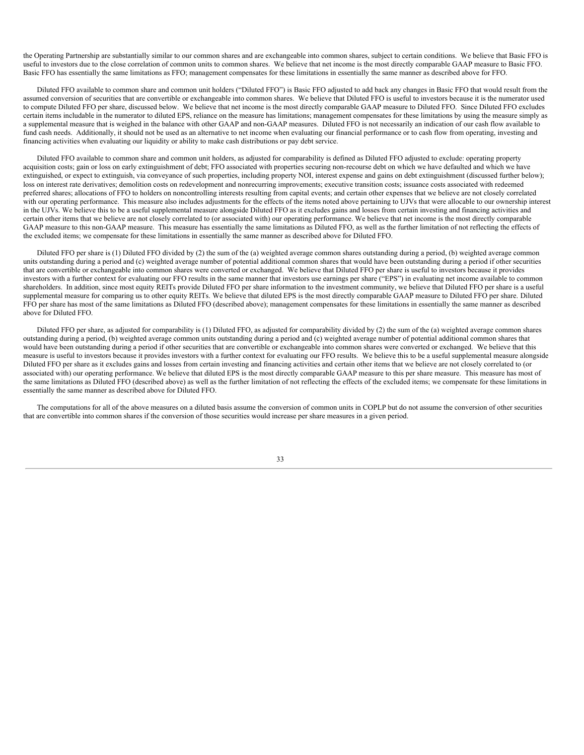the Operating Partnership are substantially similar to our common shares and are exchangeable into common shares, subject to certain conditions. We believe that Basic FFO is useful to investors due to the close correlation of common units to common shares. We believe that net income is the most directly comparable GAAP measure to Basic FFO. Basic FFO has essentially the same limitations as FFO; management compensates for these limitations in essentially the same manner as described above for FFO.

Diluted FFO available to common share and common unit holders ("Diluted FFO") is Basic FFO adjusted to add back any changes in Basic FFO that would result from the assumed conversion of securities that are convertible or exchangeable into common shares. We believe that Diluted FFO is useful to investors because it is the numerator used to compute Diluted FFO per share, discussed below. We believe that net income is the most directly comparable GAAP measure to Diluted FFO. Since Diluted FFO excludes certain items includable in the numerator to diluted EPS, reliance on the measure has limitations; management compensates for these limitations by using the measure simply as a supplemental measure that is weighed in the balance with other GAAP and non-GAAP measures. Diluted FFO is not necessarily an indication of our cash flow available to fund cash needs. Additionally, it should not be used as an alternative to net income when evaluating our financial performance or to cash flow from operating, investing and financing activities when evaluating our liquidity or ability to make cash distributions or pay debt service.

Diluted FFO available to common share and common unit holders, as adjusted for comparability is defined as Diluted FFO adjusted to exclude: operating property acquisition costs; gain or loss on early extinguishment of debt; FFO associated with properties securing non-recourse debt on which we have defaulted and which we have extinguished, or expect to extinguish, via conveyance of such properties, including property NOI, interest expense and gains on debt extinguishment (discussed further below); loss on interest rate derivatives; demolition costs on redevelopment and nonrecurring improvements; executive transition costs; issuance costs associated with redeemed preferred shares; allocations of FFO to holders on noncontrolling interests resulting from capital events; and certain other expenses that we believe are not closely correlated with our operating performance. This measure also includes adjustments for the effects of the items noted above pertaining to UJVs that were allocable to our ownership interest in the UJVs. We believe this to be a useful supplemental measure alongside Diluted FFO as it excludes gains and losses from certain investing and financing activities and certain other items that we believe are not closely correlated to (or associated with) our operating performance. We believe that net income is the most directly comparable GAAP measure to this non-GAAP measure. This measure has essentially the same limitations as Diluted FFO, as well as the further limitation of not reflecting the effects of the excluded items; we compensate for these limitations in essentially the same manner as described above for Diluted FFO.

Diluted FFO per share is (1) Diluted FFO divided by (2) the sum of the (a) weighted average common shares outstanding during a period, (b) weighted average common units outstanding during a period and (c) weighted average number of potential additional common shares that would have been outstanding during a period if other securities that are convertible or exchangeable into common shares were converted or exchanged. We believe that Diluted FFO per share is useful to investors because it provides investors with a further context for evaluating our FFO results in the same manner that investors use earnings per share ("EPS") in evaluating net income available to common shareholders. In addition, since most equity REITs provide Diluted FFO per share information to the investment community, we believe that Diluted FFO per share is a useful supplemental measure for comparing us to other equity REITs. We believe that diluted EPS is the most directly comparable GAAP measure to Diluted FFO per share. Diluted FFO per share has most of the same limitations as Diluted FFO (described above); management compensates for these limitations in essentially the same manner as described above for Diluted FFO.

Diluted FFO per share, as adjusted for comparability is (1) Diluted FFO, as adjusted for comparability divided by (2) the sum of the (a) weighted average common shares outstanding during a period, (b) weighted average common units outstanding during a period and (c) weighted average number of potential additional common shares that would have been outstanding during a period if other securities that are convertible or exchangeable into common shares were converted or exchanged. We believe that this measure is useful to investors because it provides investors with a further context for evaluating our FFO results. We believe this to be a useful supplemental measure alongside Diluted FFO per share as it excludes gains and losses from certain investing and financing activities and certain other items that we believe are not closely correlated to (or associated with) our operating performance. We believe that diluted EPS is the most directly comparable GAAP measure to this per share measure. This measure has most of the same limitations as Diluted FFO (described above) as well as the further limitation of not reflecting the effects of the excluded items; we compensate for these limitations in essentially the same manner as described above for Diluted FFO.

The computations for all of the above measures on a diluted basis assume the conversion of common units in COPLP but do not assume the conversion of other securities that are convertible into common shares if the conversion of those securities would increase per share measures in a given period.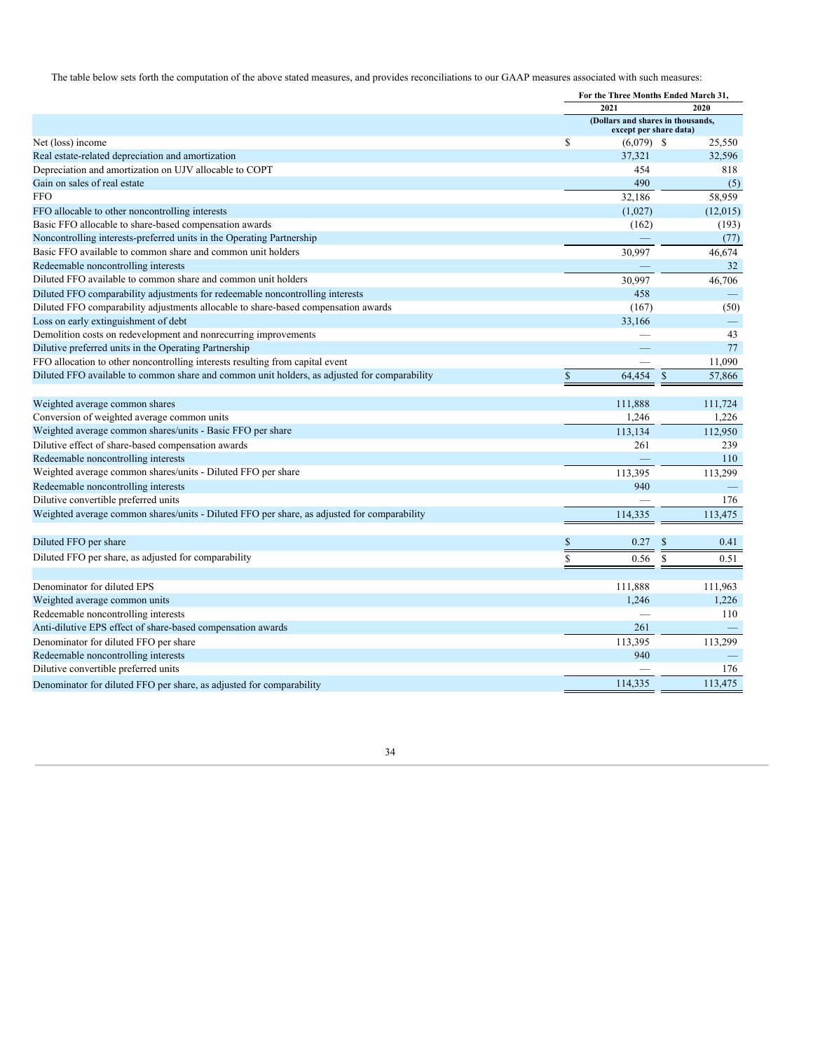The table below sets forth the computation of the above stated measures, and provides reconciliations to our GAAP measures associated with such measures:

| | For the Three Months Ended March 31, | |
|---|---|---|
| | 2021 | 2020 |
| | (Dollars and shares in thousands, except per share data) | |
| Net (loss) income | $ (6,079) | $ 25,550 |
| Real estate-related depreciation and amortization | 37,321 | 32,596 |
| Depreciation and amortization on UJV allocable to COPT | 454 | 818 |
| Gain on sales of real estate | 490 | (5) |
| FFO | 32,186 | 58,959 |
| FFO allocable to other noncontrolling interests | (1,027) | (12,015) |
| Basic FFO allocable to share-based compensation awards | (162) | (193) |
| Noncontrolling interests-preferred units in the Operating Partnership | — | (77) |
| Basic FFO available to common share and common unit holders | 30,997 | 46,674 |
| Redeemable noncontrolling interests | — | 32 |
| Diluted FFO available to common share and common unit holders | 30,997 | 46,706 |
| Diluted FFO comparability adjustments for redeemable noncontrolling interests | 458 | — |
| Diluted FFO comparability adjustments allocable to share-based compensation awards | (167) | (50) |
| Loss on early extinguishment of debt | 33,166 | — |
| Demolition costs on redevelopment and nonrecurring improvements | — | 43 |
| Dilutive preferred units in the Operating Partnership | — | 77 |
| FFO allocation to other noncontrolling interests resulting from capital event | — | 11,090 |
| Diluted FFO available to common share and common unit holders, as adjusted for comparability | $ 64,454 | $ 57,866 |
| | | |
| Weighted average common shares | 111,888 | 111,724 |
| Conversion of weighted average common units | 1,246 | 1,226 |
| Weighted average common shares/units - Basic FFO per share | 113,134 | 112,950 |
| Dilutive effect of share-based compensation awards | 261 | 239 |
| Redeemable noncontrolling interests | — | 110 |
| Weighted average common shares/units - Diluted FFO per share | 113,395 | 113,299 |
| Redeemable noncontrolling interests | 940 | — |
| Dilutive convertible preferred units | — | 176 |
| Weighted average common shares/units - Diluted FFO per share, as adjusted for comparability | 114,335 | 113,475 |
| | | |
| Diluted FFO per share | $ 0.27 | $ 0.41 |
| Diluted FFO per share, as adjusted for comparability | $ 0.56 | $ 0.51 |
| | | |
| Denominator for diluted EPS | 111,888 | 111,963 |
| Weighted average common units | 1,246 | 1,226 |
| Redeemable noncontrolling interests | — | 110 |
| Anti-dilutive EPS effect of share-based compensation awards | 261 | — |
| Denominator for diluted FFO per share | 113,395 | 113,299 |
| Redeemable noncontrolling interests | 940 | — |
| Dilutive convertible preferred units | — | 176 |
| Denominator for diluted FFO per share, as adjusted for comparability | 114,335 | 113,475 |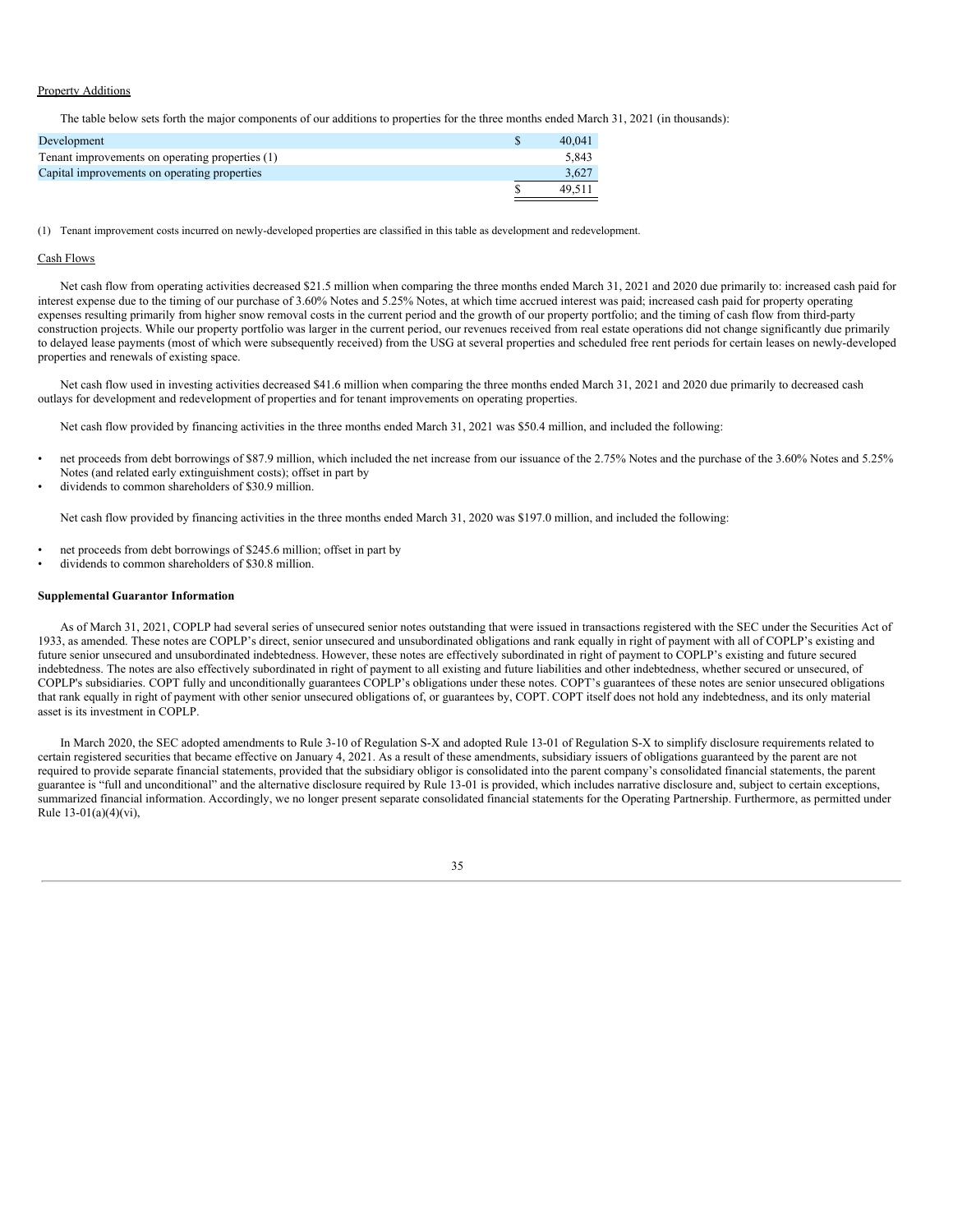Property Additions

The table below sets forth the major components of our additions to properties for the three months ended March 31, 2021 (in thousands):

| | |
|---|---|
| Development | $ 40,041 |
| Tenant improvements on operating properties (1) | 5,843 |
| Capital improvements on operating properties | 3,627 |
| | $ 49,511 |

(1) Tenant improvement costs incurred on newly-developed properties are classified in this table as development and redevelopment.

Cash Flows

Net cash flow from operating activities decreased $21.5 million when comparing the three months ended March 31, 2021 and 2020 due primarily to: increased cash paid for interest expense due to the timing of our purchase of 3.60% Notes and 5.25% Notes, at which time accrued interest was paid; increased cash paid for property operating expenses resulting primarily from higher snow removal costs in the current period and the growth of our property portfolio; and the timing of cash flow from third-party construction projects. While our property portfolio was larger in the current period, our revenues received from real estate operations did not change significantly due primarily to delayed lease payments (most of which were subsequently received) from the USG at several properties and scheduled free rent periods for certain leases on newly-developed properties and renewals of existing space.

Net cash flow used in investing activities decreased $41.6 million when comparing the three months ended March 31, 2021 and 2020 due primarily to decreased cash outlays for development and redevelopment of properties and for tenant improvements on operating properties.

Net cash flow provided by financing activities in the three months ended March 31, 2021 was $50.4 million, and included the following:

- net proceeds from debt borrowings of $87.9 million, which included the net increase from our issuance of the 2.75% Notes and the purchase of the 3.60% Notes and 5.25% Notes (and related early extinguishment costs); offset in part by
- dividends to common shareholders of $30.9 million.

Net cash flow provided by financing activities in the three months ended March 31, 2020 was $197.0 million, and included the following:

- net proceeds from debt borrowings of $245.6 million; offset in part by
- dividends to common shareholders of $30.8 million.

**Supplemental Guarantor Information**

As of March 31, 2021, COPLP had several series of unsecured senior notes outstanding that were issued in transactions registered with the SEC under the Securities Act of 1933, as amended. These notes are COPLP's direct, senior unsecured and unsubordinated obligations and rank equally in right of payment with all of COPLP's existing and future senior unsecured and unsubordinated indebtedness. However, these notes are effectively subordinated in right of payment to COPLP's existing and future secured indebtedness. The notes are also effectively subordinated in right of payment to all existing and future liabilities and other indebtedness, whether secured or unsecured, of COPLP's subsidiaries. COPT fully and unconditionally guarantees COPLP's obligations under these notes. COPT's guarantees of these notes are senior unsecured obligations that rank equally in right of payment with other senior unsecured obligations of, or guarantees by, COPT. COPT itself does not hold any indebtedness, and its only material asset is its investment in COPLP.

In March 2020, the SEC adopted amendments to Rule 3-10 of Regulation S-X and adopted Rule 13-01 of Regulation S-X to simplify disclosure requirements related to certain registered securities that became effective on January 4, 2021. As a result of these amendments, subsidiary issuers of obligations guaranteed by the parent are not required to provide separate financial statements, provided that the subsidiary obligor is consolidated into the parent company's consolidated financial statements, the parent guarantee is "full and unconditional" and the alternative disclosure required by Rule 13-01 is provided, which includes narrative disclosure and, subject to certain exceptions, summarized financial information. Accordingly, we no longer present separate consolidated financial statements for the Operating Partnership. Furthermore, as permitted under Rule 13-01(a)(4)(vi),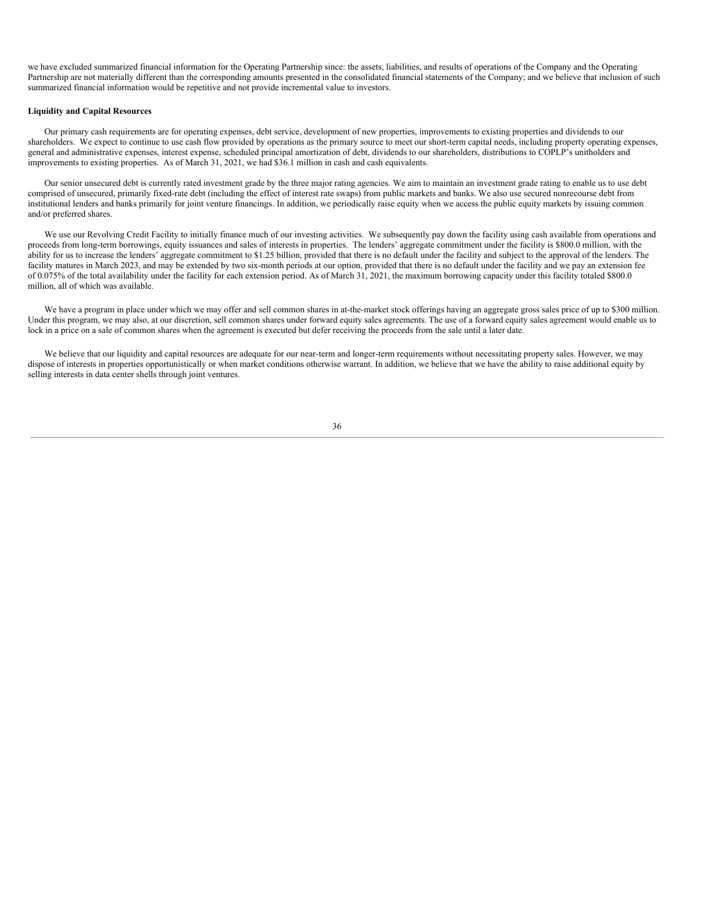we have excluded summarized financial information for the Operating Partnership since: the assets, liabilities, and results of operations of the Company and the Operating Partnership are not materially different than the corresponding amounts presented in the consolidated financial statements of the Company; and we believe that inclusion of such summarized financial information would be repetitive and not provide incremental value to investors.

**Liquidity and Capital Resources**

Our primary cash requirements are for operating expenses, debt service, development of new properties, improvements to existing properties and dividends to our shareholders. We expect to continue to use cash flow provided by operations as the primary source to meet our short-term capital needs, including property operating expenses, general and administrative expenses, interest expense, scheduled principal amortization of debt, dividends to our shareholders, distributions to COPLP's unitholders and improvements to existing properties. As of March 31, 2021, we had $36.1 million in cash and cash equivalents.

Our senior unsecured debt is currently rated investment grade by the three major rating agencies. We aim to maintain an investment grade rating to enable us to use debt comprised of unsecured, primarily fixed-rate debt (including the effect of interest rate swaps) from public markets and banks. We also use secured nonrecourse debt from institutional lenders and banks primarily for joint venture financings. In addition, we periodically raise equity when we access the public equity markets by issuing common and/or preferred shares.

We use our Revolving Credit Facility to initially finance much of our investing activities. We subsequently pay down the facility using cash available from operations and proceeds from long-term borrowings, equity issuances and sales of interests in properties. The lenders' aggregate commitment under the facility is $800.0 million, with the ability for us to increase the lenders' aggregate commitment to $1.25 billion, provided that there is no default under the facility and subject to the approval of the lenders. The facility matures in March 2023, and may be extended by two six-month periods at our option, provided that there is no default under the facility and we pay an extension fee of 0.075% of the total availability under the facility for each extension period. As of March 31, 2021, the maximum borrowing capacity under this facility totaled $800.0 million, all of which was available.

We have a program in place under which we may offer and sell common shares in at-the-market stock offerings having an aggregate gross sales price of up to $300 million. Under this program, we may also, at our discretion, sell common shares under forward equity sales agreements. The use of a forward equity sales agreement would enable us to lock in a price on a sale of common shares when the agreement is executed but defer receiving the proceeds from the sale until a later date.

We believe that our liquidity and capital resources are adequate for our near-term and longer-term requirements without necessitating property sales. However, we may dispose of interests in properties opportunistically or when market conditions otherwise warrant. In addition, we believe that we have the ability to raise additional equity by selling interests in data center shells through joint ventures.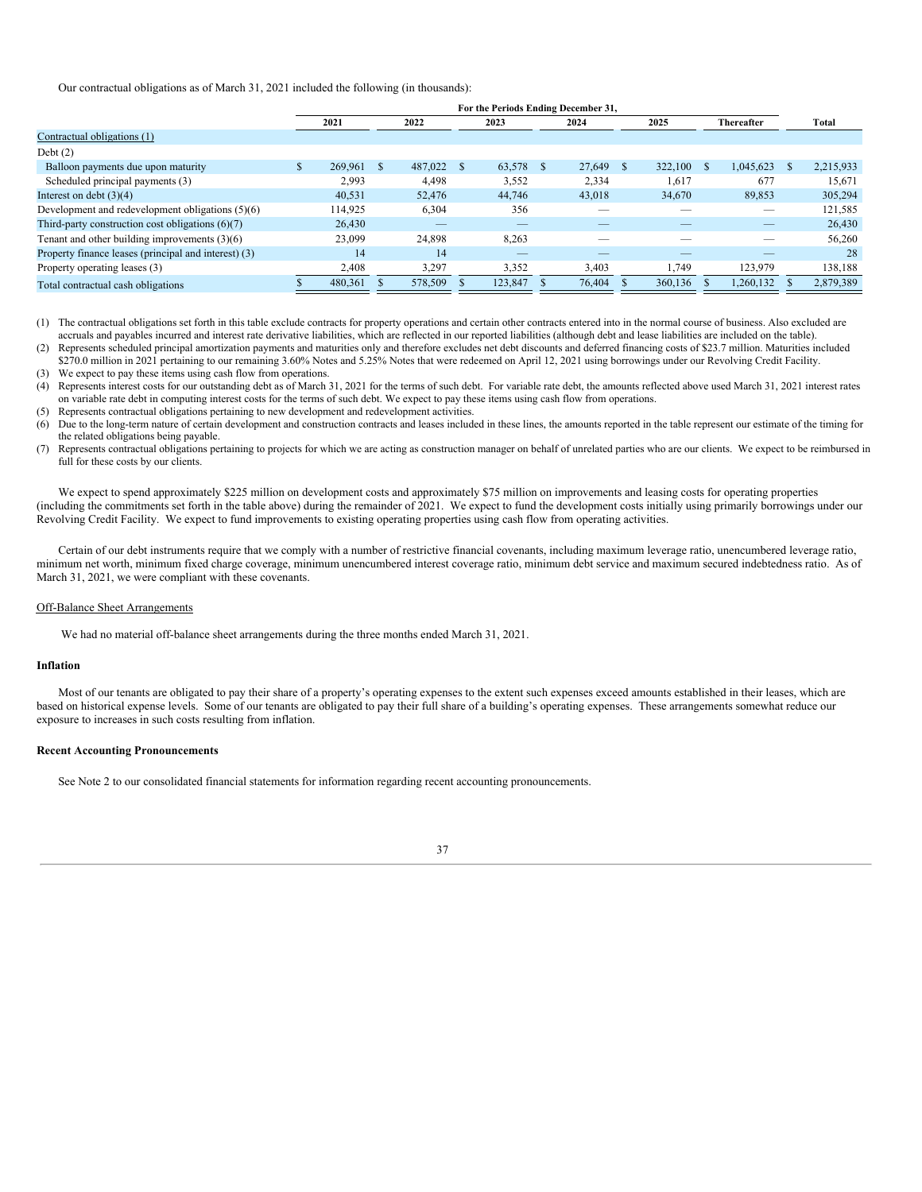Our contractual obligations as of March 31, 2021 included the following (in thousands):

| | For the Periods Ending December 31, | | | | | | |
|---|---|---|---|---|---|---|---|
| | 2021 | 2022 | 2023 | 2024 | 2025 | Thereafter | Total |
| Contractual obligations (1) | | | | | | | |
| Debt (2) | | | | | | | |
| Balloon payments due upon maturity | $ 269,961 | $ 487,022 | $ 63,578 | $ 27,649 | $ 322,100 | $ 1,045,623 | $ 2,215,933 |
| Scheduled principal payments (3) | 2,993 | 4,498 | 3,552 | 2,334 | 1,617 | 677 | 15,671 |
| Interest on debt (3)(4) | 40,531 | 52,476 | 44,746 | 43,018 | 34,670 | 89,853 | 305,294 |
| Development and redevelopment obligations (5)(6) | 114,925 | 6,304 | 356 | — | — | — | 121,585 |
| Third-party construction cost obligations (6)(7) | 26,430 | — | — | — | — | — | 26,430 |
| Tenant and other building improvements (3)(6) | 23,099 | 24,898 | 8,263 | — | — | — | 56,260 |
| Property finance leases (principal and interest) (3) | 14 | 14 | — | — | — | — | 28 |
| Property operating leases (3) | 2,408 | 3,297 | 3,352 | 3,403 | 1,749 | 123,979 | 138,188 |
| Total contractual cash obligations | $ 480,361 | $ 578,509 | $ 123,847 | $ 76,404 | $ 360,136 | $ 1,260,132 | $ 2,879,389 |

(1) The contractual obligations set forth in this table exclude contracts for property operations and certain other contracts entered into in the normal course of business. Also excluded are accruals and payables incurred and interest rate derivative liabilities, which are reflected in our reported liabilities (although debt and lease liabilities are included on the table).

(2) Represents scheduled principal amortization payments and maturities only and therefore excludes net debt discounts and deferred financing costs of $23.7 million. Maturities included $270.0 million in 2021 pertaining to our remaining 3.60% Notes and 5.25% Notes that were redeemed on April 12, 2021 using borrowings under our Revolving Credit Facility.

(3) We expect to pay these items using cash flow from operations.

(4) Represents interest costs for our outstanding debt as of March 31, 2021 for the terms of such debt. For variable rate debt, the amounts reflected above used March 31, 2021 interest rates on variable rate debt in computing interest costs for the terms of such debt. We expect to pay these items using cash flow from operations.

(5) Represents contractual obligations pertaining to new development and redevelopment activities.

(6) Due to the long-term nature of certain development and construction contracts and leases included in these lines, the amounts reported in the table represent our estimate of the timing for the related obligations being payable.

(7) Represents contractual obligations pertaining to projects for which we are acting as construction manager on behalf of unrelated parties who are our clients. We expect to be reimbursed in full for these costs by our clients.

We expect to spend approximately $225 million on development costs and approximately $75 million on improvements and leasing costs for operating properties (including the commitments set forth in the table above) during the remainder of 2021. We expect to fund the development costs initially using primarily borrowings under our Revolving Credit Facility. We expect to fund improvements to existing operating properties using cash flow from operating activities.

Certain of our debt instruments require that we comply with a number of restrictive financial covenants, including maximum leverage ratio, unencumbered leverage ratio, minimum net worth, minimum fixed charge coverage, minimum unencumbered interest coverage ratio, minimum debt service and maximum secured indebtedness ratio. As of March 31, 2021, we were compliant with these covenants.

Off-Balance Sheet Arrangements

We had no material off-balance sheet arrangements during the three months ended March 31, 2021.

**Inflation**

Most of our tenants are obligated to pay their share of a property's operating expenses to the extent such expenses exceed amounts established in their leases, which are based on historical expense levels. Some of our tenants are obligated to pay their full share of a building's operating expenses. These arrangements somewhat reduce our exposure to increases in such costs resulting from inflation.

**Recent Accounting Pronouncements**

See Note 2 to our consolidated financial statements for information regarding recent accounting pronouncements.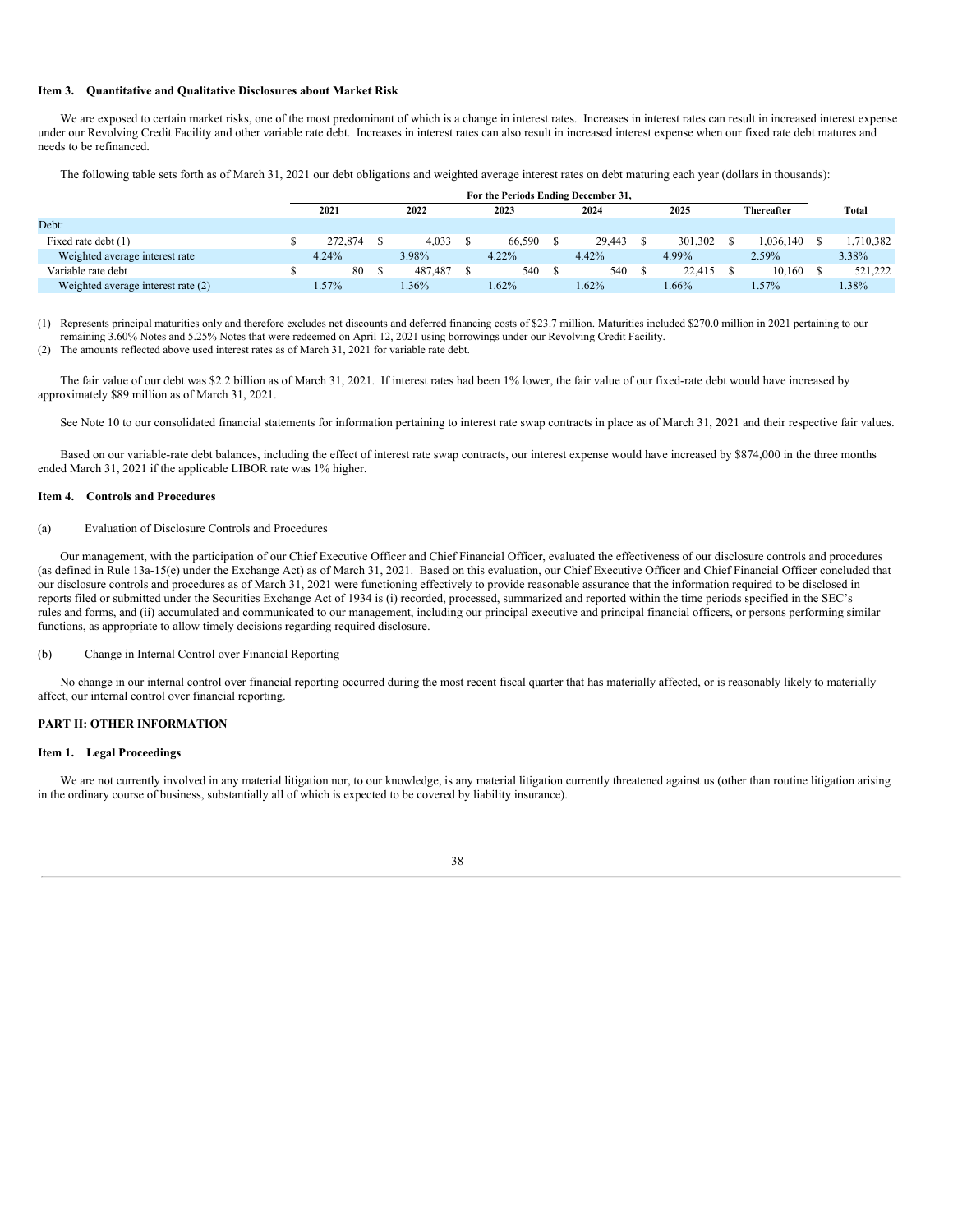### Item 3. Quantitative and Qualitative Disclosures about Market Risk

We are exposed to certain market risks, one of the most predominant of which is a change in interest rates. Increases in interest rates can result in increased interest expense under our Revolving Credit Facility and other variable rate debt. Increases in interest rates can also result in increased interest expense when our fixed rate debt matures and needs to be refinanced.

The following table sets forth as of March 31, 2021 our debt obligations and weighted average interest rates on debt maturing each year (dollars in thousands):

| | For the Periods Ending December 31, | | | | | | |
|---|---|---|---|---|---|---|---|
| | 2021 | 2022 | 2023 | 2024 | 2025 | Thereafter | Total |
| Debt: | | | | | | | |
| Fixed rate debt (1) | $ 272,874 | $ 4,033 | $ 66,590 | $ 29,443 | $ 301,302 | $ 1,036,140 | $ 1,710,382 |
| Weighted average interest rate | 4.24% | 3.98% | 4.22% | 4.42% | 4.99% | 2.59% | 3.38% |
| Variable rate debt | $ 80 | $ 487,487 | $ 540 | $ 540 | $ 22,415 | $ 10,160 | $ 521,222 |
| Weighted average interest rate (2) | 1.57% | 1.36% | 1.62% | 1.62% | 1.66% | 1.57% | 1.38% |

(1) Represents principal maturities only and therefore excludes net discounts and deferred financing costs of $23.7 million. Maturities included $270.0 million in 2021 pertaining to our remaining 3.60% Notes and 5.25% Notes that were redeemed on April 12, 2021 using borrowings under our Revolving Credit Facility.

(2) The amounts reflected above used interest rates as of March 31, 2021 for variable rate debt.

The fair value of our debt was $2.2 billion as of March 31, 2021. If interest rates had been 1% lower, the fair value of our fixed-rate debt would have increased by approximately $89 million as of March 31, 2021.

See Note 10 to our consolidated financial statements for information pertaining to interest rate swap contracts in place as of March 31, 2021 and their respective fair values.

Based on our variable-rate debt balances, including the effect of interest rate swap contracts, our interest expense would have increased by $874,000 in the three months ended March 31, 2021 if the applicable LIBOR rate was 1% higher.

### Item 4. Controls and Procedures

(a) Evaluation of Disclosure Controls and Procedures

Our management, with the participation of our Chief Executive Officer and Chief Financial Officer, evaluated the effectiveness of our disclosure controls and procedures (as defined in Rule 13a-15(e) under the Exchange Act) as of March 31, 2021. Based on this evaluation, our Chief Executive Officer and Chief Financial Officer concluded that our disclosure controls and procedures as of March 31, 2021 were functioning effectively to provide reasonable assurance that the information required to be disclosed in reports filed or submitted under the Securities Exchange Act of 1934 is (i) recorded, processed, summarized and reported within the time periods specified in the SEC's rules and forms, and (ii) accumulated and communicated to our management, including our principal executive and principal financial officers, or persons performing similar functions, as appropriate to allow timely decisions regarding required disclosure.

(b) Change in Internal Control over Financial Reporting

No change in our internal control over financial reporting occurred during the most recent fiscal quarter that has materially affected, or is reasonably likely to materially affect, our internal control over financial reporting.

## PART II: OTHER INFORMATION

### Item 1. Legal Proceedings

We are not currently involved in any material litigation nor, to our knowledge, is any material litigation currently threatened against us (other than routine litigation arising in the ordinary course of business, substantially all of which is expected to be covered by liability insurance).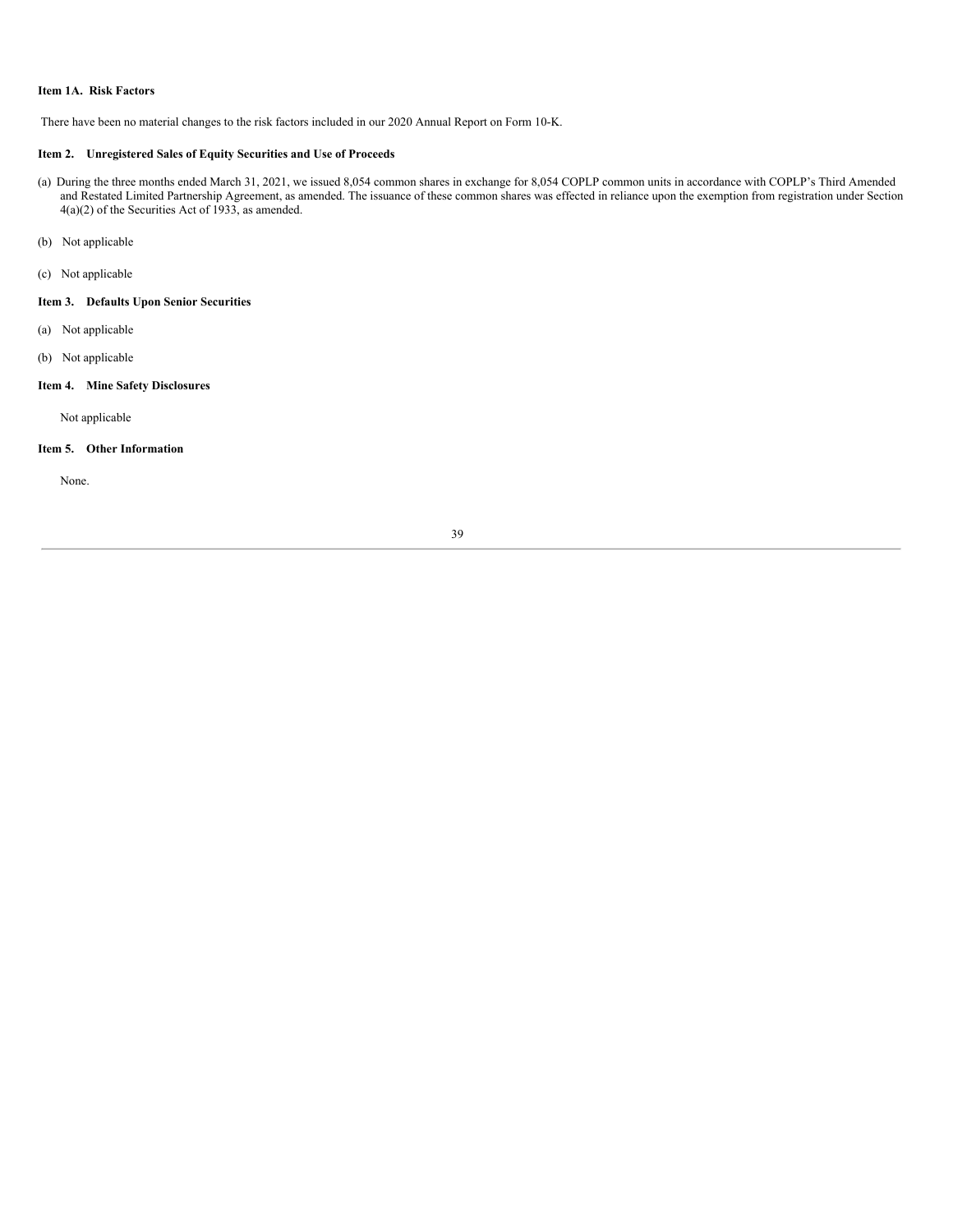## Item 1A. Risk Factors

There have been no material changes to the risk factors included in our 2020 Annual Report on Form 10-K.

## Item 2. Unregistered Sales of Equity Securities and Use of Proceeds

(a) During the three months ended March 31, 2021, we issued 8,054 common shares in exchange for 8,054 COPLP common units in accordance with COPLP's Third Amended and Restated Limited Partnership Agreement, as amended. The issuance of these common shares was effected in reliance upon the exemption from registration under Section 4(a)(2) of the Securities Act of 1933, as amended.

(b) Not applicable

(c) Not applicable

## Item 3. Defaults Upon Senior Securities

(a) Not applicable

(b) Not applicable

## Item 4. Mine Safety Disclosures

Not applicable

## Item 5. Other Information

None.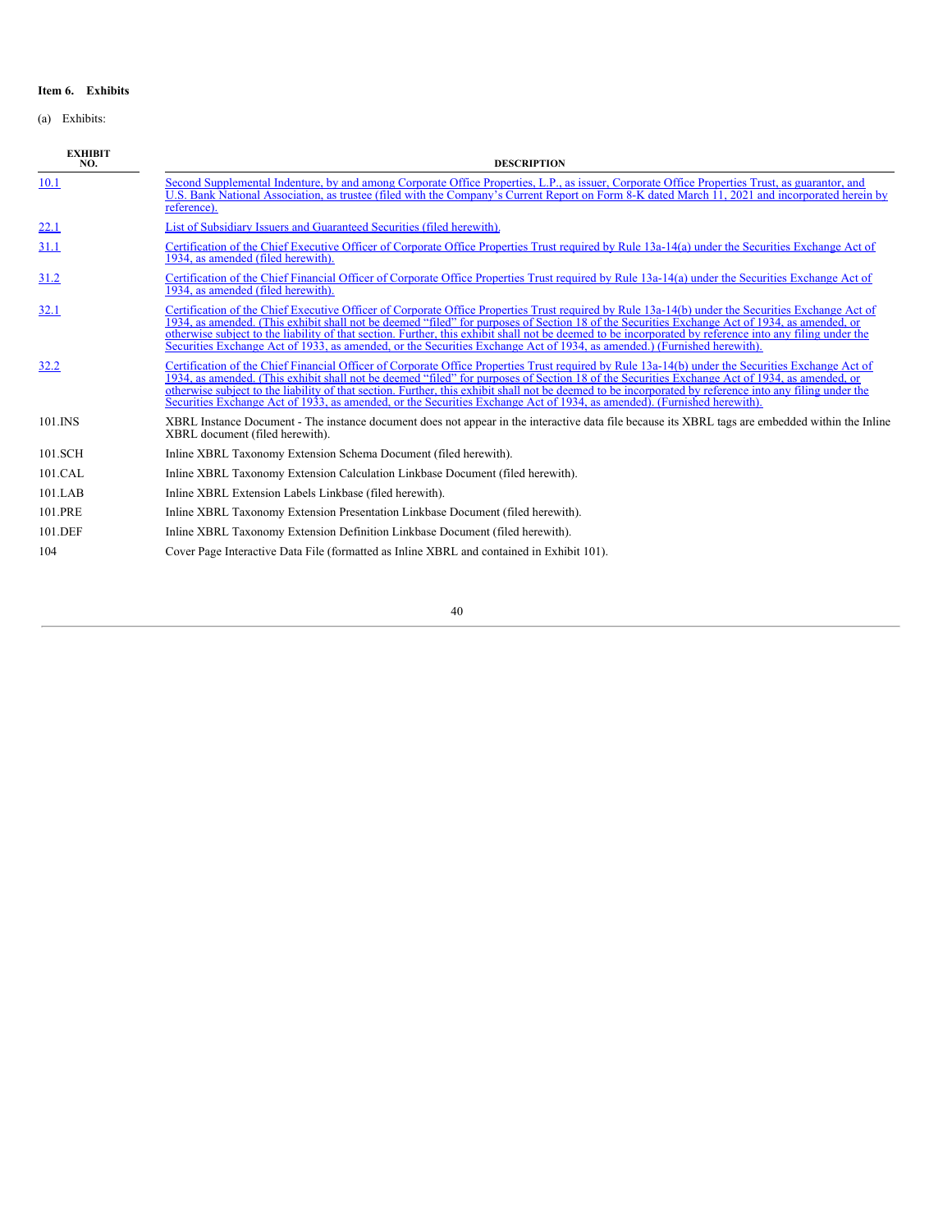**Item 6. Exhibits**

(a) Exhibits:

| EXHIBIT NO. | DESCRIPTION |
|---|---|
| 10.1 | Second Supplemental Indenture, by and among Corporate Office Properties, L.P., as issuer, Corporate Office Properties Trust, as guarantor, and U.S. Bank National Association, as trustee (filed with the Company's Current Report on Form 8-K dated March 11, 2021 and incorporated herein by reference). |
| 22.1 | List of Subsidiary Issuers and Guaranteed Securities (filed herewith). |
| 31.1 | Certification of the Chief Executive Officer of Corporate Office Properties Trust required by Rule 13a-14(a) under the Securities Exchange Act of 1934, as amended (filed herewith). |
| 31.2 | Certification of the Chief Financial Officer of Corporate Office Properties Trust required by Rule 13a-14(a) under the Securities Exchange Act of 1934, as amended (filed herewith). |
| 32.1 | Certification of the Chief Executive Officer of Corporate Office Properties Trust required by Rule 13a-14(b) under the Securities Exchange Act of 1934, as amended. (This exhibit shall not be deemed "filed" for purposes of Section 18 of the Securities Exchange Act of 1934, as amended, or otherwise subject to the liability of that section. Further, this exhibit shall not be deemed to be incorporated by reference into any filing under the Securities Exchange Act of 1933, as amended, or the Securities Exchange Act of 1934, as amended.) (Furnished herewith). |
| 32.2 | Certification of the Chief Financial Officer of Corporate Office Properties Trust required by Rule 13a-14(b) under the Securities Exchange Act of 1934, as amended. (This exhibit shall not be deemed "filed" for purposes of Section 18 of the Securities Exchange Act of 1934, as amended, or otherwise subject to the liability of that section. Further, this exhibit shall not be deemed to be incorporated by reference into any filing under the Securities Exchange Act of 1933, as amended, or the Securities Exchange Act of 1934, as amended). (Furnished herewith). |
| 101.INS | XBRL Instance Document - The instance document does not appear in the interactive data file because its XBRL tags are embedded within the Inline XBRL document (filed herewith). |
| 101.SCH | Inline XBRL Taxonomy Extension Schema Document (filed herewith). |
| 101.CAL | Inline XBRL Taxonomy Extension Calculation Linkbase Document (filed herewith). |
| 101.LAB | Inline XBRL Extension Labels Linkbase (filed herewith). |
| 101.PRE | Inline XBRL Taxonomy Extension Presentation Linkbase Document (filed herewith). |
| 101.DEF | Inline XBRL Taxonomy Extension Definition Linkbase Document (filed herewith). |
| 104 | Cover Page Interactive Data File (formatted as Inline XBRL and contained in Exhibit 101). |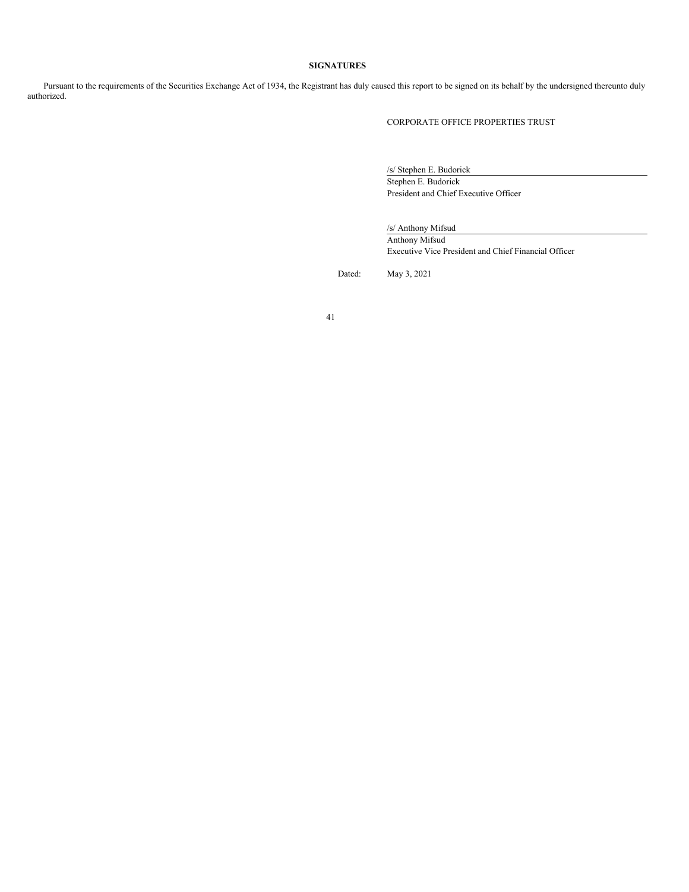**SIGNATURES**

Pursuant to the requirements of the Securities Exchange Act of 1934, the Registrant has duly caused this report to be signed on its behalf by the undersigned thereunto duly authorized.

CORPORATE OFFICE PROPERTIES TRUST

/s/ Stephen E. Budorick
Stephen E. Budorick
President and Chief Executive Officer

/s/ Anthony Mifsud
Anthony Mifsud
Executive Vice President and Chief Financial Officer

Dated: May 3, 2021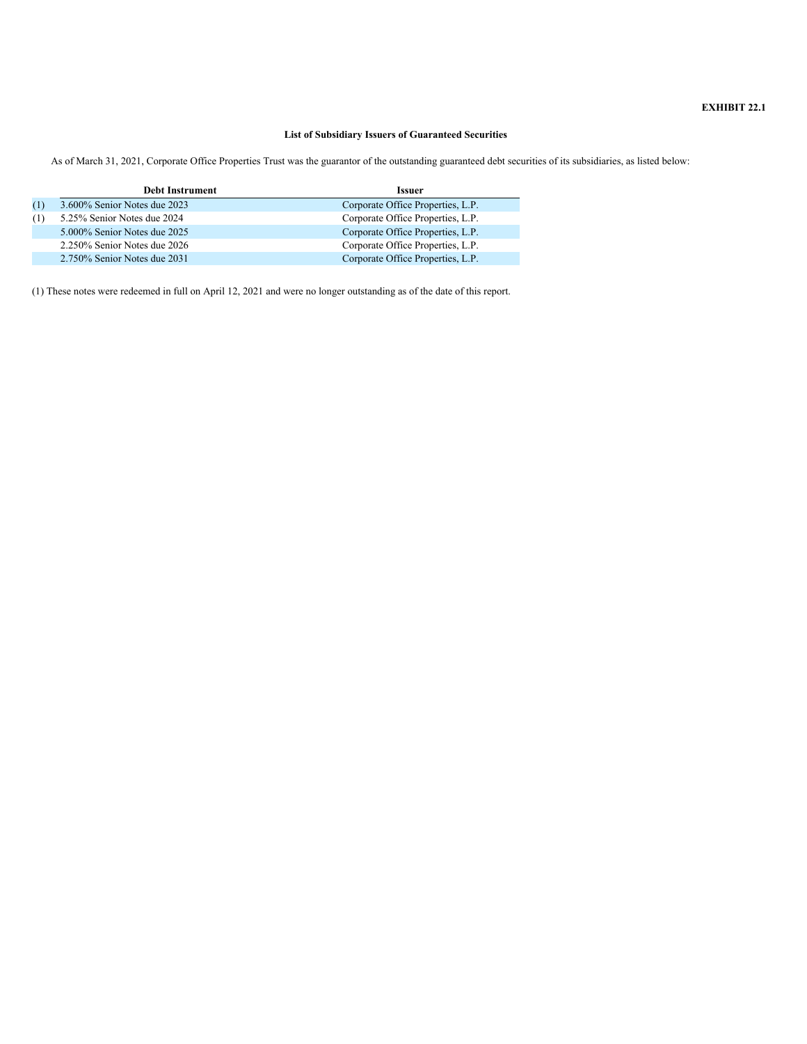**EXHIBIT 22.1**

**List of Subsidiary Issuers of Guaranteed Securities**

As of March 31, 2021, Corporate Office Properties Trust was the guarantor of the outstanding guaranteed debt securities of its subsidiaries, as listed below:

| | **Debt Instrument** | **Issuer** |
|---|---|---|
| (1) | 3.600% Senior Notes due 2023 | Corporate Office Properties, L.P. |
| (1) | 5.25% Senior Notes due 2024 | Corporate Office Properties, L.P. |
| | 5.000% Senior Notes due 2025 | Corporate Office Properties, L.P. |
| | 2.250% Senior Notes due 2026 | Corporate Office Properties, L.P. |
| | 2.750% Senior Notes due 2031 | Corporate Office Properties, L.P. |

(1) These notes were redeemed in full on April 12, 2021 and were no longer outstanding as of the date of this report.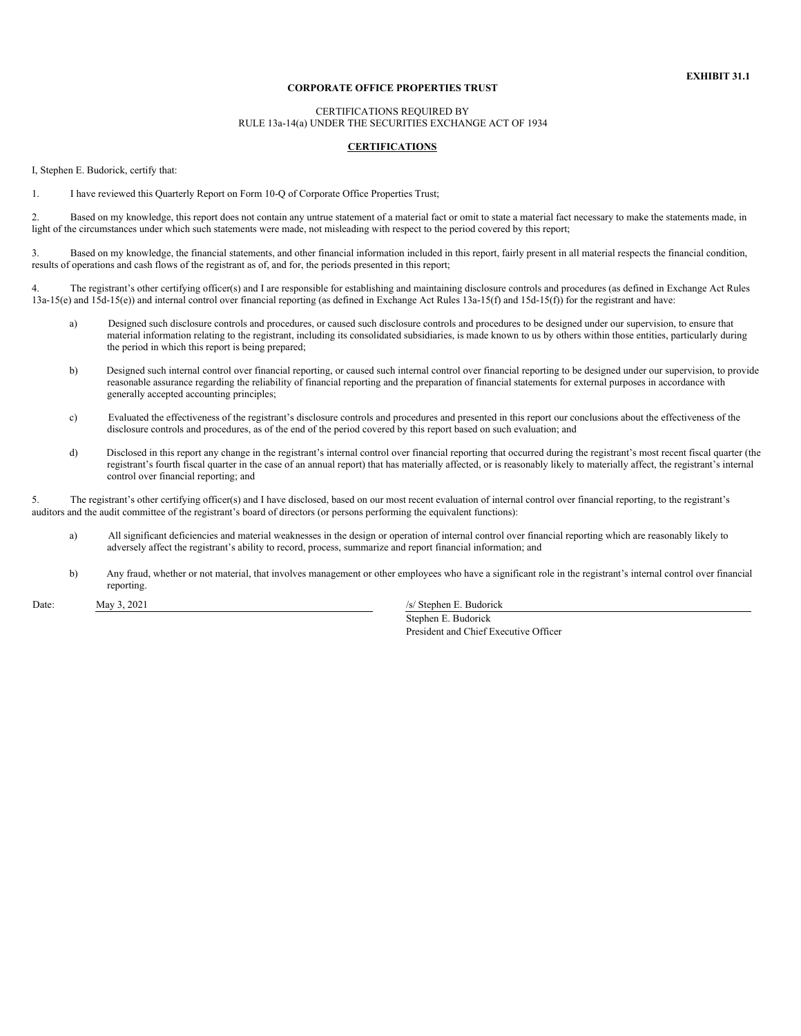**EXHIBIT 31.1**

**CORPORATE OFFICE PROPERTIES TRUST**

CERTIFICATIONS REQUIRED BY
RULE 13a-14(a) UNDER THE SECURITIES EXCHANGE ACT OF 1934

**CERTIFICATIONS**

I, Stephen E. Budorick, certify that:

1. I have reviewed this Quarterly Report on Form 10-Q of Corporate Office Properties Trust;

2. Based on my knowledge, this report does not contain any untrue statement of a material fact or omit to state a material fact necessary to make the statements made, in light of the circumstances under which such statements were made, not misleading with respect to the period covered by this report;

3. Based on my knowledge, the financial statements, and other financial information included in this report, fairly present in all material respects the financial condition, results of operations and cash flows of the registrant as of, and for, the periods presented in this report;

4. The registrant's other certifying officer(s) and I are responsible for establishing and maintaining disclosure controls and procedures (as defined in Exchange Act Rules 13a-15(e) and 15d-15(e)) and internal control over financial reporting (as defined in Exchange Act Rules 13a-15(f) and 15d-15(f)) for the registrant and have:

   a) Designed such disclosure controls and procedures, or caused such disclosure controls and procedures to be designed under our supervision, to ensure that material information relating to the registrant, including its consolidated subsidiaries, is made known to us by others within those entities, particularly during the period in which this report is being prepared;

   b) Designed such internal control over financial reporting, or caused such internal control over financial reporting to be designed under our supervision, to provide reasonable assurance regarding the reliability of financial reporting and the preparation of financial statements for external purposes in accordance with generally accepted accounting principles;

   c) Evaluated the effectiveness of the registrant's disclosure controls and procedures and presented in this report our conclusions about the effectiveness of the disclosure controls and procedures, as of the end of the period covered by this report based on such evaluation; and

   d) Disclosed in this report any change in the registrant's internal control over financial reporting that occurred during the registrant's most recent fiscal quarter (the registrant's fourth fiscal quarter in the case of an annual report) that has materially affected, or is reasonably likely to materially affect, the registrant's internal control over financial reporting; and

5. The registrant's other certifying officer(s) and I have disclosed, based on our most recent evaluation of internal control over financial reporting, to the registrant's auditors and the audit committee of the registrant's board of directors (or persons performing the equivalent functions):

   a) All significant deficiencies and material weaknesses in the design or operation of internal control over financial reporting which are reasonably likely to adversely affect the registrant's ability to record, process, summarize and report financial information; and

   b) Any fraud, whether or not material, that involves management or other employees who have a significant role in the registrant's internal control over financial reporting.

Date: May 3, 2021

/s/ Stephen E. Budorick
Stephen E. Budorick
President and Chief Executive Officer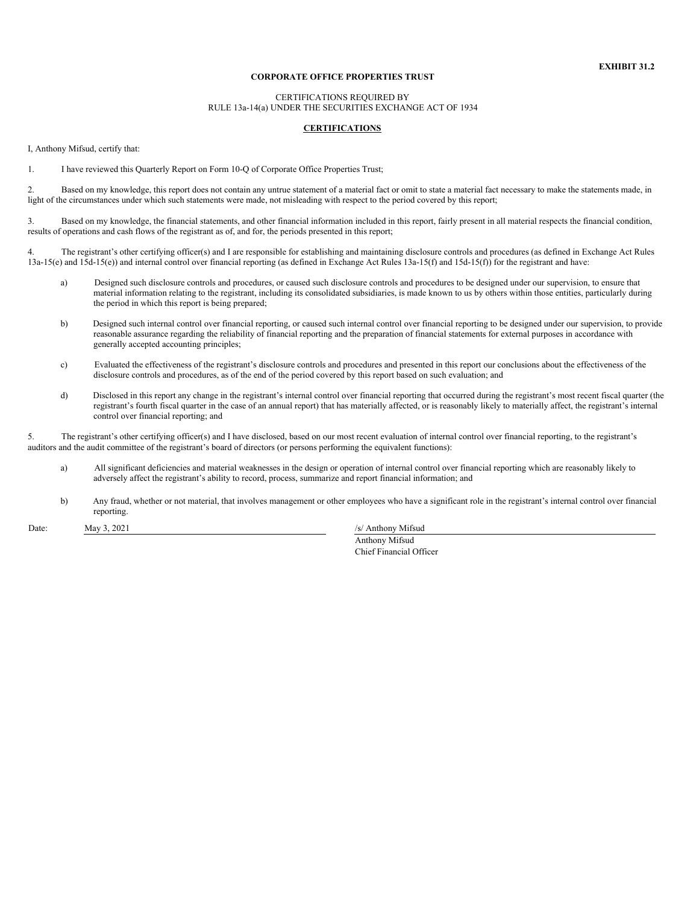**EXHIBIT 31.2**

**CORPORATE OFFICE PROPERTIES TRUST**

CERTIFICATIONS REQUIRED BY
RULE 13a-14(a) UNDER THE SECURITIES EXCHANGE ACT OF 1934

**CERTIFICATIONS**

I, Anthony Mifsud, certify that:

1. I have reviewed this Quarterly Report on Form 10-Q of Corporate Office Properties Trust;

2. Based on my knowledge, this report does not contain any untrue statement of a material fact or omit to state a material fact necessary to make the statements made, in light of the circumstances under which such statements were made, not misleading with respect to the period covered by this report;

3. Based on my knowledge, the financial statements, and other financial information included in this report, fairly present in all material respects the financial condition, results of operations and cash flows of the registrant as of, and for, the periods presented in this report;

4. The registrant's other certifying officer(s) and I are responsible for establishing and maintaining disclosure controls and procedures (as defined in Exchange Act Rules 13a-15(e) and 15d-15(e)) and internal control over financial reporting (as defined in Exchange Act Rules 13a-15(f) and 15d-15(f)) for the registrant and have:

   a) Designed such disclosure controls and procedures, or caused such disclosure controls and procedures to be designed under our supervision, to ensure that material information relating to the registrant, including its consolidated subsidiaries, is made known to us by others within those entities, particularly during the period in which this report is being prepared;

   b) Designed such internal control over financial reporting, or caused such internal control over financial reporting to be designed under our supervision, to provide reasonable assurance regarding the reliability of financial reporting and the preparation of financial statements for external purposes in accordance with generally accepted accounting principles;

   c) Evaluated the effectiveness of the registrant's disclosure controls and procedures and presented in this report our conclusions about the effectiveness of the disclosure controls and procedures, as of the end of the period covered by this report based on such evaluation; and

   d) Disclosed in this report any change in the registrant's internal control over financial reporting that occurred during the registrant's most recent fiscal quarter (the registrant's fourth fiscal quarter in the case of an annual report) that has materially affected, or is reasonably likely to materially affect, the registrant's internal control over financial reporting; and

5. The registrant's other certifying officer(s) and I have disclosed, based on our most recent evaluation of internal control over financial reporting, to the registrant's auditors and the audit committee of the registrant's board of directors (or persons performing the equivalent functions):

   a) All significant deficiencies and material weaknesses in the design or operation of internal control over financial reporting which are reasonably likely to adversely affect the registrant's ability to record, process, summarize and report financial information; and

   b) Any fraud, whether or not material, that involves management or other employees who have a significant role in the registrant's internal control over financial reporting.

Date: May 3, 2021

/s/ Anthony Mifsud
Anthony Mifsud
Chief Financial Officer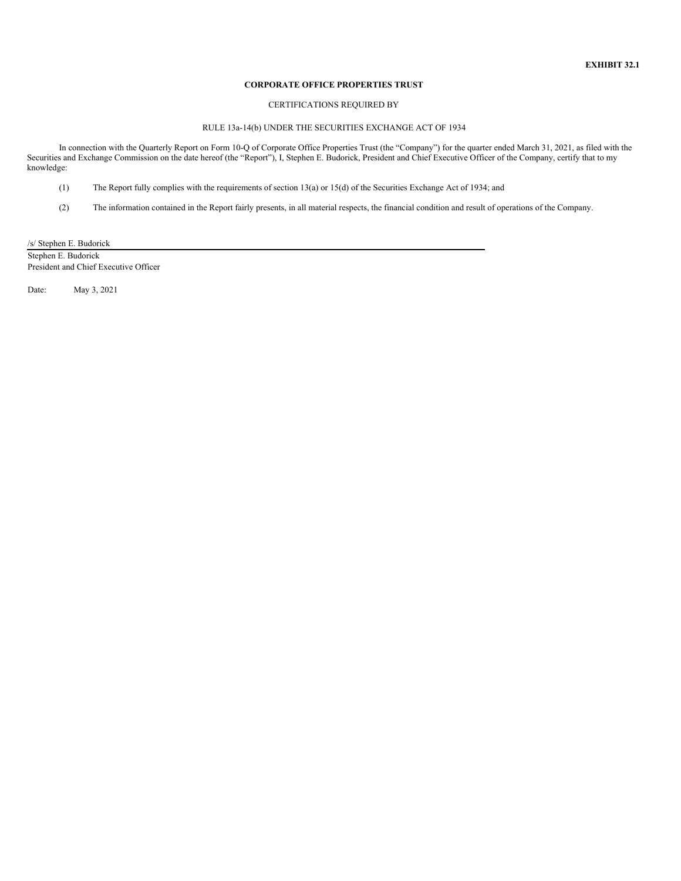**EXHIBIT 32.1**

**CORPORATE OFFICE PROPERTIES TRUST**

CERTIFICATIONS REQUIRED BY

RULE 13a-14(b) UNDER THE SECURITIES EXCHANGE ACT OF 1934

In connection with the Quarterly Report on Form 10-Q of Corporate Office Properties Trust (the "Company") for the quarter ended March 31, 2021, as filed with the Securities and Exchange Commission on the date hereof (the "Report"), I, Stephen E. Budorick, President and Chief Executive Officer of the Company, certify that to my knowledge:

(1) The Report fully complies with the requirements of section 13(a) or 15(d) of the Securities Exchange Act of 1934; and

(2) The information contained in the Report fairly presents, in all material respects, the financial condition and result of operations of the Company.

/s/ Stephen E. Budorick

Stephen E. Budorick
President and Chief Executive Officer

Date: May 3, 2021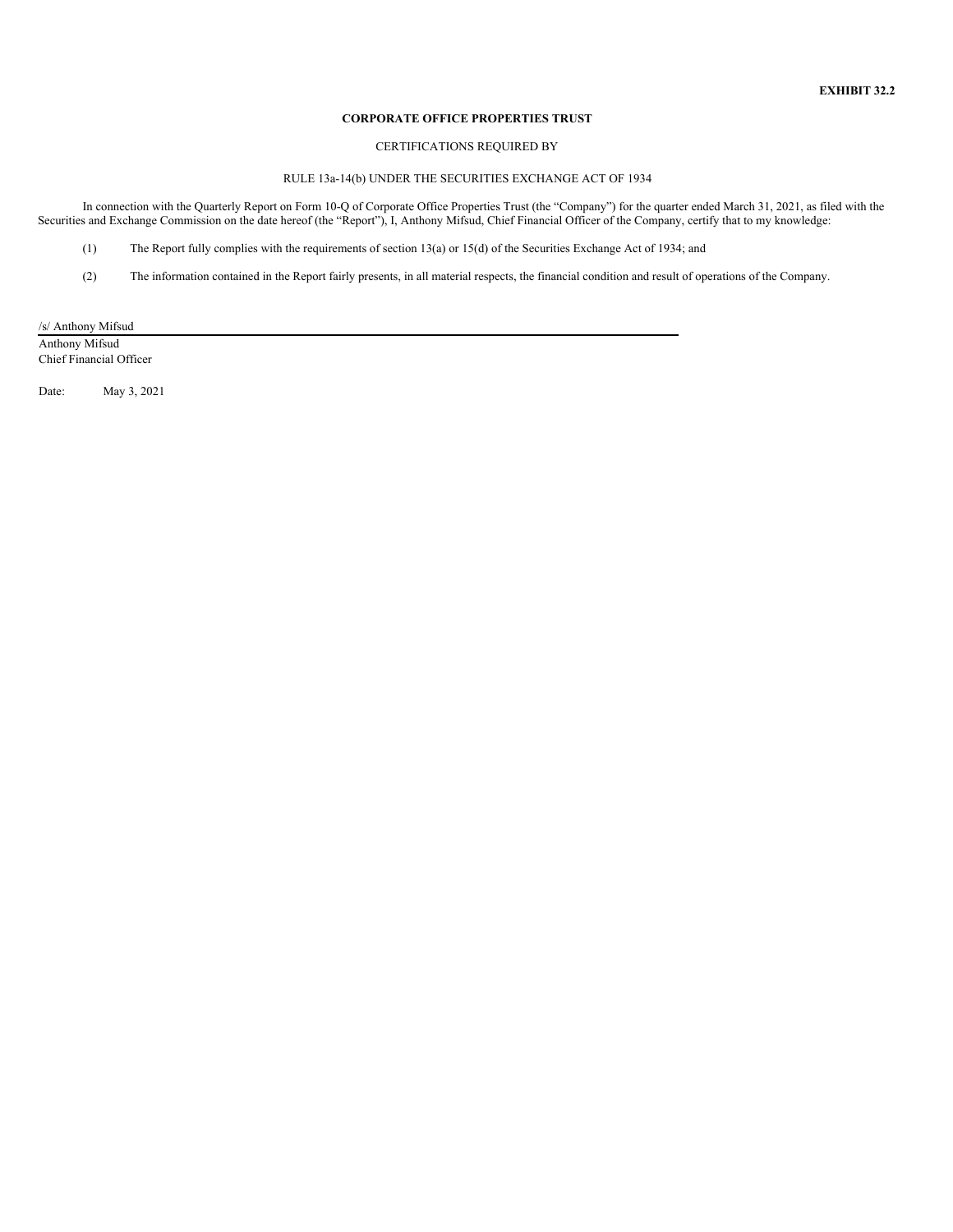**EXHIBIT 32.2**

**CORPORATE OFFICE PROPERTIES TRUST**

CERTIFICATIONS REQUIRED BY

RULE 13a-14(b) UNDER THE SECURITIES EXCHANGE ACT OF 1934

In connection with the Quarterly Report on Form 10-Q of Corporate Office Properties Trust (the "Company") for the quarter ended March 31, 2021, as filed with the Securities and Exchange Commission on the date hereof (the "Report"), I, Anthony Mifsud, Chief Financial Officer of the Company, certify that to my knowledge:

(1) The Report fully complies with the requirements of section 13(a) or 15(d) of the Securities Exchange Act of 1934; and

(2) The information contained in the Report fairly presents, in all material respects, the financial condition and result of operations of the Company.

/s/ Anthony Mifsud

Anthony Mifsud
Chief Financial Officer

Date: May 3, 2021